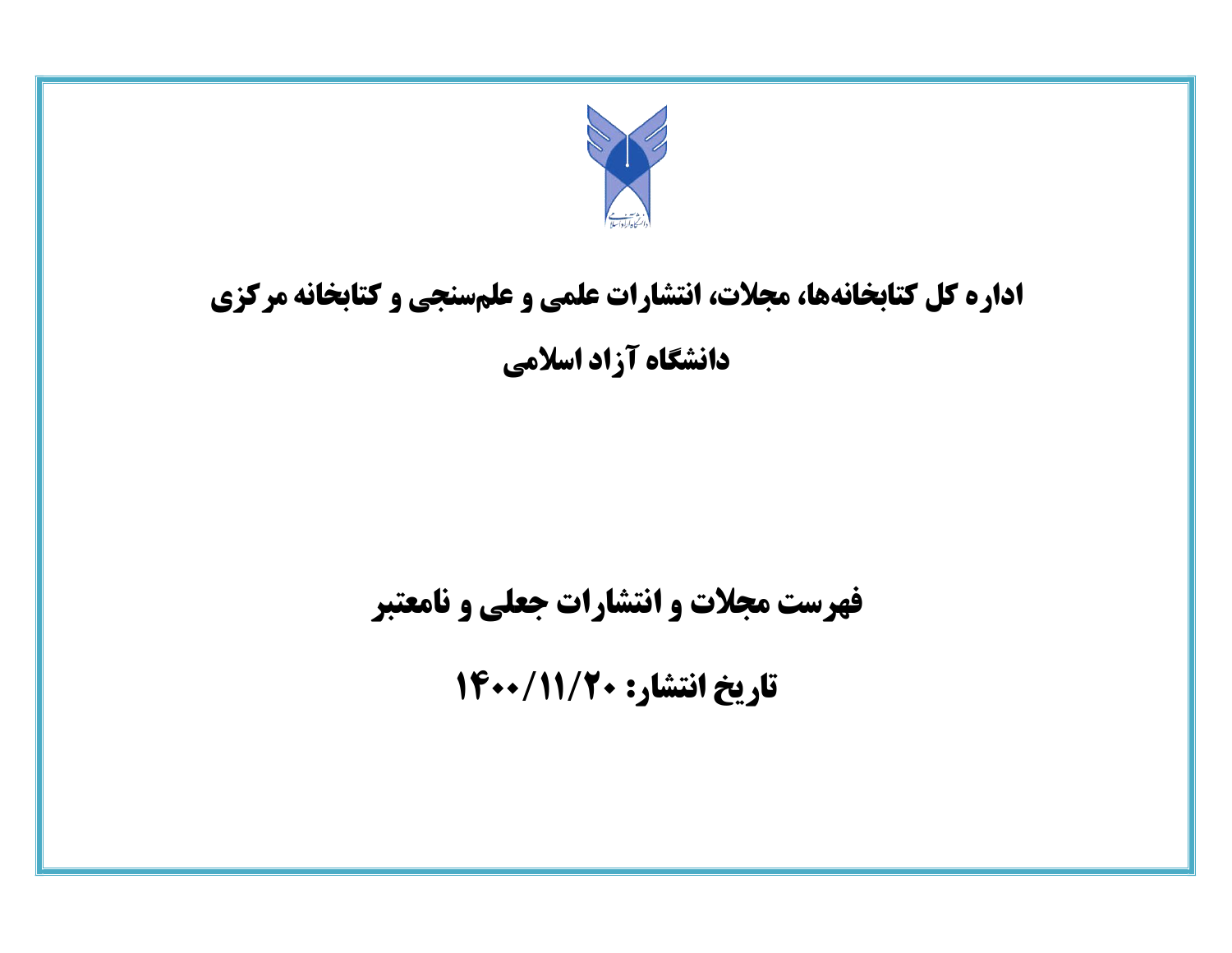# اداره کل کتابخانه‌ها، مجلات، انتشارات علمی و علم‌سنجی و کتابخانه مرکزی

# دانشگاه آزاد اسلامی

## فهرست مجلات و انتشارات جعلی و نامعتبر

## تاریخ انتشار: ۱۴۰۰/۱۱/۲۰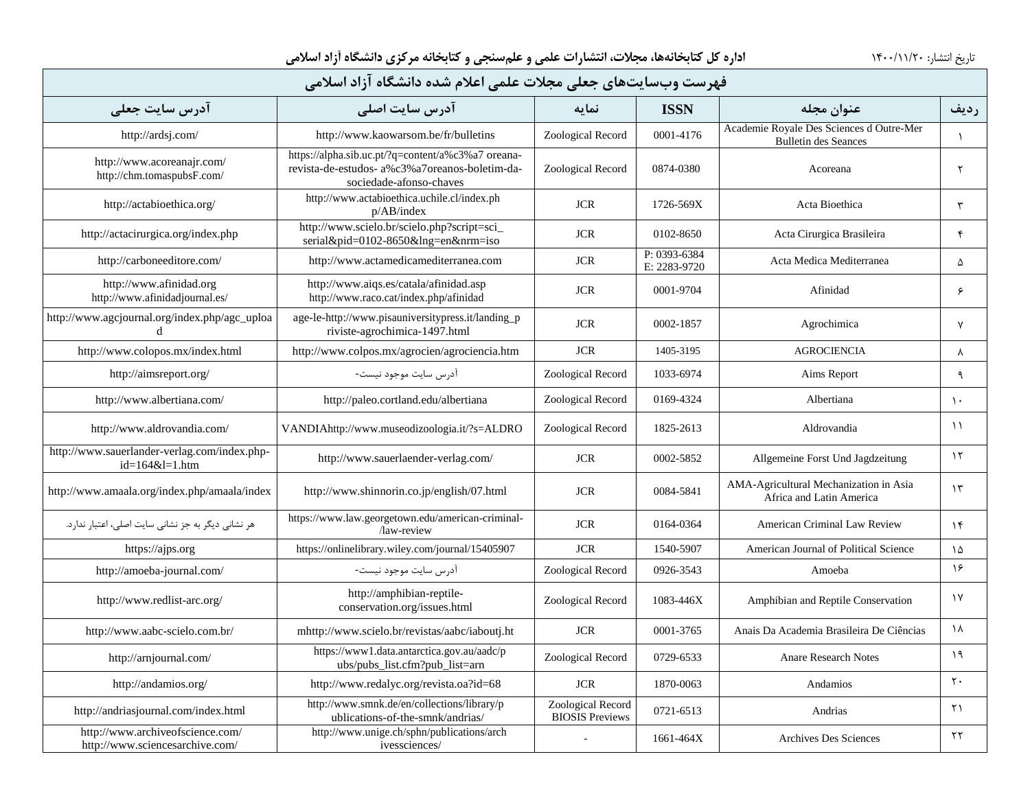اداره کل کتابخانه‌ها، مجلات، انتشارات علمی و علم‌سنجی و کتابخانه مرکزی دانشگاه آزاد اسلامی

تاریخ انتشار: ۱۴۰۰/۱۱/۲۰

## فهرست وب‌سایت‌های جعلی مجلات علمی اعلام شده دانشگاه آزاد اسلامی

| ردیف | عنوان مجله | ISSN | نمایه | آدرس سایت اصلی | آدرس سایت جعلی |
|---|---|---|---|---|---|
| ۱ | Academie Royale Des Sciences d Outre-Mer Bulletin des Seances | 0001-4176 | Zoological Record | http://www.kaowarsom.be/fr/bulletins | http://ardsj.com/ |
| ۲ | Acoreana | 0874-0380 | Zoological Record | https://alpha.sib.uc.pt/?q=content/a%c3%a7 oreana-revista-de-estudos- a%c3%a7oreanos-boletim-da-sociedade-afonso-chaves | http://www.acoreanajr.com/ http://chm.tomaspubsF.com/ |
| ۳ | Acta Bioethica | 1726-569X | JCR | http://www.actabioethica.uchile.cl/index.php/AB/index | http://actabioethica.org/ |
| ۴ | Acta Cirurgica Brasileira | 0102-8650 | JCR | http://www.scielo.br/scielo.php?script=sci_serial&pid=0102-8650&lng=en&nrm=iso | http://actacirurgica.org/index.php |
| ۵ | Acta Medica Mediterranea | P: 0393-6384 E: 2283-9720 | JCR | http://www.actamedicamediterranea.com | http://carboneeditore.com/ |
| ۶ | Afinidad | 0001-9704 | JCR | http://www.aiqs.es/catala/afinidad.asp http://www.raco.cat/index.php/afinidad | http://www.afinidad.org http://www.afinidadjournal.es/ |
| ۷ | Agrochimica | 0002-1857 | JCR | age-le-http://www.pisauniversitypress.it/landing_riviste-agrochimica-1497.html | http://www.agcjournal.org/index.php/agc_upload |
| ۸ | AGROCIENCIA | 1405-3195 | JCR | http://www.colpos.mx/agrocien/agrociencia.htm | http://www.colopos.mx/index.html |
| ۹ | Aims Report | 1033-6974 | Zoological Record | آدرس سایت موجود نیست- | http://aimsreport.org/ |
| ۱۰ | Albertiana | 0169-4324 | Zoological Record | http://paleo.cortland.edu/albertiana | http://www.albertiana.com/ |
| ۱۱ | Aldrovandia | 1825-2613 | Zoological Record | VANDIAhttp://www.museodizoologia.it/?s=ALDRO | http://www.aldrovandia.com/ |
| ۱۲ | Allgemeine Forst Und Jagdzeitung | 0002-5852 | JCR | http://www.sauerlaender-verlag.com/ | http://www.sauerlander-verlag.com/index.php-id=164&l=1.htm |
| ۱۳ | AMA-Agricultural Mechanization in Asia Africa and Latin America | 0084-5841 | JCR | http://www.shinnorin.co.jp/english/07.html | http://www.amaala.org/index.php/amaala/index |
| ۱۴ | American Criminal Law Review | 0164-0364 | JCR | https://www.law.georgetown.edu/american-criminal-law-review/ | هر نشانی دیگر به جز نشانی سایت اصلی، اعتبار ندارد. |
| ۱۵ | American Journal of Political Science | 1540-5907 | JCR | https://onlinelibrary.wiley.com/journal/15405907 | https://ajps.org |
| ۱۶ | Amoeba | 0926-3543 | Zoological Record | آدرس سایت موجود نیست- | http://amoeba-journal.com/ |
| ۱۷ | Amphibian and Reptile Conservation | 1083-446X | Zoological Record | http://amphibian-reptile-conservation.org/issues.html | http://www.redlist-arc.org/ |
| ۱۸ | Anais Da Academia Brasileira De Ciências | 0001-3765 | JCR | mhttp://www.scielo.br/revistas/aabc/iaboutj.ht | http://www.aabc-scielo.com.br/ |
| ۱۹ | Anare Research Notes | 0729-6533 | Zoological Record | https://www1.data.antarctica.gov.au/aadc/pubs/pubs_list.cfm?pub_list=arn | http://arnjournal.com/ |
| ۲۰ | Andamios | 1870-0063 | JCR | http://www.redalyc.org/revista.oa?id=68 | http://andamios.org/ |
| ۲۱ | Andrias | 0721-6513 | Zoological Record BIOSIS Previews | http://www.smnk.de/en/collections/library/publications-of-the-smnk/andrias/ | http://andriasjournal.com/index.html |
| ۲۲ | Archives Des Sciences | 1661-464X | - | http://www.unige.ch/sphn/publications/archivessciences/ | http://www.archiveofscience.com/ http://www.sciencesarchive.com/ |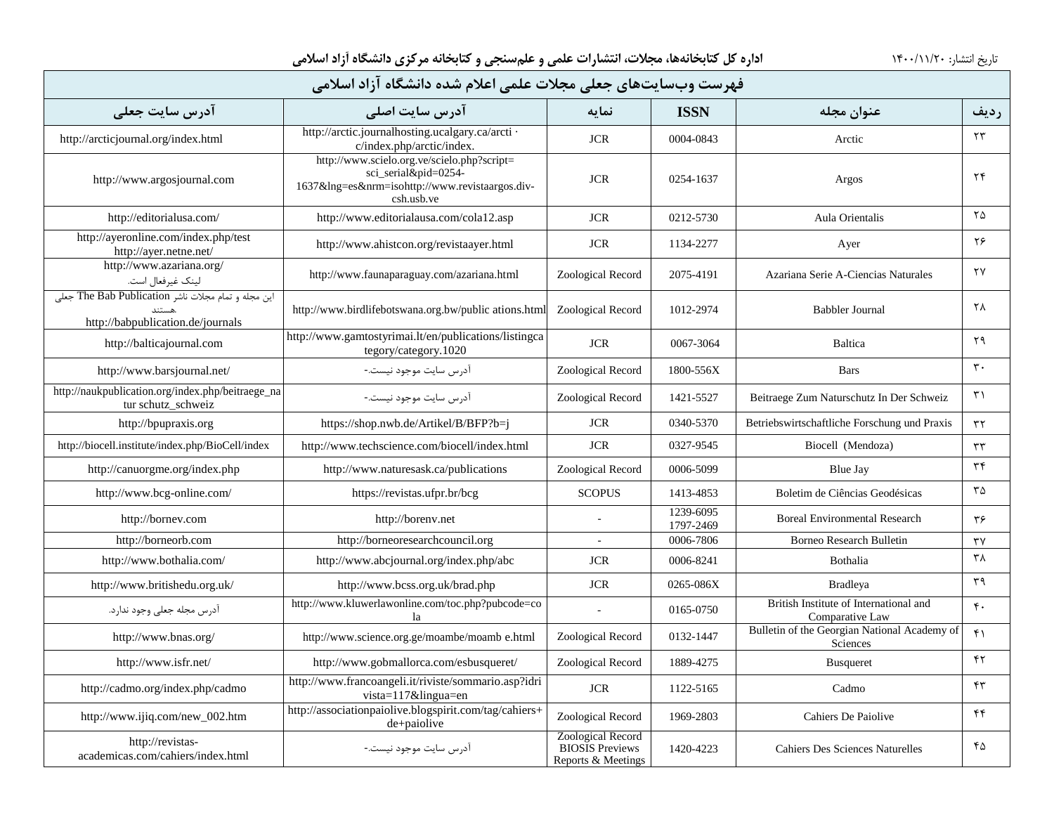اداره کل کتابخانه‌ها، مجلات، انتشارات علمی و علم‌سنجی و کتابخانه مرکزی دانشگاه آزاد اسلامی

تاریخ انتشار: ۱۴۰۰/۱۱/۲۰

| فهرست وب‌سایت‌های جعلی مجلات علمی اعلام شده دانشگاه آزاد اسلامی | | | | | |
|---|---|---|---|---|---|
| ردیف | عنوان مجله | ISSN | نمایه | آدرس سایت اصلی | آدرس سایت جعلی |
| ۲۳ | Arctic | 0004-0843 | JCR | http://arctic.journalhosting.ucalgary.ca/arctic/index.php/arctic/index. | http://arcticjournal.org/index.html |
| ۲۴ | Argos | 0254-1637 | JCR | http://www.scielo.org.ve/scielo.php?script=sci_serial&pid=0254-1637&lng=es&nrm=isohttp://www.revistaargos.div-csh.usb.ve | http://www.argosjournal.com |
| ۲۵ | Aula Orientalis | 0212-5730 | JCR | http://www.editorialausa.com/cola12.asp | http://editorialusa.com/ |
| ۲۶ | Ayer | 1134-2277 | JCR | http://www.ahistcon.org/revistaayer.html | http://ayeronline.com/index.php/test http://ayer.netne.net/ |
| ۲۷ | Azariana Serie A-Ciencias Naturales | 2075-4191 | Zoological Record | http://www.faunaparaguay.com/azariana.html | http://www.azariana.org/ لینک غیرفعال است. |
| ۲۸ | Babbler Journal | 1012-2974 | Zoological Record | http://www.birdlifebotswana.org.bw/public ations.html | این مجله و تمام مجلات ناشر The Bab Publication جعلی هستند. http://babpublication.de/journals |
| ۲۹ | Baltica | 0067-3064 | JCR | http://www.gamtostyrimai.lt/en/publications/listingcategory/category.1020 | http://balticajournal.com |
| ۳۰ | Bars | 1800-556X | Zoological Record | آدرس سایت موجود نیست.- | http://www.barsjournal.net/ |
| ۳۱ | Beitraege Zum Naturschutz In Der Schweiz | 1421-5527 | Zoological Record | آدرس سایت موجود نیست.- | http://naukpublication.org/index.php/beitraege_natur schutz_schweiz |
| ۳۲ | Betriebswirtschaftliche Forschung und Praxis | 0340-5370 | JCR | https://shop.nwb.de/Artikel/B/BFP?b=j | http://bpupraxis.org |
| ۳۳ | Biocell (Mendoza) | 0327-9545 | JCR | http://www.techscience.com/biocell/index.html | http://biocell.institute/index.php/BioCell/index |
| ۳۴ | Blue Jay | 0006-5099 | Zoological Record | http://www.naturesask.ca/publications | http://canuorgme.org/index.php |
| ۳۵ | Boletim de Ciências Geodésicas | 1413-4853 | SCOPUS | https://revistas.ufpr.br/bcg | http://www.bcg-online.com/ |
| ۳۶ | Boreal Environmental Research | 1239-6095 1797-2469 | - | http://borenv.net | http://bornev.com |
| ۳۷ | Borneo Research Bulletin | 0006-7806 | - | http://borneoresearchcouncil.org | http://borneorb.com |
| ۳۸ | Bothalia | 0006-8241 | JCR | http://www.abcjournal.org/index.php/abc | http://www.bothalia.com/ |
| ۳۹ | Bradleya | 0265-086X | JCR | http://www.bcss.org.uk/brad.php | http://www.britishedu.org.uk/ |
| ۴۰ | British Institute of International and Comparative Law | 0165-0750 | - | http://www.kluwerlawonline.com/toc.php?pubcode=cola | آدرس مجله جعلی وجود ندارد. |
| ۴۱ | Bulletin of the Georgian National Academy of Sciences | 0132-1447 | Zoological Record | http://www.science.org.ge/moambe/moamb e.html | http://www.bnas.org/ |
| ۴۲ | Busqueret | 1889-4275 | Zoological Record | http://www.gobmallorca.com/esbusqueret/ | http://www.isfr.net/ |
| ۴۳ | Cadmo | 1122-5165 | JCR | http://www.francoangeli.it/riviste/sommario.asp?idrivista=117&lingua=en | http://cadmo.org/index.php/cadmo |
| ۴۴ | Cahiers De Paiolive | 1969-2803 | Zoological Record | http://associationpaiolive.blogspirit.com/tag/cahiers+de+paiolive | http://www.ijiq.com/new_002.htm |
| ۴۵ | Cahiers Des Sciences Naturelles | 1420-4223 | Zoological Record BIOSIS Previews Reports & Meetings | آدرس سایت موجود نیست.- | http://revistas-academicas.com/cahiers/index.html |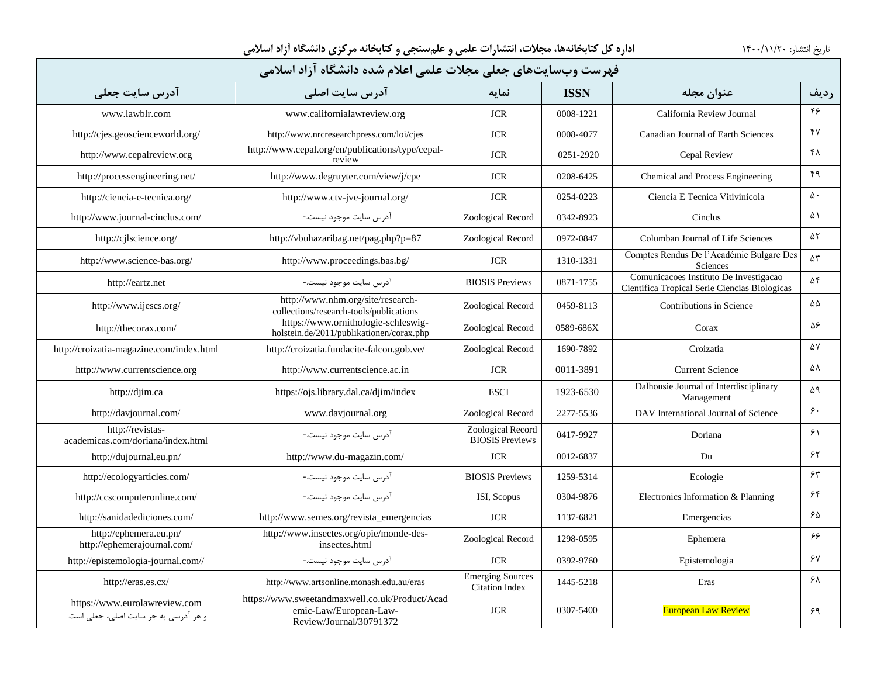# فهرست وب‌سایت‌های جعلی مجلات علمی اعلام شده دانشگاه آزاد اسلامی

| ردیف | عنوان مجله | ISSN | نمایه | آدرس سایت اصلی | آدرس سایت جعلی |
|---|---|---|---|---|---|
| ۴۶ | California Review Journal | 0008-1221 | JCR | www.californialawreview.org | www.lawblr.com |
| ۴۷ | Canadian Journal of Earth Sciences | 0008-4077 | JCR | http://www.nrcresearchpress.com/loi/cjes | http://cjes.geoscienceworld.org/ |
| ۴۸ | Cepal Review | 0251-2920 | JCR | http://www.cepal.org/en/publications/type/cepal-review | http://www.cepalreview.org |
| ۴۹ | Chemical and Process Engineering | 0208-6425 | JCR | http://www.degruyter.com/view/j/cpe | http://processengineering.net/ |
| ۵۰ | Ciencia E Tecnica Vitivinicola | 0254-0223 | JCR | http://www.ctv-jve-journal.org/ | http://ciencia-e-tecnica.org/ |
| ۵۱ | Cinclus | 0342-8923 | Zoological Record | آدرس سایت موجود نیست.- | http://www.journal-cinclus.com/ |
| ۵۲ | Columban Journal of Life Sciences | 0972-0847 | Zoological Record | http://vbuhazaribag.net/pag.php?p=87 | http://cjlscience.org/ |
| ۵۳ | Comptes Rendus De l’Académie Bulgare Des Sciences | 1310-1331 | JCR | http://www.proceedings.bas.bg/ | http://www.science-bas.org/ |
| ۵۴ | Comunicacoes Instituto De Investigacao Cientifica Tropical Serie Ciencias Biologicas | 0871-1755 | BIOSIS Previews | آدرس سایت موجود نیست.- | http://eartz.net |
| ۵۵ | Contributions in Science | 0459-8113 | Zoological Record | http://www.nhm.org/site/research-collections/research-tools/publications | http://www.ijescs.org/ |
| ۵۶ | Corax | 0589-686X | Zoological Record | https://www.ornithologie-schleswig-holstein.de/2011/publikationen/corax.php | http://thecorax.com/ |
| ۵۷ | Croizatia | 1690-7892 | Zoological Record | http://croizatia.fundacite-falcon.gob.ve/ | http://croizatia-magazine.com/index.html |
| ۵۸ | Current Science | 0011-3891 | JCR | http://www.currentscience.ac.in | http://www.currentscience.org |
| ۵۹ | Dalhousie Journal of Interdisciplinary Management | 1923-6530 | ESCI | https://ojs.library.dal.ca/djim/index | http://djim.ca |
| ۶۰ | DAV International Journal of Science | 2277-5536 | Zoological Record | www.davjournal.org | http://davjournal.com/ |
| ۶۱ | Doriana | 0417-9927 | Zoological Record BIOSIS Previews | آدرس سایت موجود نیست.- | http://revistas-academicas.com/doriana/index.html |
| ۶۲ | Du | 0012-6837 | JCR | http://www.du-magazin.com/ | http://dujournal.eu.pn/ |
| ۶۳ | Ecologie | 1259-5314 | BIOSIS Previews | آدرس سایت موجود نیست.- | http://ecologyarticles.com/ |
| ۶۴ | Electronics Information & Planning | 0304-9876 | ISI, Scopus | آدرس سایت موجود نیست.- | http://ccscomputeronline.com/ |
| ۶۵ | Emergencias | 1137-6821 | JCR | http://www.semes.org/revista_emergencias | http://sanidadediciones.com/ |
| ۶۶ | Ephemera | 1298-0595 | Zoological Record | http://www.insectes.org/opie/monde-des-insectes.html | http://ephemera.eu.pn/ http://ephemerajournal.com/ |
| ۶۷ | Epistemologia | 0392-9760 | JCR | آدرس سایت موجود نیست.- | http://epistemologia-journal.com// |
| ۶۸ | Eras | 1445-5218 | Emerging Sources Citation Index | http://www.artsonline.monash.edu.au/eras | http://eras.es.cx/ |
| ۶۹ | European Law Review | 0307-5400 | JCR | https://www.sweetandmaxwell.co.uk/Product/Academic-Law/European-Law-Review/Journal/30791372 | https://www.eurolawreview.com و هر آدرسی به جز سایت اصلی، جعلی است. |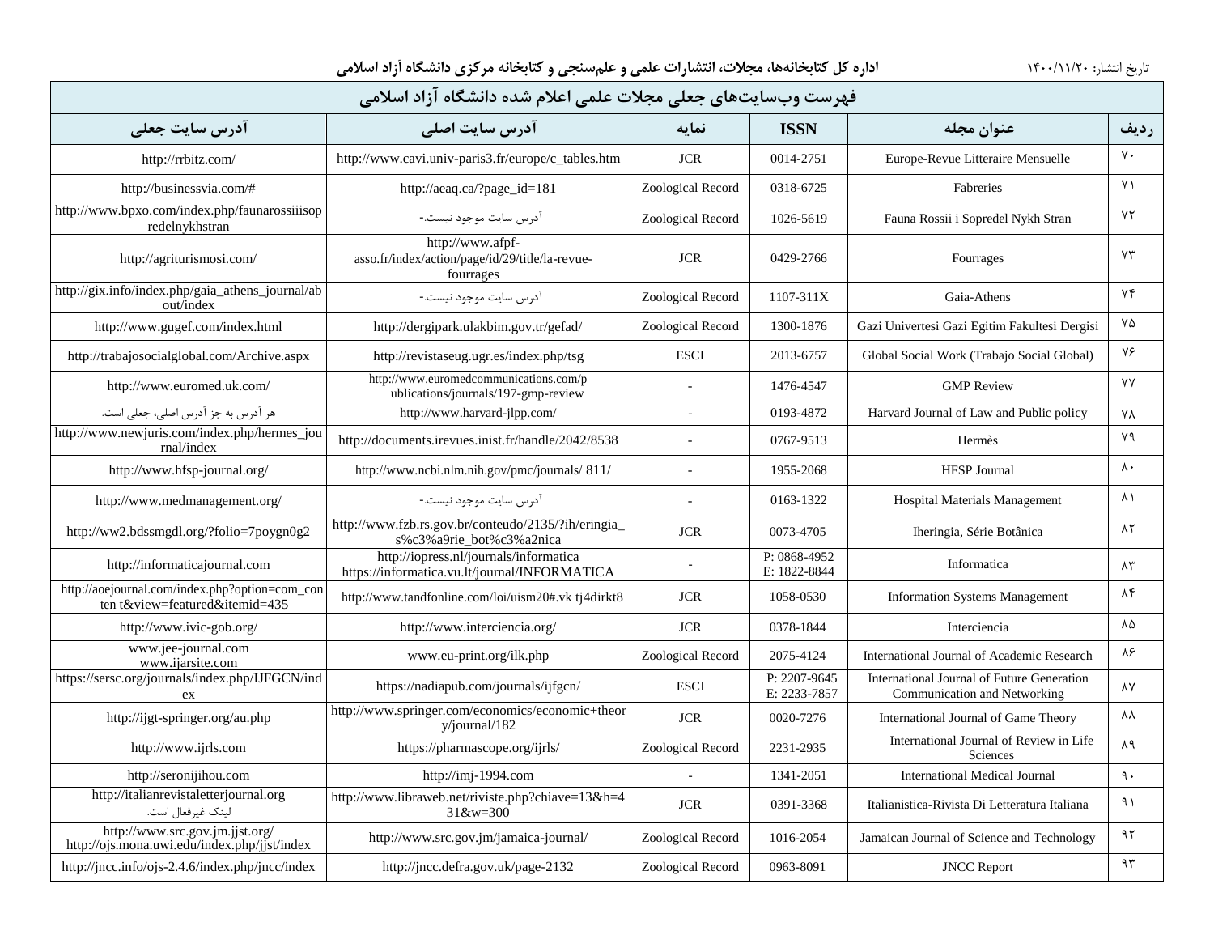اداره کل کتابخانه‌ها، مجلات، انتشارات علمی و علم‌سنجی و کتابخانه مرکزی دانشگاه آزاد اسلامی

تاریخ انتشار: ۱۴۰۰/۱۱/۲۰

| فهرست وب‌سایت‌های جعلی مجلات علمی اعلام شده دانشگاه آزاد اسلامی | | | | | |
|---|---|---|---|---|---|
| ردیف | عنوان مجله | ISSN | نمایه | آدرس سایت اصلی | آدرس سایت جعلی |
| ۷۰ | Europe-Revue Litteraire Mensuelle | 0014-2751 | JCR | http://www.cavi.univ-paris3.fr/europe/c_tables.htm | http://rrbitz.com/ |
| ۷۱ | Fabreries | 0318-6725 | Zoological Record | http://aeaq.ca/?page_id=181 | http://businessvia.com/# |
| ۷۲ | Fauna Rossii i Sopredel Nykh Stran | 1026-5619 | Zoological Record | آدرس سایت موجود نیست.- | http://www.bpxo.com/index.php/faunarossiiisopredelnykhstran |
| ۷۳ | Fourrages | 0429-2766 | JCR | http://www.afpf-asso.fr/index/action/page/id/29/title/la-revue-fourrages | http://agriturismosi.com/ |
| ۷۴ | Gaia-Athens | 1107-311X | Zoological Record | آدرس سایت موجود نیست.- | http://gix.info/index.php/gaia_athens_journal/about/index |
| ۷۵ | Gazi Univertesi Gazi Egitim Fakultesi Dergisi | 1300-1876 | Zoological Record | http://dergipark.ulakbim.gov.tr/gefad/ | http://www.gugef.com/index.html |
| ۷۶ | Global Social Work (Trabajo Social Global) | 2013-6757 | ESCI | http://revistaseug.ugr.es/index.php/tsg | http://trabajosocialglobal.com/Archive.aspx |
| ۷۷ | GMP Review | 1476-4547 | - | http://www.euromedcommunications.com/publications/journals/197-gmp-review | http://www.euromed.uk.com/ |
| ۷۸ | Harvard Journal of Law and Public policy | 0193-4872 | - | http://www.harvard-jlpp.com/ | هر آدرس به جز آدرس اصلی، جعلی است. |
| ۷۹ | Hermès | 0767-9513 | - | http://documents.irevues.inist.fr/handle/2042/8538 | http://www.newjuris.com/index.php/hermes_journal/index |
| ۸۰ | HFSP Journal | 1955-2068 | - | http://www.ncbi.nlm.nih.gov/pmc/journals/ 811/ | http://www.hfsp-journal.org/ |
| ۸۱ | Hospital Materials Management | 0163-1322 | - | آدرس سایت موجود نیست.- | http://www.medmanagement.org/ |
| ۸۲ | Iheringia, Série Botânica | 0073-4705 | JCR | http://www.fzb.rs.gov.br/conteudo/2135/?ih/eringia_s%c3%a9rie_bot%c3%a2nica | http://ww2.bdssmgdl.org/?folio=7poygn0g2 |
| ۸۳ | Informatica | P: 0868-4952<br>E: 1822-8844 | - | http://iopress.nl/journals/informatica<br>https://informatica.vu.lt/journal/INFORMATICA | http://informaticajournal.com |
| ۸۴ | Information Systems Management | 1058-0530 | JCR | http://www.tandfonline.com/loi/uism20#.vk tj4dirkt8 | http://aoejournal.com/index.php?option=com_conten t&view=featured&itemid=435 |
| ۸۵ | Interciencia | 0378-1844 | JCR | http://www.interciencia.org/ | http://www.ivic-gob.org/ |
| ۸۶ | International Journal of Academic Research | 2075-4124 | Zoological Record | www.eu-print.org/ilk.php | www.jee-journal.com<br>www.ijarsite.com |
| ۸۷ | International Journal of Future Generation Communication and Networking | P: 2207-9645<br>E: 2233-7857 | ESCI | https://nadiapub.com/journals/ijfgcn/ | https://sersc.org/journals/index.php/IJFGCN/index |
| ۸۸ | International Journal of Game Theory | 0020-7276 | JCR | http://www.springer.com/economics/economic+theory/journal/182 | http://ijgt-springer.org/au.php |
| ۸۹ | International Journal of Review in Life Sciences | 2231-2935 | Zoological Record | https://pharmascope.org/ijrls/ | http://www.ijrls.com |
| ۹۰ | International Medical Journal | 1341-2051 | - | http://imj-1994.com | http://seronijihou.com |
| ۹۱ | Italianistica-Rivista Di Letteratura Italiana | 0391-3368 | JCR | http://www.libraweb.net/riviste.php?chiave=13&h=431&w=300 | http://italianrevistaletterjournal.org<br>لینک غیرفعال است. |
| ۹۲ | Jamaican Journal of Science and Technology | 1016-2054 | Zoological Record | http://www.src.gov.jm/jamaica-journal/ | http://www.src.gov.jm.jjst.org/<br>http://ojs.mona.uwi.edu/index.php/jjst/index |
| ۹۳ | JNCC Report | 0963-8091 | Zoological Record | http://jncc.defra.gov.uk/page-2132 | http://jncc.info/ojs-2.4.6/index.php/jncc/index |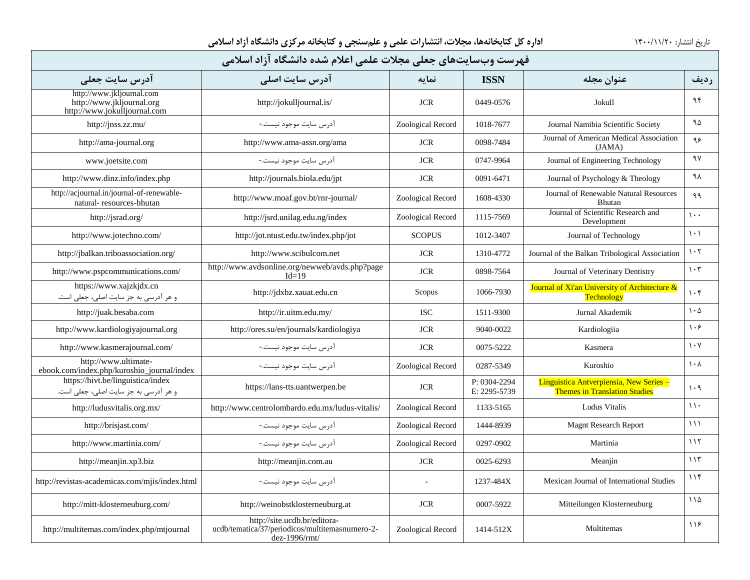تاریخ انتشار: ۱۴۰۰/۱۱/۲۰

**اداره کل کتابخانه‌ها، مجلات، انتشارات علمی و علم‌سنجی و کتابخانه مرکزی دانشگاه آزاد اسلامی**

## فهرست وب‌سایت‌های جعلی مجلات علمی اعلام شده دانشگاه آزاد اسلامی

| ردیف | عنوان مجله | ISSN | نمایه | آدرس سایت اصلی | آدرس سایت جعلی |
|---|---|---|---|---|---|
| ۹۴ | Jokull | 0449-0576 | JCR | http://jokulljournal.is/ | http://www.jkljournal.com http://www.jkljournal.org http://www.jokulljournal.com |
| ۹۵ | Journal Namibia Scientific Society | 1018-7677 | Zoological Record | آدرس سایت موجود نیست.- | http://jnss.zz.mu/ |
| ۹۶ | Journal of American Medical Association (JAMA) | 0098-7484 | JCR | http://www.ama-assn.org/ama | http://ama-journal.org |
| ۹۷ | Journal of Engineering Technology | 0747-9964 | JCR | آدرس سایت موجود نیست.- | www.joetsite.com |
| ۹۸ | Journal of Psychology & Theology | 0091-6471 | JCR | http://journals.biola.edu/jpt | http://www.dinz.info/index.php |
| ۹۹ | Journal of Renewable Natural Resources Bhutan | 1608-4330 | Zoological Record | http://www.moaf.gov.bt/rnr-journal/ | http://acjournal.in/journal-of-renewable-natural- resources-bhutan |
| ۱۰۰ | Journal of Scientific Research and Development | 1115-7569 | Zoological Record | http://jsrd.unilag.edu.ng/index | http://jsrad.org/ |
| ۱۰۱ | Journal of Technology | 1012-3407 | SCOPUS | http://jot.ntust.edu.tw/index.php/jot | http://www.jotechno.com/ |
| ۱۰۲ | Journal of the Balkan Tribological Association | 1310-4772 | JCR | http://www.scibulcom.net | http://jbalkan.triboassociation.org/ |
| ۱۰۳ | Journal of Veterinary Dentistry | 0898-7564 | JCR | http://www.avdsonline.org/newweb/avds.php?pageId=19 | http://www.pspcommunications.com/ |
| ۱۰۴ | Journal of Xi'an University of Architecture & Technology | 1066-7930 | Scopus | http://jdxbz.xauat.edu.cn | https://www.xajzkjdx.cn و هر آدرسی به جز سایت اصلی، جعلی است. |
| ۱۰۵ | Jurnal Akademik | 1511-9300 | ISC | http://ir.uitm.edu.my/ | http://juak.besaba.com |
| ۱۰۶ | Kardiologiia | 9040-0022 | JCR | http://ores.su/en/journals/kardiologiya | http://www.kardiologiyajournal.org |
| ۱۰۷ | Kasmera | 0075-5222 | JCR | آدرس سایت موجود نیست.- | http://www.kasmerajournal.com/ |
| ۱۰۸ | Kuroshio | 0287-5349 | Zoological Record | آدرس سایت موجود نیست.- | http://www.ultimate-ebook.com/index.php/kuroshio_journal/index |
| ۱۰۹ | Linguistica Antverpiensia, New Series – Themes in Translation Studies | P: 0304-2294 E: 2295-5739 | JCR | https://lans-tts.uantwerpen.be | https://hivt.be/linguistica/index و هر آدرسی به جز سایت اصلی، جعلی است. |
| ۱۱۰ | Ludus Vitalis | 1133-5165 | Zoological Record | http://www.centrolombardo.edu.mx/ludus-vitalis/ | http://ludusvitalis.org.mx/ |
| ۱۱۱ | Magnt Research Report | 1444-8939 | Zoological Record | آدرس سایت موجود نیست.- | http://brisjast.com/ |
| ۱۱۲ | Martinia | 0297-0902 | Zoological Record | آدرس سایت موجود نیست.- | http://www.martinia.com/ |
| ۱۱۳ | Meanjin | 0025-6293 | JCR | http://meanjin.com.au | http://meanjin.xp3.biz |
| ۱۱۴ | Mexican Journal of International Studies | 1237-484X | - | آدرس سایت موجود نیست.- | http://revistas-academicas.com/mjis/index.html |
| ۱۱۵ | Mitteilungen Klosterneuburg | 0007-5922 | JCR | http://weinobstklosterneuburg.at | http://mitt-klosterneuburg.com/ |
| ۱۱۶ | Multitemas | 1414-512X | Zoological Record | http://site.ucdb.br/editora-ucdb/tematica/37/periodicos/multitemasnumero-2-dez-1996/rmt/ | http://multitemas.com/index.php/mtjournal |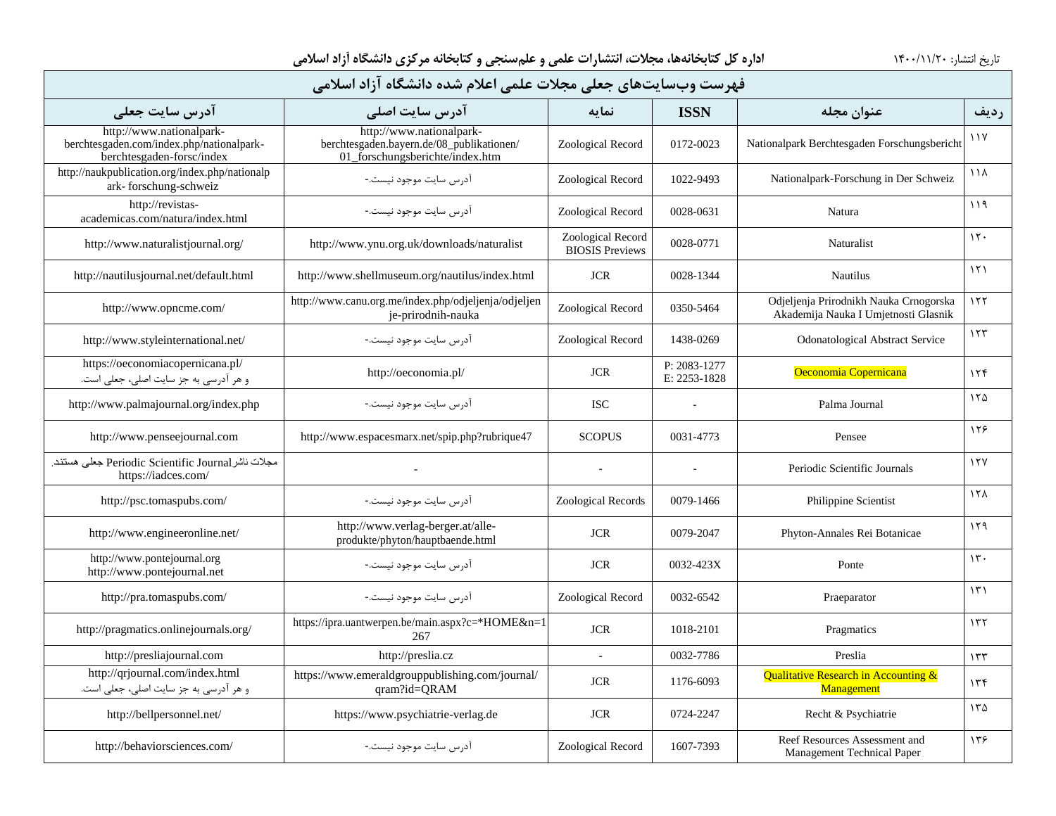اداره کل کتابخانه‌ها، مجلات، انتشارات علمی و علم‌سنجی و کتابخانه مرکزی دانشگاه آزاد اسلامی

تاریخ انتشار: ۱۴۰۰/۱۱/۲۰

## فهرست وب‌سایت‌های جعلی مجلات علمی اعلام شده دانشگاه آزاد اسلامی

| ردیف | عنوان مجله | ISSN | نمایه | آدرس سایت اصلی | آدرس سایت جعلی |
|---|---|---|---|---|---|
| ۱۱۷ | Nationalpark Berchtesgaden Forschungsbericht | 0172-0023 | Zoological Record | http://www.nationalpark-berchtesgaden.bayern.de/08_publikationen/01_forschungsberichte/index.htm | http://www.nationalpark-berchtesgaden.com/index.php/nationalpark-berchtesgaden-forsc/index |
| ۱۱۸ | Nationalpark-Forschung in Der Schweiz | 1022-9493 | Zoological Record | آدرس سایت موجود نیست.- | http://naukpublication.org/index.php/nationalpark- forschung-schweiz |
| ۱۱۹ | Natura | 0028-0631 | Zoological Record | آدرس سایت موجود نیست.- | http://revistas-academicas.com/natura/index.html |
| ۱۲۰ | Naturalist | 0028-0771 | Zoological Record BIOSIS Previews | http://www.ynu.org.uk/downloads/naturalist | http://www.naturalistjournal.org/ |
| ۱۲۱ | Nautilus | 0028-1344 | JCR | http://www.shellmuseum.org/nautilus/index.html | http://nautilusjournal.net/default.html |
| ۱۲۲ | Odjeljenja Prirodnikh Nauka Crnogorska Akademija Nauka I Umjetnosti Glasnik | 0350-5464 | Zoological Record | http://www.canu.org.me/index.php/odjeljenja/odjeljenje-prirodnih-nauka | http://www.opncme.com/ |
| ۱۲۳ | Odonatological Abstract Service | 1438-0269 | Zoological Record | آدرس سایت موجود نیست.- | http://www.styleinternational.net/ |
| ۱۲۴ | Oeconomia Copernicana | P: 2083-1277 E: 2253-1828 | JCR | http://oeconomia.pl/ | https://oeconomiacopernicana.pl/ و هر آدرسی به جز سایت اصلی، جعلی است. |
| ۱۲۵ | Palma Journal | - | ISC | آدرس سایت موجود نیست.- | http://www.palmajournal.org/index.php |
| ۱۲۶ | Pensee | 0031-4773 | SCOPUS | http://www.espacesmarx.net/spip.php?rubrique47 | http://www.penseejournal.com |
| ۱۲۷ | Periodic Scientific Journals | - | - | - | مجلات ناشر Periodic Scientific Journal جعلی هستند. https://iadces.com/ |
| ۱۲۸ | Philippine Scientist | 0079-1466 | Zoological Records | آدرس سایت موجود نیست.- | http://psc.tomaspubs.com/ |
| ۱۲۹ | Phyton-Annales Rei Botanicae | 0079-2047 | JCR | http://www.verlag-berger.at/alle-produkte/phyton/hauptbaende.html | http://www.engineeronline.net/ |
| ۱۳۰ | Ponte | 0032-423X | JCR | آدرس سایت موجود نیست.- | http://www.pontejournal.org http://www.pontejournal.net |
| ۱۳۱ | Praeparator | 0032-6542 | Zoological Record | آدرس سایت موجود نیست.- | http://pra.tomaspubs.com/ |
| ۱۳۲ | Pragmatics | 1018-2101 | JCR | https://ipra.uantwerpen.be/main.aspx?c=*HOME&n=1267 | http://pragmatics.onlinejournals.org/ |
| ۱۳۳ | Preslia | 0032-7786 | - | http://preslia.cz | http://presliajournal.com |
| ۱۳۴ | Qualitative Research in Accounting & Management | 1176-6093 | JCR | https://www.emeraldgrouppublishing.com/journal/qram?id=QRAM | http://qrjournal.com/index.html و هر آدرسی به جز سایت اصلی، جعلی است. |
| ۱۳۵ | Recht & Psychiatrie | 0724-2247 | JCR | https://www.psychiatrie-verlag.de | http://bellpersonnel.net/ |
| ۱۳۶ | Reef Resources Assessment and Management Technical Paper | 1607-7393 | Zoological Record | آدرس سایت موجود نیست.- | http://behaviorsciences.com/ |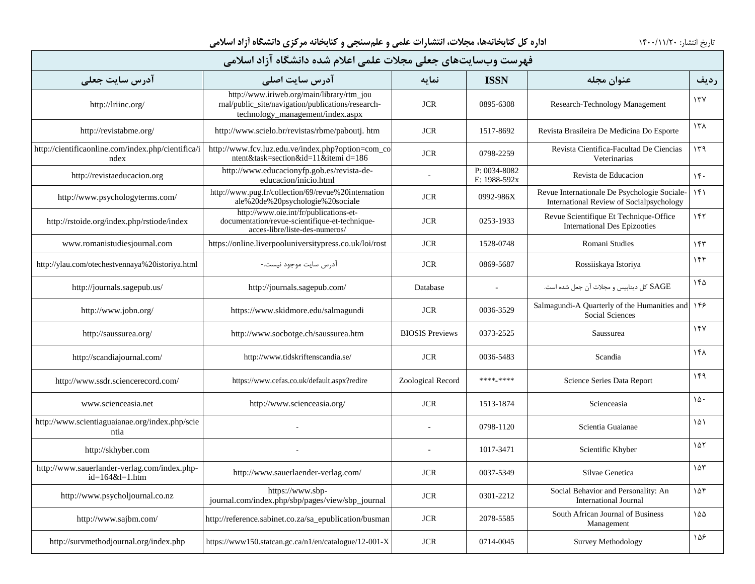تاریخ انتشار: ۱۴۰۰/۱۱/۲۰

**اداره کل کتابخانه‌ها، مجلات، انتشارات علمی و علم‌سنجی و کتابخانه مرکزی دانشگاه آزاد اسلامی**

| فهرست وب‌سایت‌های جعلی مجلات علمی اعلام شده دانشگاه آزاد اسلامی | | | | | |
|---|---|---|---|---|---|
| ردیف | عنوان مجله | ISSN | نمایه | آدرس سایت اصلی | آدرس سایت جعلی |
| ۱۳۷ | Research-Technology Management | 0895-6308 | JCR | http://www.iriweb.org/main/library/rtm_journal/public_site/navigation/publications/research-technology_management/index.aspx | http://lriinc.org/ |
| ۱۳۸ | Revista Brasileira De Medicina Do Esporte | 1517-8692 | JCR | http://www.scielo.br/revistas/rbme/paboutj. htm | http://revistabme.org/ |
| ۱۳۹ | Revista Cientifica-Facultad De Ciencias Veterinarias | 0798-2259 | JCR | http://www.fcv.luz.edu.ve/index.php?option=com_content&task=section&id=11&itemi d=186 | http://cientificaonline.com/index.php/cientifica/index |
| ۱۴۰ | Revista de Educacion | P: 0034-8082 E: 1988-592x | - | http://www.educacionyfp.gob.es/revista-de-educacion/inicio.html | http://revistaeducacion.org |
| ۱۴۱ | Revue Internationale De Psychologie Sociale-International Review of Socialpsychology | 0992-986X | JCR | http://www.pug.fr/collection/69/revue%20internationale%20de%20psychologie%20sociale | http://www.psychologyterms.com/ |
| ۱۴۲ | Revue Scientifique Et Technique-Office International Des Epizooties | 0253-1933 | JCR | http://www.oie.int/fr/publications-et-documentation/revue-scientifique-et-technique-acces-libre/liste-des-numeros/ | http://rstoide.org/index.php/rstiode/index |
| ۱۴۳ | Romani Studies | 1528-0748 | JCR | https://online.liverpooluniversitypress.co.uk/loi/rost | www.romanistudiesjournal.com |
| ۱۴۴ | Rossiiskaya Istoriya | 0869-5687 | JCR | آدرس سایت موجود نیست.- | http://ylau.com/otechestvennaya%20istoriya.html |
| ۱۴۵ | SAGE کل دیتابیس و مجلات آن جعل شده است. | - | Database | http://journals.sagepub.com/ | http://journals.sagepub.us/ |
| ۱۴۶ | Salmagundi-A Quarterly of the Humanities and Social Sciences | 0036-3529 | JCR | https://www.skidmore.edu/salmagundi | http://www.jobn.org/ |
| ۱۴۷ | Saussurea | 0373-2525 | BIOSIS Previews | http://www.socbotge.ch/saussurea.htm | http://saussurea.org/ |
| ۱۴۸ | Scandia | 0036-5483 | JCR | http://www.tidskriftenscandia.se/ | http://scandiajournal.com/ |
| ۱۴۹ | Science Series Data Report | ****-**** | Zoological Record | https://www.cefas.co.uk/default.aspx?redire | http://www.ssdr.sciencerecord.com/ |
| ۱۵۰ | Scienceasia | 1513-1874 | JCR | http://www.scienceasia.org/ | www.scienceasia.net |
| ۱۵۱ | Scientia Guaianae | 0798-1120 | - | - | http://www.scientiaguaianae.org/index.php/scientia |
| ۱۵۲ | Scientific Khyber | 1017-3471 | - | - | http://skhyber.com |
| ۱۵۳ | Silvae Genetica | 0037-5349 | JCR | http://www.sauerlaender-verlag.com/ | http://www.sauerlander-verlag.com/index.php-id=164&l=1.htm |
| ۱۵۴ | Social Behavior and Personality: An International Journal | 0301-2212 | JCR | https://www.sbp-journal.com/index.php/sbp/pages/view/sbp_journal | http://www.psycholjournal.co.nz |
| ۱۵۵ | South African Journal of Business Management | 2078-5585 | JCR | http://reference.sabinet.co.za/sa_epublication/busman | http://www.sajbm.com/ |
| ۱۵۶ | Survey Methodology | 0714-0045 | JCR | https://www150.statcan.gc.ca/n1/en/catalogue/12-001-X | http://survmethodjournal.org/index.php |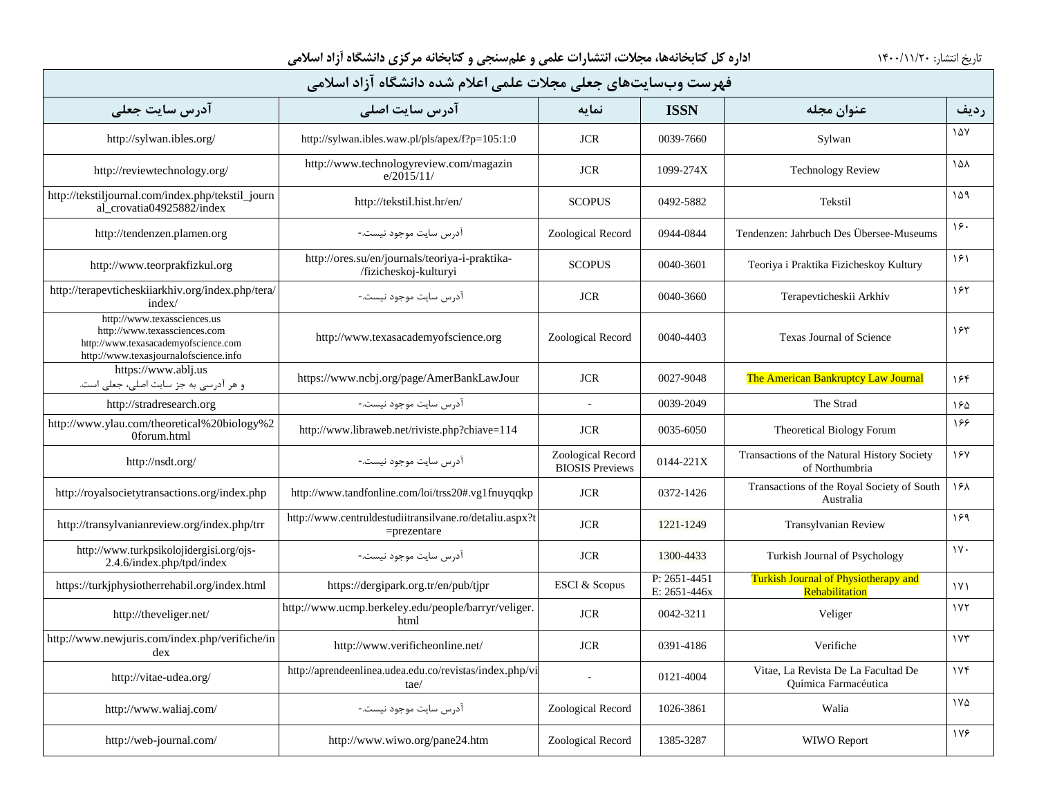اداره کل کتابخانه‌ها، مجلات، انتشارات علمی و علم‌سنجی و کتابخانه مرکزی دانشگاه آزاد اسلامی

تاریخ انتشار: ۱۴۰۰/۱۱/۲۰

## فهرست وب‌سایت‌های جعلی مجلات علمی اعلام شده دانشگاه آزاد اسلامی

| ردیف | عنوان مجله | ISSN | نمایه | آدرس سایت اصلی | آدرس سایت جعلی |
|---|---|---|---|---|---|
| ۱۵۷ | Sylwan | 0039-7660 | JCR | http://sylwan.ibles.waw.pl/pls/apex/f?p=105:1:0 | http://sylwan.ibles.org/ |
| ۱۵۸ | Technology Review | 1099-274X | JCR | http://www.technologyreview.com/magazine/2015/11/ | http://reviewtechnology.org/ |
| ۱۵۹ | Tekstil | 0492-5882 | SCOPUS | http://tekstil.hist.hr/en/ | http://tekstiljournal.com/index.php/tekstil_journal_crovatia04925882/index |
| ۱۶۰ | Tendenzen: Jahrbuch Des Übersee-Museums | 0944-0844 | Zoological Record | آدرس سایت موجود نیست.- | http://tendenzen.plamen.org |
| ۱۶۱ | Teoriya i Praktika Fizicheskoy Kultury | 0040-3601 | SCOPUS | http://ores.su/en/journals/teoriya-i-praktika-/fizicheskoj-kulturyi | http://www.teorprakfizkul.org |
| ۱۶۲ | Terapevticheskii Arkhiv | 0040-3660 | JCR | آدرس سایت موجود نیست.- | http://terapevticheskiiarkhiv.org/index.php/tera/index/ |
| ۱۶۳ | Texas Journal of Science | 0040-4403 | Zoological Record | http://www.texasacademyofscience.org | http://www.texassciences.us<br>http://www.texassciences.com<br>http://www.texasacademyofscience.com<br>http://www.texasjournalofscience.info |
| ۱۶۴ | The American Bankruptcy Law Journal | 0027-9048 | JCR | https://www.ncbj.org/page/AmerBankLawJour | https://www.ablj.us<br>و هر آدرسی به جز سایت اصلی، جعلی است. |
| ۱۶۵ | The Strad | 0039-2049 | - | آدرس سایت موجود نیست.- | http://stradresearch.org |
| ۱۶۶ | Theoretical Biology Forum | 0035-6050 | JCR | http://www.libraweb.net/riviste.php?chiave=114 | http://www.ylau.com/theoretical%20biology%20forum.html |
| ۱۶۷ | Transactions of the Natural History Society of Northumbria | 0144-221X | Zoological Record<br>BIOSIS Previews | آدرس سایت موجود نیست.- | http://nsdt.org/ |
| ۱۶۸ | Transactions of the Royal Society of South Australia | 0372-1426 | JCR | http://www.tandfonline.com/loi/trss20#.vg1fnuyqqkp | http://royalsocietytransactions.org/index.php |
| ۱۶۹ | Transylvanian Review | 1221-1249 | JCR | http://www.centruldestudiitransilvane.ro/detaliu.aspx?t=prezentare | http://transylvanianreview.org/index.php/trr |
| ۱۷۰ | Turkish Journal of Psychology | 1300-4433 | JCR | آدرس سایت موجود نیست.- | http://www.turkpsikolojidergisi.org/ojs-2.4.6/index.php/tpd/index |
| ۱۷۱ | Turkish Journal of Physiotherapy and Rehabilitation | P: 2651-4451<br>E: 2651-446x | ESCI & Scopus | https://dergipark.org.tr/en/pub/tjpr | https://turkjphysiotherrehabil.org/index.html |
| ۱۷۲ | Veliger | 0042-3211 | JCR | http://www.ucmp.berkeley.edu/people/barryr/veliger.html | http://theveliger.net/ |
| ۱۷۳ | Verifiche | 0391-4186 | JCR | http://www.verificheonline.net/ | http://www.newjuris.com/index.php/verifiche/index |
| ۱۷۴ | Vitae, La Revista De La Facultad De Química Farmacéutica | 0121-4004 | - | http://aprendeenlinea.udea.edu.co/revistas/index.php/vitae/ | http://vitae-udea.org/ |
| ۱۷۵ | Walia | 1026-3861 | Zoological Record | آدرس سایت موجود نیست.- | http://www.waliaj.com/ |
| ۱۷۶ | WIWO Report | 1385-3287 | Zoological Record | http://www.wiwo.org/pane24.htm | http://web-journal.com/ |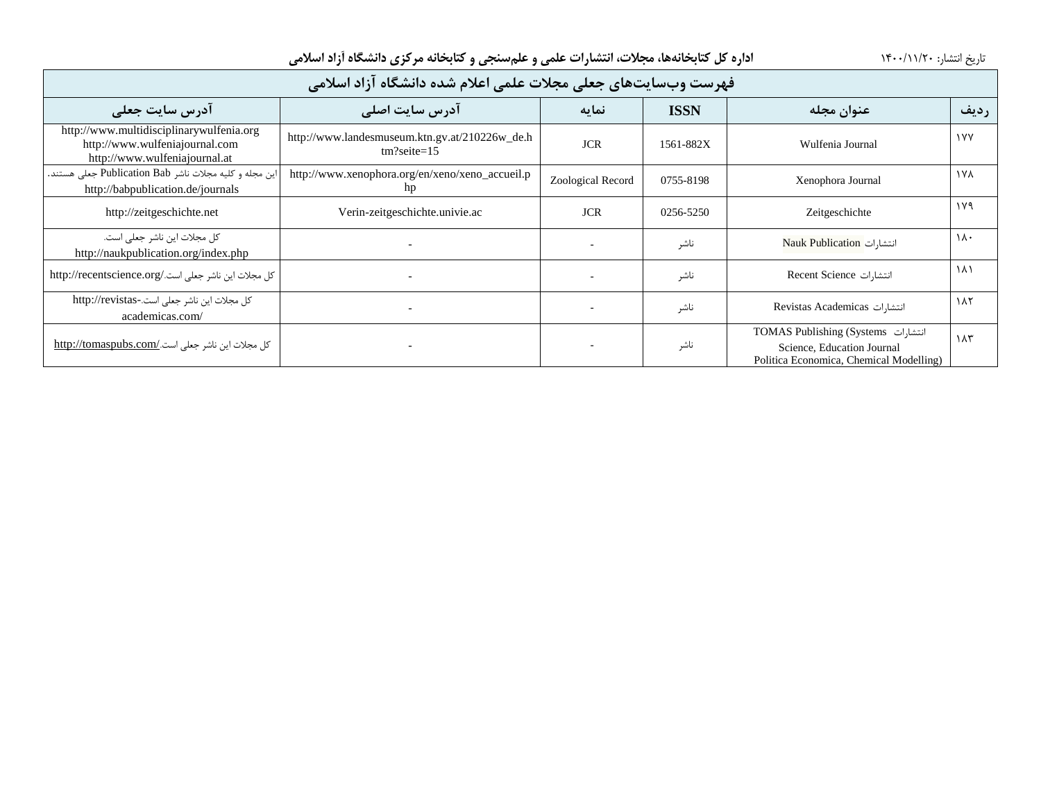**اداره کل کتابخانه‌ها، مجلات، انتشارات علمی و علم‌سنجی و کتابخانه مرکزی دانشگاه آزاد اسلامی**

تاریخ انتشار: ۱۴۰۰/۱۱/۲۰

| فهرست وب‌سایت‌های جعلی مجلات علمی اعلام شده دانشگاه آزاد اسلامی | | | | | |
|---|---|---|---|---|---|
| ردیف | عنوان مجله | ISSN | نمایه | آدرس سایت اصلی | آدرس سایت جعلی |
| ۱۷۷ | Wulfenia Journal | 1561-882X | JCR | http://www.landesmuseum.ktn.gv.at/210226w_de.htm?seite=15 | http://www.multidisciplinarywulfenia.org http://www.wulfeniajournal.com http://www.wulfeniajournal.at |
| ۱۷۸ | Xenophora Journal | 0755-8198 | Zoological Record | http://www.xenophora.org/en/xeno/xeno_accueil.php | این مجله و کلیه مجلات ناشر Publication Bab جعلی هستند. http://babpublication.de/journals |
| ۱۷۹ | Zeitgeschichte | 0256-5250 | JCR | Verin-zeitgeschichte.univie.ac | http://zeitgeschichte.net |
| ۱۸۰ | انتشارات Nauk Publication | ناشر | - | - | کل مجلات این ناشر جعلی است. http://naukpublication.org/index.php |
| ۱۸۱ | انتشارات Recent Science | ناشر | - | - | کل مجلات این ناشر جعلی است. http://recentscience.org/ |
| ۱۸۲ | انتشارات Revistas Academicas | ناشر | - | - | کل مجلات این ناشر جعلی است. http://revistas-academicas.com/ |
| ۱۸۳ | انتشارات TOMAS Publishing (Systems Science, Education Journal Politica Economica, Chemical Modelling) | ناشر | - | - | کل مجلات این ناشر جعلی است. http://tomaspubs.com/ |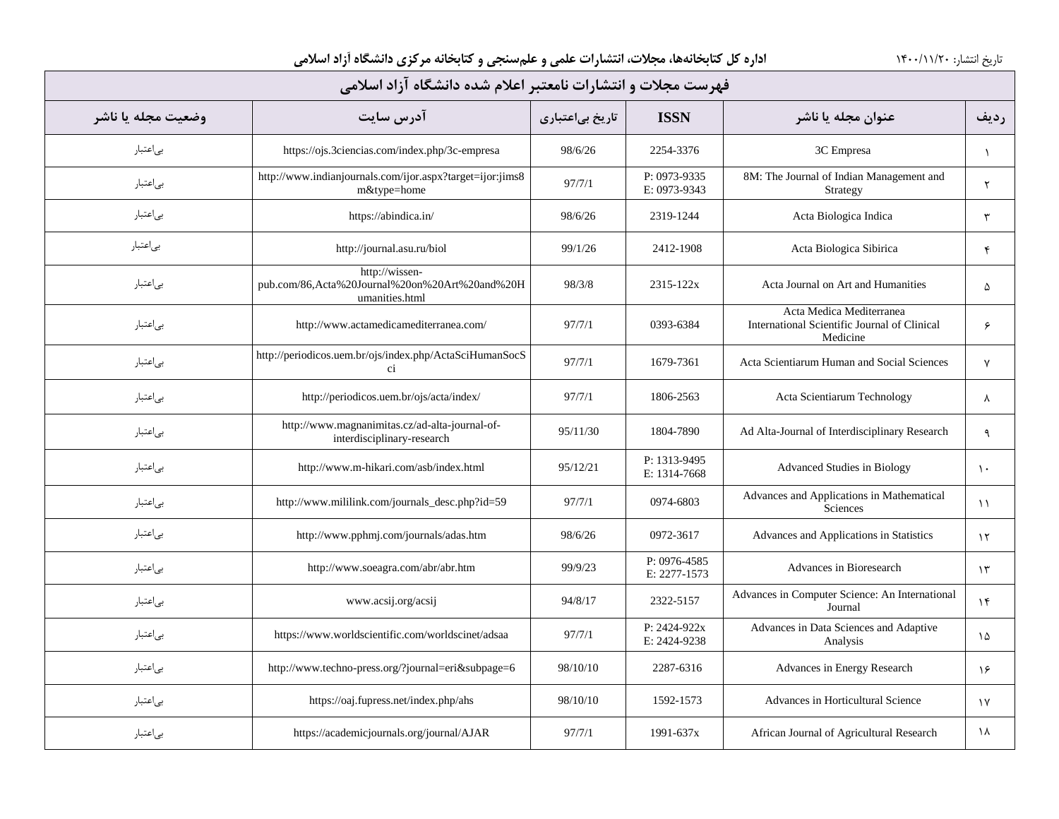# فهرست مجلات و انتشارات نامعتبر اعلام شده دانشگاه آزاد اسلامی

| ردیف | عنوان مجله یا ناشر | ISSN | تاریخ بی‌اعتباری | آدرس سایت | وضعیت مجله یا ناشر |
|---|---|---|---|---|---|
| ۱ | 3C Empresa | 2254-3376 | 98/6/26 | https://ojs.3ciencias.com/index.php/3c-empresa | بی‌اعتبار |
| ۲ | 8M: The Journal of Indian Management and Strategy | P: 0973-9335 E: 0973-9343 | 97/7/1 | http://www.indianjournals.com/ijor.aspx?target=ijor:jims8m&type=home | بی‌اعتبار |
| ۳ | Acta Biologica Indica | 2319-1244 | 98/6/26 | https://abindica.in/ | بی‌اعتبار |
| ۴ | Acta Biologica Sibirica | 2412-1908 | 99/1/26 | http://journal.asu.ru/biol | بی‌اعتبار |
| ۵ | Acta Journal on Art and Humanities | 2315-122x | 98/3/8 | http://wissen-pub.com/86,Acta%20Journal%20on%20Art%20and%20Humanities.html | بی‌اعتبار |
| ۶ | Acta Medica Mediterranea International Scientific Journal of Clinical Medicine | 0393-6384 | 97/7/1 | http://www.actamedicamediterranea.com/ | بی‌اعتبار |
| ۷ | Acta Scientiarum Human and Social Sciences | 1679-7361 | 97/7/1 | http://periodicos.uem.br/ojs/index.php/ActaSciHumanSocSci | بی‌اعتبار |
| ۸ | Acta Scientiarum Technology | 1806-2563 | 97/7/1 | http://periodicos.uem.br/ojs/acta/index/ | بی‌اعتبار |
| ۹ | Ad Alta-Journal of Interdisciplinary Research | 1804-7890 | 95/11/30 | http://www.magnanimitas.cz/ad-alta-journal-of-interdisciplinary-research | بی‌اعتبار |
| ۱۰ | Advanced Studies in Biology | P: 1313-9495 E: 1314-7668 | 95/12/21 | http://www.m-hikari.com/asb/index.html | بی‌اعتبار |
| ۱۱ | Advances and Applications in Mathematical Sciences | 0974-6803 | 97/7/1 | http://www.mililink.com/journals_desc.php?id=59 | بی‌اعتبار |
| ۱۲ | Advances and Applications in Statistics | 0972-3617 | 98/6/26 | http://www.pphmj.com/journals/adas.htm | بی‌اعتبار |
| ۱۳ | Advances in Bioresearch | P: 0976-4585 E: 2277-1573 | 99/9/23 | http://www.soeagra.com/abr/abr.htm | بی‌اعتبار |
| ۱۴ | Advances in Computer Science: An International Journal | 2322-5157 | 94/8/17 | www.acsij.org/acsij | بی‌اعتبار |
| ۱۵ | Advances in Data Sciences and Adaptive Analysis | P: 2424-922x E: 2424-9238 | 97/7/1 | https://www.worldscientific.com/worldscinet/adsaa | بی‌اعتبار |
| ۱۶ | Advances in Energy Research | 2287-6316 | 98/10/10 | http://www.techno-press.org/?journal=eri&subpage=6 | بی‌اعتبار |
| ۱۷ | Advances in Horticultural Science | 1592-1573 | 98/10/10 | https://oaj.fupress.net/index.php/ahs | بی‌اعتبار |
| ۱۸ | African Journal of Agricultural Research | 1991-637x | 97/7/1 | https://academicjournals.org/journal/AJAR | بی‌اعتبار |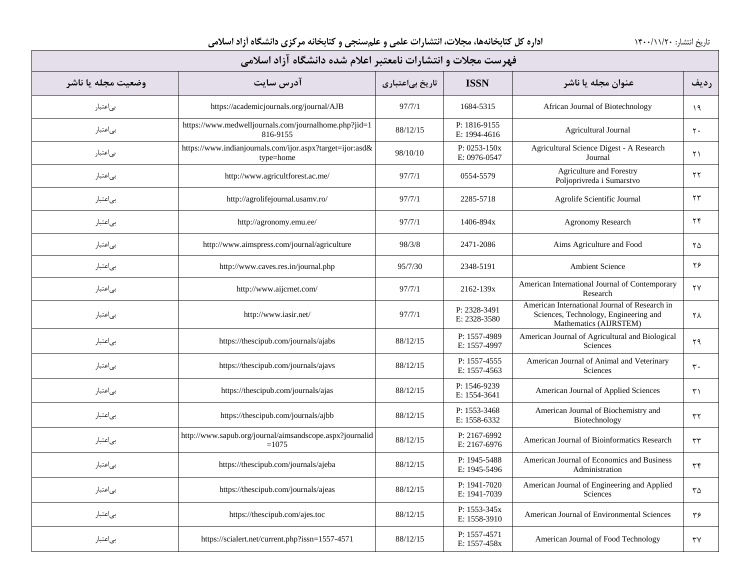## فهرست مجلات و انتشارات نامعتبر اعلام شده دانشگاه آزاد اسلامی

| ردیف | عنوان مجله یا ناشر | ISSN | تاریخ بی‌اعتباری | آدرس سایت | وضعیت مجله یا ناشر |
|---|---|---|---|---|---|
| ۱۹ | African Journal of Biotechnology | 1684-5315 | 97/7/1 | https://academicjournals.org/journal/AJB | بی‌اعتبار |
| ۲۰ | Agricultural Journal | P: 1816-9155<br>E: 1994-4616 | 88/12/15 | https://www.medwelljournals.com/journalhome.php?jid=1816-9155 | بی‌اعتبار |
| ۲۱ | Agricultural Science Digest - A Research Journal | P: 0253-150x<br>E: 0976-0547 | 98/10/10 | https://www.indianjournals.com/ijor.aspx?target=ijor:asd&type=home | بی‌اعتبار |
| ۲۲ | Agriculture and Forestry<br>Poljoprivreda i Sumarstvo | 0554-5579 | 97/7/1 | http://www.agricultforest.ac.me/ | بی‌اعتبار |
| ۲۳ | Agrolife Scientific Journal | 2285-5718 | 97/7/1 | http://agrolifejournal.usamv.ro/ | بی‌اعتبار |
| ۲۴ | Agronomy Research | 1406-894x | 97/7/1 | http://agronomy.emu.ee/ | بی‌اعتبار |
| ۲۵ | Aims Agriculture and Food | 2471-2086 | 98/3/8 | http://www.aimspress.com/journal/agriculture | بی‌اعتبار |
| ۲۶ | Ambient Science | 2348-5191 | 95/7/30 | http://www.caves.res.in/journal.php | بی‌اعتبار |
| ۲۷ | American International Journal of Contemporary Research | 2162-139x | 97/7/1 | http://www.aijcrnet.com/ | بی‌اعتبار |
| ۲۸ | American International Journal of Research in Sciences, Technology, Engineering and Mathematics (AIJRSTEM) | P: 2328-3491<br>E: 2328-3580 | 97/7/1 | http://www.iasir.net/ | بی‌اعتبار |
| ۲۹ | American Journal of Agricultural and Biological Sciences | P: 1557-4989<br>E: 1557-4997 | 88/12/15 | https://thescipub.com/journals/ajabs | بی‌اعتبار |
| ۳۰ | American Journal of Animal and Veterinary Sciences | P: 1557-4555<br>E: 1557-4563 | 88/12/15 | https://thescipub.com/journals/ajavs | بی‌اعتبار |
| ۳۱ | American Journal of Applied Sciences | P: 1546-9239<br>E: 1554-3641 | 88/12/15 | https://thescipub.com/journals/ajas | بی‌اعتبار |
| ۳۲ | American Journal of Biochemistry and Biotechnology | P: 1553-3468<br>E: 1558-6332 | 88/12/15 | https://thescipub.com/journals/ajbb | بی‌اعتبار |
| ۳۳ | American Journal of Bioinformatics Research | P: 2167-6992<br>E: 2167-6976 | 88/12/15 | http://www.sapub.org/journal/aimsandscope.aspx?journalid=1075 | بی‌اعتبار |
| ۳۴ | American Journal of Economics and Business Administration | P: 1945-5488<br>E: 1945-5496 | 88/12/15 | https://thescipub.com/journals/ajeba | بی‌اعتبار |
| ۳۵ | American Journal of Engineering and Applied Sciences | P: 1941-7020<br>E: 1941-7039 | 88/12/15 | https://thescipub.com/journals/ajeas | بی‌اعتبار |
| ۳۶ | American Journal of Environmental Sciences | P: 1553-345x<br>E: 1558-3910 | 88/12/15 | https://thescipub.com/ajes.toc | بی‌اعتبار |
| ۳۷ | American Journal of Food Technology | P: 1557-4571<br>E: 1557-458x | 88/12/15 | https://scialert.net/current.php?issn=1557-4571 | بی‌اعتبار |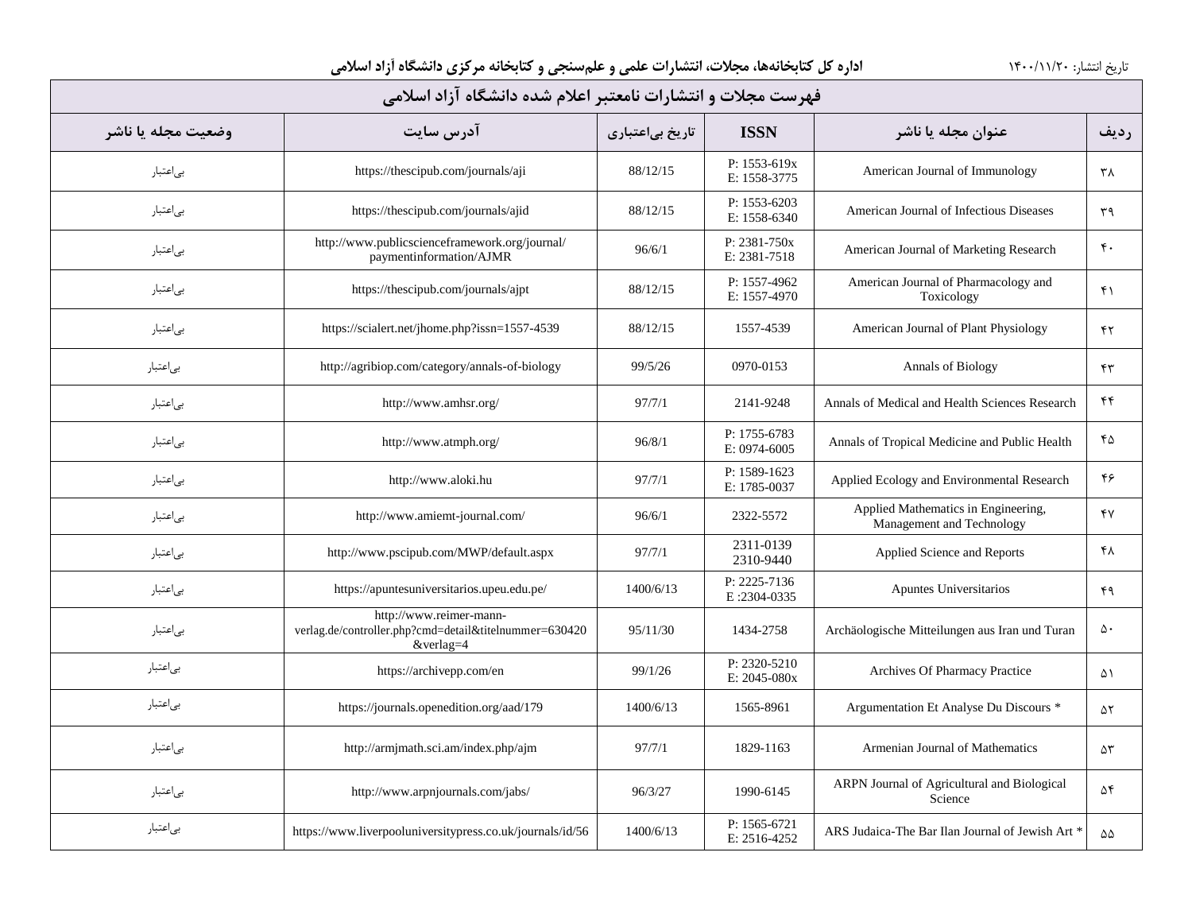اداره کل کتابخانه‌ها، مجلات، انتشارات علمی و علم‌سنجی و کتابخانه مرکزی دانشگاه آزاد اسلامی

تاریخ انتشار: ۱۴۰۰/۱۱/۲۰

## فهرست مجلات و انتشارات نامعتبر اعلام شده دانشگاه آزاد اسلامی

| ردیف | عنوان مجله یا ناشر | ISSN | تاریخ بی‌اعتباری | آدرس سایت | وضعیت مجله یا ناشر |
|---|---|---|---|---|---|
| ۳۸ | American Journal of Immunology | P: 1553-619x E: 1558-3775 | 88/12/15 | https://thescipub.com/journals/aji | بی‌اعتبار |
| ۳۹ | American Journal of Infectious Diseases | P: 1553-6203 E: 1558-6340 | 88/12/15 | https://thescipub.com/journals/ajid | بی‌اعتبار |
| ۴۰ | American Journal of Marketing Research | P: 2381-750x E: 2381-7518 | 96/6/1 | http://www.publicscienceframework.org/journal/paymentinformation/AJMR | بی‌اعتبار |
| ۴۱ | American Journal of Pharmacology and Toxicology | P: 1557-4962 E: 1557-4970 | 88/12/15 | https://thescipub.com/journals/ajpt | بی‌اعتبار |
| ۴۲ | American Journal of Plant Physiology | 1557-4539 | 88/12/15 | https://scialert.net/jhome.php?issn=1557-4539 | بی‌اعتبار |
| ۴۳ | Annals of Biology | 0970-0153 | 99/5/26 | http://agribiop.com/category/annals-of-biology | بی‌اعتبار |
| ۴۴ | Annals of Medical and Health Sciences Research | 2141-9248 | 97/7/1 | http://www.amhsr.org/ | بی‌اعتبار |
| ۴۵ | Annals of Tropical Medicine and Public Health | P: 1755-6783 E: 0974-6005 | 96/8/1 | http://www.atmph.org/ | بی‌اعتبار |
| ۴۶ | Applied Ecology and Environmental Research | P: 1589-1623 E: 1785-0037 | 97/7/1 | http://www.aloki.hu | بی‌اعتبار |
| ۴۷ | Applied Mathematics in Engineering, Management and Technology | 2322-5572 | 96/6/1 | http://www.amiemt-journal.com/ | بی‌اعتبار |
| ۴۸ | Applied Science and Reports | 2311-0139 2310-9440 | 97/7/1 | http://www.pscipub.com/MWP/default.aspx | بی‌اعتبار |
| ۴۹ | Apuntes Universitarios | P: 2225-7136 E :2304-0335 | 1400/6/13 | https://apuntesuniversitarios.upeu.edu.pe/ | بی‌اعتبار |
| ۵۰ | Archäologische Mitteilungen aus Iran und Turan | 1434-2758 | 95/11/30 | http://www.reimer-mann-verlag.de/controller.php?cmd=detail&titelnummer=630420&verlag=4 | بی‌اعتبار |
| ۵۱ | Archives Of Pharmacy Practice | P: 2320-5210 E: 2045-080x | 99/1/26 | https://archivepp.com/en | بی‌اعتبار |
| ۵۲ | Argumentation Et Analyse Du Discours * | 1565-8961 | 1400/6/13 | https://journals.openedition.org/aad/179 | بی‌اعتبار |
| ۵۳ | Armenian Journal of Mathematics | 1829-1163 | 97/7/1 | http://armjmath.sci.am/index.php/ajm | بی‌اعتبار |
| ۵۴ | ARPN Journal of Agricultural and Biological Science | 1990-6145 | 96/3/27 | http://www.arpnjournals.com/jabs/ | بی‌اعتبار |
| ۵۵ | ARS Judaica-The Bar Ilan Journal of Jewish Art * | P: 1565-6721 E: 2516-4252 | 1400/6/13 | https://www.liverpooluniversitypress.co.uk/journals/id/56 | بی‌اعتبار |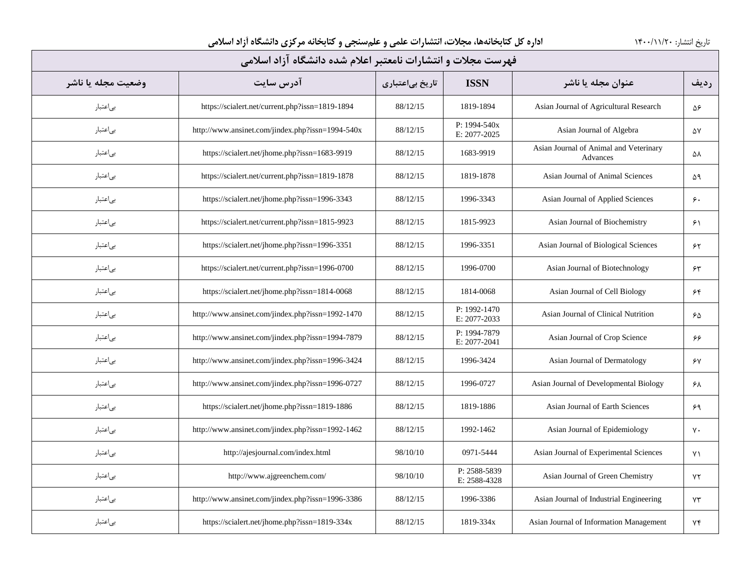# فهرست مجلات و انتشارات نامعتبر اعلام شده دانشگاه آزاد اسلامی

| ردیف | عنوان مجله یا ناشر | ISSN | تاریخ بی‌اعتباری | آدرس سایت | وضعیت مجله یا ناشر |
|---|---|---|---|---|---|
| ۵۶ | Asian Journal of Agricultural Research | 1819-1894 | 88/12/15 | https://scialert.net/current.php?issn=1819-1894 | بی‌اعتبار |
| ۵۷ | Asian Journal of Algebra | P: 1994-540x E: 2077-2025 | 88/12/15 | http://www.ansinet.com/jindex.php?issn=1994-540x | بی‌اعتبار |
| ۵۸ | Asian Journal of Animal and Veterinary Advances | 1683-9919 | 88/12/15 | https://scialert.net/jhome.php?issn=1683-9919 | بی‌اعتبار |
| ۵۹ | Asian Journal of Animal Sciences | 1819-1878 | 88/12/15 | https://scialert.net/current.php?issn=1819-1878 | بی‌اعتبار |
| ۶۰ | Asian Journal of Applied Sciences | 1996-3343 | 88/12/15 | https://scialert.net/jhome.php?issn=1996-3343 | بی‌اعتبار |
| ۶۱ | Asian Journal of Biochemistry | 1815-9923 | 88/12/15 | https://scialert.net/current.php?issn=1815-9923 | بی‌اعتبار |
| ۶۲ | Asian Journal of Biological Sciences | 1996-3351 | 88/12/15 | https://scialert.net/jhome.php?issn=1996-3351 | بی‌اعتبار |
| ۶۳ | Asian Journal of Biotechnology | 1996-0700 | 88/12/15 | https://scialert.net/current.php?issn=1996-0700 | بی‌اعتبار |
| ۶۴ | Asian Journal of Cell Biology | 1814-0068 | 88/12/15 | https://scialert.net/jhome.php?issn=1814-0068 | بی‌اعتبار |
| ۶۵ | Asian Journal of Clinical Nutrition | P: 1992-1470 E: 2077-2033 | 88/12/15 | http://www.ansinet.com/jindex.php?issn=1992-1470 | بی‌اعتبار |
| ۶۶ | Asian Journal of Crop Science | P: 1994-7879 E: 2077-2041 | 88/12/15 | http://www.ansinet.com/jindex.php?issn=1994-7879 | بی‌اعتبار |
| ۶۷ | Asian Journal of Dermatology | 1996-3424 | 88/12/15 | http://www.ansinet.com/jindex.php?issn=1996-3424 | بی‌اعتبار |
| ۶۸ | Asian Journal of Developmental Biology | 1996-0727 | 88/12/15 | http://www.ansinet.com/jindex.php?issn=1996-0727 | بی‌اعتبار |
| ۶۹ | Asian Journal of Earth Sciences | 1819-1886 | 88/12/15 | https://scialert.net/jhome.php?issn=1819-1886 | بی‌اعتبار |
| ۷۰ | Asian Journal of Epidemiology | 1992-1462 | 88/12/15 | http://www.ansinet.com/jindex.php?issn=1992-1462 | بی‌اعتبار |
| ۷۱ | Asian Journal of Experimental Sciences | 0971-5444 | 98/10/10 | http://ajesjournal.com/index.html | بی‌اعتبار |
| ۷۲ | Asian Journal of Green Chemistry | P: 2588-5839 E: 2588-4328 | 98/10/10 | http://www.ajgreenchem.com/ | بی‌اعتبار |
| ۷۳ | Asian Journal of Industrial Engineering | 1996-3386 | 88/12/15 | http://www.ansinet.com/jindex.php?issn=1996-3386 | بی‌اعتبار |
| ۷۴ | Asian Journal of Information Management | 1819-334x | 88/12/15 | https://scialert.net/jhome.php?issn=1819-334x | بی‌اعتبار |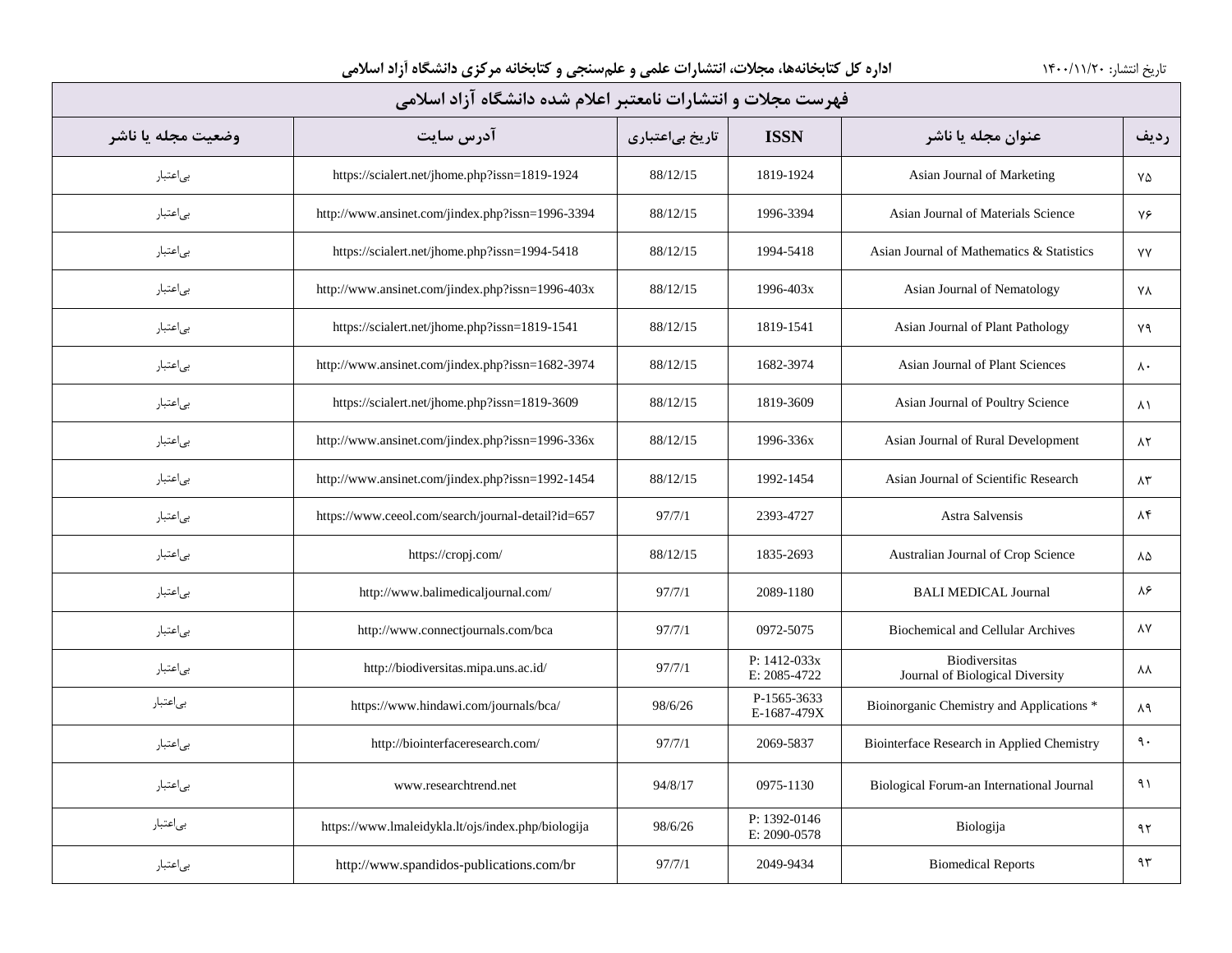تاریخ انتشار: ۱۴۰۰/۱۱/۲۰

**اداره کل کتابخانه‌ها، مجلات، انتشارات علمی و علم‌سنجی و کتابخانه مرکزی دانشگاه آزاد اسلامی**

## فهرست مجلات و انتشارات نامعتبر اعلام شده دانشگاه آزاد اسلامی

| ردیف | عنوان مجله یا ناشر | ISSN | تاریخ بی‌اعتباری | آدرس سایت | وضعیت مجله یا ناشر |
|---|---|---|---|---|---|
| ۷۵ | Asian Journal of Marketing | 1819-1924 | 88/12/15 | https://scialert.net/jhome.php?issn=1819-1924 | بی‌اعتبار |
| ۷۶ | Asian Journal of Materials Science | 1996-3394 | 88/12/15 | http://www.ansinet.com/jindex.php?issn=1996-3394 | بی‌اعتبار |
| ۷۷ | Asian Journal of Mathematics & Statistics | 1994-5418 | 88/12/15 | https://scialert.net/jhome.php?issn=1994-5418 | بی‌اعتبار |
| ۷۸ | Asian Journal of Nematology | 1996-403x | 88/12/15 | http://www.ansinet.com/jindex.php?issn=1996-403x | بی‌اعتبار |
| ۷۹ | Asian Journal of Plant Pathology | 1819-1541 | 88/12/15 | https://scialert.net/jhome.php?issn=1819-1541 | بی‌اعتبار |
| ۸۰ | Asian Journal of Plant Sciences | 1682-3974 | 88/12/15 | http://www.ansinet.com/jindex.php?issn=1682-3974 | بی‌اعتبار |
| ۸۱ | Asian Journal of Poultry Science | 1819-3609 | 88/12/15 | https://scialert.net/jhome.php?issn=1819-3609 | بی‌اعتبار |
| ۸۲ | Asian Journal of Rural Development | 1996-336x | 88/12/15 | http://www.ansinet.com/jindex.php?issn=1996-336x | بی‌اعتبار |
| ۸۳ | Asian Journal of Scientific Research | 1992-1454 | 88/12/15 | http://www.ansinet.com/jindex.php?issn=1992-1454 | بی‌اعتبار |
| ۸۴ | Astra Salvensis | 2393-4727 | 97/7/1 | https://www.ceeol.com/search/journal-detail?id=657 | بی‌اعتبار |
| ۸۵ | Australian Journal of Crop Science | 1835-2693 | 88/12/15 | https://cropj.com/ | بی‌اعتبار |
| ۸۶ | BALI MEDICAL Journal | 2089-1180 | 97/7/1 | http://www.balimedicaljournal.com/ | بی‌اعتبار |
| ۸۷ | Biochemical and Cellular Archives | 0972-5075 | 97/7/1 | http://www.connectjournals.com/bca | بی‌اعتبار |
| ۸۸ | Biodiversitas Journal of Biological Diversity | P: 1412-033x E: 2085-4722 | 97/7/1 | http://biodiversitas.mipa.uns.ac.id/ | بی‌اعتبار |
| ۸۹ | Bioinorganic Chemistry and Applications * | P-1565-3633 E-1687-479X | 98/6/26 | https://www.hindawi.com/journals/bca/ | بی‌اعتبار |
| ۹۰ | Biointerface Research in Applied Chemistry | 2069-5837 | 97/7/1 | http://biointerfaceresearch.com/ | بی‌اعتبار |
| ۹۱ | Biological Forum-an International Journal | 0975-1130 | 94/8/17 | www.researchtrend.net | بی‌اعتبار |
| ۹۲ | Biologija | P: 1392-0146 E: 2090-0578 | 98/6/26 | https://www.lmaleidykla.lt/ojs/index.php/biologija | بی‌اعتبار |
| ۹۳ | Biomedical Reports | 2049-9434 | 97/7/1 | http://www.spandidos-publications.com/br | بی‌اعتبار |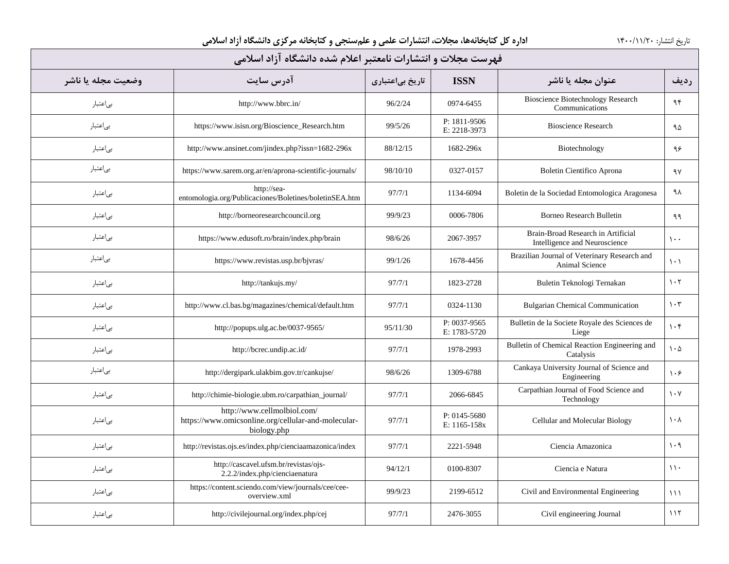اداره کل کتابخانه‌ها، مجلات، انتشارات علمی و علم‌سنجی و کتابخانه مرکزی دانشگاه آزاد اسلامی

تاریخ انتشار: ۱۴۰۰/۱۱/۲۰

## فهرست مجلات و انتشارات نامعتبر اعلام شده دانشگاه آزاد اسلامی

| ردیف | عنوان مجله یا ناشر | ISSN | تاریخ بی‌اعتباری | آدرس سایت | وضعیت مجله یا ناشر |
|---|---|---|---|---|---|
| ۹۴ | Bioscience Biotechnology Research Communications | 0974-6455 | 96/2/24 | http://www.bbrc.in/ | بی‌اعتبار |
| ۹۵ | Bioscience Research | P: 1811-9506 E: 2218-3973 | 99/5/26 | https://www.isisn.org/Bioscience_Research.htm | بی‌اعتبار |
| ۹۶ | Biotechnology | 1682-296x | 88/12/15 | http://www.ansinet.com/jindex.php?issn=1682-296x | بی‌اعتبار |
| ۹۷ | Boletin Cientifico Aprona | 0327-0157 | 98/10/10 | https://www.sarem.org.ar/en/aprona-scientific-journals/ | بی‌اعتبار |
| ۹۸ | Boletin de la Sociedad Entomologica Aragonesa | 1134-6094 | 97/7/1 | http://sea-entomologia.org/Publicaciones/Boletines/boletinSEA.htm | بی‌اعتبار |
| ۹۹ | Borneo Research Bulletin | 0006-7806 | 99/9/23 | http://borneoresearchcouncil.org | بی‌اعتبار |
| ۱۰۰ | Brain-Broad Research in Artificial Intelligence and Neuroscience | 2067-3957 | 98/6/26 | https://www.edusoft.ro/brain/index.php/brain | بی‌اعتبار |
| ۱۰۱ | Brazilian Journal of Veterinary Research and Animal Science | 1678-4456 | 99/1/26 | https://www.revistas.usp.br/bjvras/ | بی‌اعتبار |
| ۱۰۲ | Buletin Teknologi Ternakan | 1823-2728 | 97/7/1 | http://tankujs.my/ | بی‌اعتبار |
| ۱۰۳ | Bulgarian Chemical Communication | 0324-1130 | 97/7/1 | http://www.cl.bas.bg/magazines/chemical/default.htm | بی‌اعتبار |
| ۱۰۴ | Bulletin de la Societe Royale des Sciences de Liege | P: 0037-9565 E: 1783-5720 | 95/11/30 | http://popups.ulg.ac.be/0037-9565/ | بی‌اعتبار |
| ۱۰۵ | Bulletin of Chemical Reaction Engineering and Catalysis | 1978-2993 | 97/7/1 | http://bcrec.undip.ac.id/ | بی‌اعتبار |
| ۱۰۶ | Cankaya University Journal of Science and Engineering | 1309-6788 | 98/6/26 | http://dergipark.ulakbim.gov.tr/cankujse/ | بی‌اعتبار |
| ۱۰۷ | Carpathian Journal of Food Science and Technology | 2066-6845 | 97/7/1 | http://chimie-biologie.ubm.ro/carpathian_journal/ | بی‌اعتبار |
| ۱۰۸ | Cellular and Molecular Biology | P: 0145-5680 E: 1165-158x | 97/7/1 | http://www.cellmolbiol.com/ https://www.omicsonline.org/cellular-and-molecular-biology.php | بی‌اعتبار |
| ۱۰۹ | Ciencia Amazonica | 2221-5948 | 97/7/1 | http://revistas.ojs.es/index.php/cienciaamazonica/index | بی‌اعتبار |
| ۱۱۰ | Ciencia e Natura | 0100-8307 | 94/12/1 | http://cascavel.ufsm.br/revistas/ojs-2.2.2/index.php/cienciaenatura | بی‌اعتبار |
| ۱۱۱ | Civil and Environmental Engineering | 2199-6512 | 99/9/23 | https://content.sciendo.com/view/journals/cee/cee-overview.xml | بی‌اعتبار |
| ۱۱۲ | Civil engineering Journal | 2476-3055 | 97/7/1 | http://civilejournal.org/index.php/cej | بی‌اعتبار |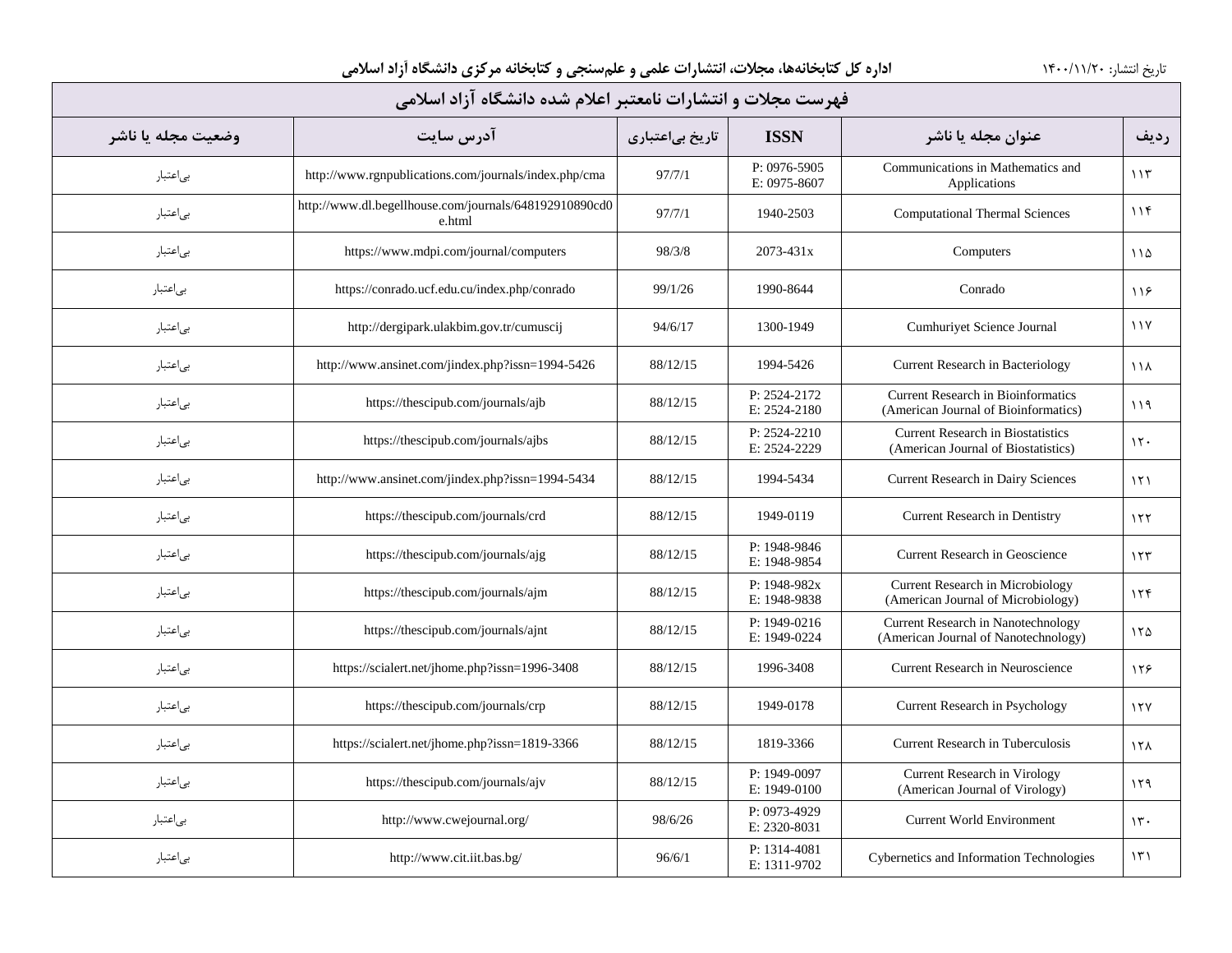اداره کل کتابخانه‌ها، مجلات، انتشارات علمی و علم‌سنجی و کتابخانه مرکزی دانشگاه آزاد اسلامی

تاریخ انتشار: ۱۴۰۰/۱۱/۲۰

| ردیف | عنوان مجله یا ناشر | ISSN | تاریخ بی‌اعتباری | آدرس سایت | وضعیت مجله یا ناشر |
|---|---|---|---|---|---|
| فهرست مجلات و انتشارات نامعتبر اعلام شده دانشگاه آزاد اسلامی | | | | | |
| ۱۱۳ | Communications in Mathematics and Applications | P: 0976-5905 E: 0975-8607 | 97/7/1 | http://www.rgnpublications.com/journals/index.php/cma | بی‌اعتبار |
| ۱۱۴ | Computational Thermal Sciences | 1940-2503 | 97/7/1 | http://www.dl.begellhouse.com/journals/648192910890cd0e.html | بی‌اعتبار |
| ۱۱۵ | Computers | 2073-431x | 98/3/8 | https://www.mdpi.com/journal/computers | بی‌اعتبار |
| ۱۱۶ | Conrado | 1990-8644 | 99/1/26 | https://conrado.ucf.edu.cu/index.php/conrado | بی‌اعتبار |
| ۱۱۷ | Cumhuriyet Science Journal | 1300-1949 | 94/6/17 | http://dergipark.ulakbim.gov.tr/cumuscij | بی‌اعتبار |
| ۱۱۸ | Current Research in Bacteriology | 1994-5426 | 88/12/15 | http://www.ansinet.com/jindex.php?issn=1994-5426 | بی‌اعتبار |
| ۱۱۹ | Current Research in Bioinformatics (American Journal of Bioinformatics) | P: 2524-2172 E: 2524-2180 | 88/12/15 | https://thescipub.com/journals/ajb | بی‌اعتبار |
| ۱۲۰ | Current Research in Biostatistics (American Journal of Biostatistics) | P: 2524-2210 E: 2524-2229 | 88/12/15 | https://thescipub.com/journals/ajbs | بی‌اعتبار |
| ۱۲۱ | Current Research in Dairy Sciences | 1994-5434 | 88/12/15 | http://www.ansinet.com/jindex.php?issn=1994-5434 | بی‌اعتبار |
| ۱۲۲ | Current Research in Dentistry | 1949-0119 | 88/12/15 | https://thescipub.com/journals/crd | بی‌اعتبار |
| ۱۲۳ | Current Research in Geoscience | P: 1948-9846 E: 1948-9854 | 88/12/15 | https://thescipub.com/journals/ajg | بی‌اعتبار |
| ۱۲۴ | Current Research in Microbiology (American Journal of Microbiology) | P: 1948-982x E: 1948-9838 | 88/12/15 | https://thescipub.com/journals/ajm | بی‌اعتبار |
| ۱۲۵ | Current Research in Nanotechnology (American Journal of Nanotechnology) | P: 1949-0216 E: 1949-0224 | 88/12/15 | https://thescipub.com/journals/ajnt | بی‌اعتبار |
| ۱۲۶ | Current Research in Neuroscience | 1996-3408 | 88/12/15 | https://scialert.net/jhome.php?issn=1996-3408 | بی‌اعتبار |
| ۱۲۷ | Current Research in Psychology | 1949-0178 | 88/12/15 | https://thescipub.com/journals/crp | بی‌اعتبار |
| ۱۲۸ | Current Research in Tuberculosis | 1819-3366 | 88/12/15 | https://scialert.net/jhome.php?issn=1819-3366 | بی‌اعتبار |
| ۱۲۹ | Current Research in Virology (American Journal of Virology) | P: 1949-0097 E: 1949-0100 | 88/12/15 | https://thescipub.com/journals/ajv | بی‌اعتبار |
| ۱۳۰ | Current World Environment | P: 0973-4929 E: 2320-8031 | 98/6/26 | http://www.cwejournal.org/ | بی‌اعتبار |
| ۱۳۱ | Cybernetics and Information Technologies | P: 1314-4081 E: 1311-9702 | 96/6/1 | http://www.cit.iit.bas.bg/ | بی‌اعتبار |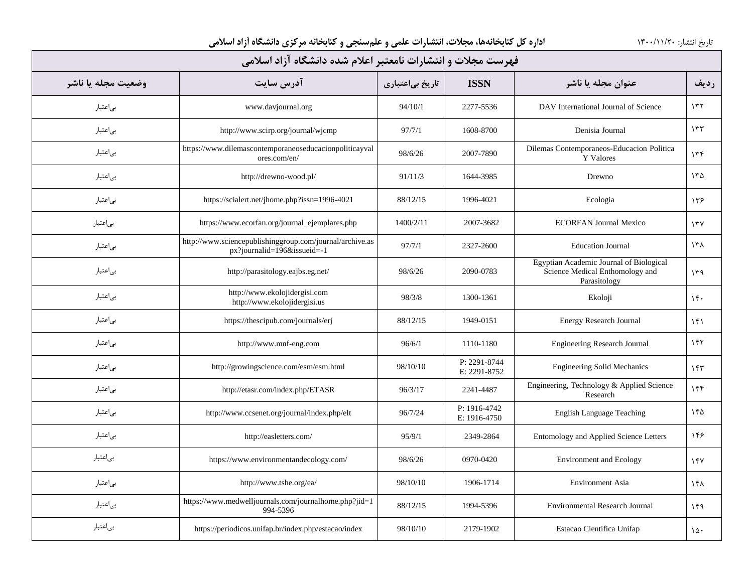تاریخ انتشار: ۱۴۰۰/۱۱/۲۰

**اداره کل کتابخانه‌ها، مجلات، انتشارات علمی و علم‌سنجی و کتابخانه مرکزی دانشگاه آزاد اسلامی**

| ردیف | عنوان مجله یا ناشر | ISSN | تاریخ بی‌اعتباری | آدرس سایت | وضعیت مجله یا ناشر |
|---|---|---|---|---|---|
| فهرست مجلات و انتشارات نامعتبر اعلام شده دانشگاه آزاد اسلامی | | | | | |
| ۱۳۲ | DAV International Journal of Science | 2277-5536 | 94/10/1 | www.davjournal.org | بی‌اعتبار |
| ۱۳۳ | Denisia Journal | 1608-8700 | 97/7/1 | http://www.scirp.org/journal/wjcmp | بی‌اعتبار |
| ۱۳۴ | Dilemas Contemporaneos-Educacion Politica Y Valores | 2007-7890 | 98/6/26 | https://www.dilemascontemporaneoseducacionpoliticayvalores.com/en/ | بی‌اعتبار |
| ۱۳۵ | Drewno | 1644-3985 | 91/11/3 | http://drewno-wood.pl/ | بی‌اعتبار |
| ۱۳۶ | Ecologia | 1996-4021 | 88/12/15 | https://scialert.net/jhome.php?issn=1996-4021 | بی‌اعتبار |
| ۱۳۷ | ECORFAN Journal Mexico | 2007-3682 | 1400/2/11 | https://www.ecorfan.org/journal_ejemplares.php | بی‌اعتبار |
| ۱۳۸ | Education Journal | 2327-2600 | 97/7/1 | http://www.sciencepublishinggroup.com/journal/archive.aspx?journalid=196&issueid=-1 | بی‌اعتبار |
| ۱۳۹ | Egyptian Academic Journal of Biological Science Medical Enthomology and Parasitology | 2090-0783 | 98/6/26 | http://parasitology.eajbs.eg.net/ | بی‌اعتبار |
| ۱۴۰ | Ekoloji | 1300-1361 | 98/3/8 | http://www.ekolojidergisi.com http://www.ekolojidergisi.us | بی‌اعتبار |
| ۱۴۱ | Energy Research Journal | 1949-0151 | 88/12/15 | https://thescipub.com/journals/erj | بی‌اعتبار |
| ۱۴۲ | Engineering Research Journal | 1110-1180 | 96/6/1 | http://www.mnf-eng.com | بی‌اعتبار |
| ۱۴۳ | Engineering Solid Mechanics | P: 2291-8744 E: 2291-8752 | 98/10/10 | http://growingscience.com/esm/esm.html | بی‌اعتبار |
| ۱۴۴ | Engineering, Technology & Applied Science Research | 2241-4487 | 96/3/17 | http://etasr.com/index.php/ETASR | بی‌اعتبار |
| ۱۴۵ | English Language Teaching | P: 1916-4742 E: 1916-4750 | 96/7/24 | http://www.ccsenet.org/journal/index.php/elt | بی‌اعتبار |
| ۱۴۶ | Entomology and Applied Science Letters | 2349-2864 | 95/9/1 | http://easletters.com/ | بی‌اعتبار |
| ۱۴۷ | Environment and Ecology | 0970-0420 | 98/6/26 | https://www.environmentandecology.com/ | بی‌اعتبار |
| ۱۴۸ | Environment Asia | 1906-1714 | 98/10/10 | http://www.tshe.org/ea/ | بی‌اعتبار |
| ۱۴۹ | Environmental Research Journal | 1994-5396 | 88/12/15 | https://www.medwelljournals.com/journalhome.php?jid=1994-5396 | بی‌اعتبار |
| ۱۵۰ | Estacao Cientifica Unifap | 2179-1902 | 98/10/10 | https://periodicos.unifap.br/index.php/estacao/index | بی‌اعتبار |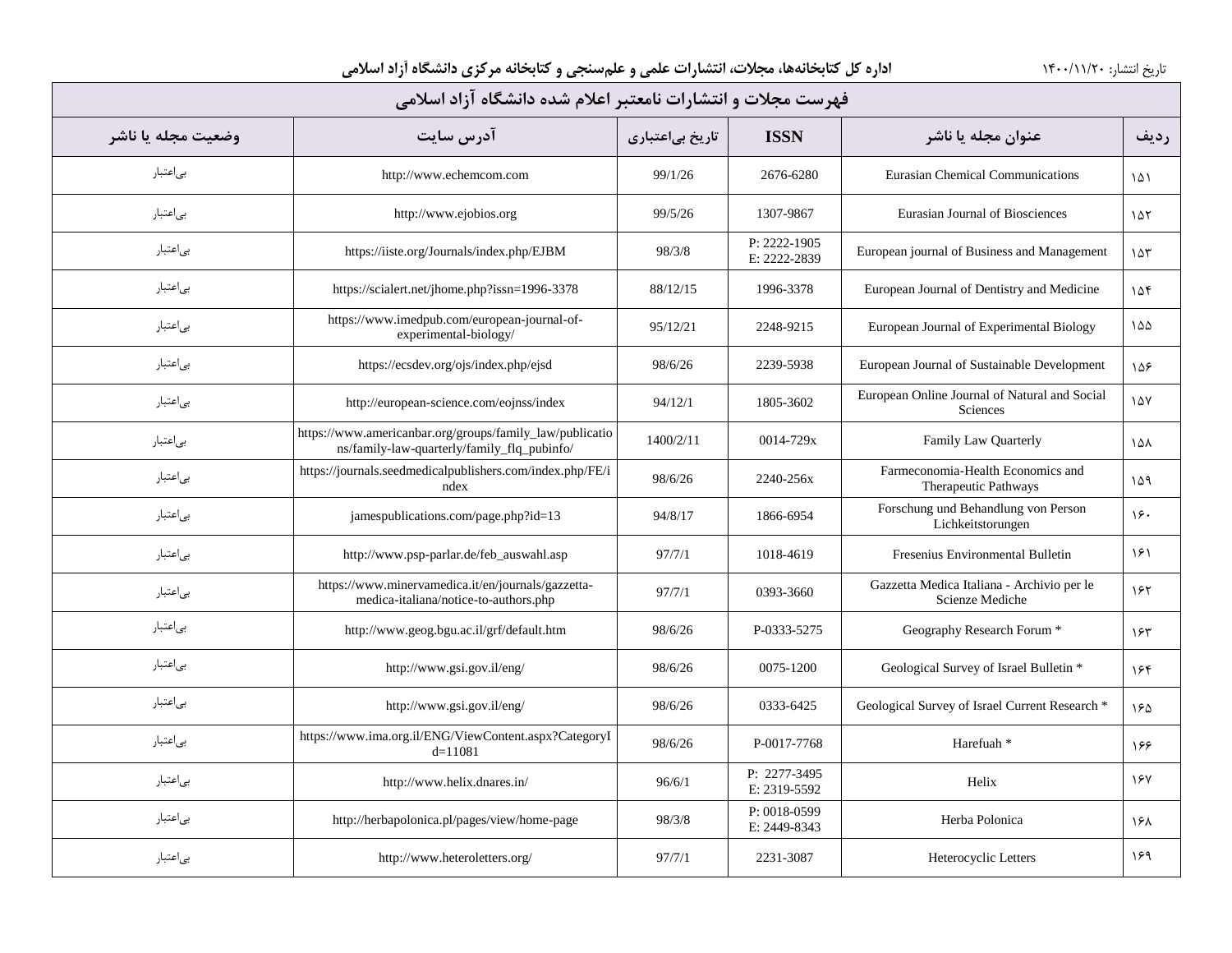اداره کل کتابخانه‌ها، مجلات، انتشارات علمی و علم‌سنجی و کتابخانه مرکزی دانشگاه آزاد اسلامی

تاریخ انتشار: ۱۴۰۰/۱۱/۲۰

## فهرست مجلات و انتشارات نامعتبر اعلام شده دانشگاه آزاد اسلامی

| ردیف | عنوان مجله یا ناشر | ISSN | تاریخ بی‌اعتباری | آدرس سایت | وضعیت مجله یا ناشر |
|---|---|---|---|---|---|
| ۱۵۱ | Eurasian Chemical Communications | 2676-6280 | 99/1/26 | http://www.echemcom.com | بی‌اعتبار |
| ۱۵۲ | Eurasian Journal of Biosciences | 1307-9867 | 99/5/26 | http://www.ejobios.org | بی‌اعتبار |
| ۱۵۳ | European journal of Business and Management | P: 2222-1905 E: 2222-2839 | 98/3/8 | https://iiste.org/Journals/index.php/EJBM | بی‌اعتبار |
| ۱۵۴ | European Journal of Dentistry and Medicine | 1996-3378 | 88/12/15 | https://scialert.net/jhome.php?issn=1996-3378 | بی‌اعتبار |
| ۱۵۵ | European Journal of Experimental Biology | 2248-9215 | 95/12/21 | https://www.imedpub.com/european-journal-of-experimental-biology/ | بی‌اعتبار |
| ۱۵۶ | European Journal of Sustainable Development | 2239-5938 | 98/6/26 | https://ecsdev.org/ojs/index.php/ejsd | بی‌اعتبار |
| ۱۵۷ | European Online Journal of Natural and Social Sciences | 1805-3602 | 94/12/1 | http://european-science.com/eojnss/index | بی‌اعتبار |
| ۱۵۸ | Family Law Quarterly | 0014-729x | 1400/2/11 | https://www.americanbar.org/groups/family_law/publications/family-law-quarterly/family_flq_pubinfo/ | بی‌اعتبار |
| ۱۵۹ | Farmeconomia-Health Economics and Therapeutic Pathways | 2240-256x | 98/6/26 | https://journals.seedmedicalpublishers.com/index.php/FE/index | بی‌اعتبار |
| ۱۶۰ | Forschung und Behandlung von Person Lichkeitstorungen | 1866-6954 | 94/8/17 | jamespublications.com/page.php?id=13 | بی‌اعتبار |
| ۱۶۱ | Fresenius Environmental Bulletin | 1018-4619 | 97/7/1 | http://www.psp-parlar.de/feb_auswahl.asp | بی‌اعتبار |
| ۱۶۲ | Gazzetta Medica Italiana - Archivio per le Scienze Mediche | 0393-3660 | 97/7/1 | https://www.minervamedica.it/en/journals/gazzetta-medica-italiana/notice-to-authors.php | بی‌اعتبار |
| ۱۶۳ | Geography Research Forum * | P-0333-5275 | 98/6/26 | http://www.geog.bgu.ac.il/grf/default.htm | بی‌اعتبار |
| ۱۶۴ | Geological Survey of Israel Bulletin * | 0075-1200 | 98/6/26 | http://www.gsi.gov.il/eng/ | بی‌اعتبار |
| ۱۶۵ | Geological Survey of Israel Current Research * | 0333-6425 | 98/6/26 | http://www.gsi.gov.il/eng/ | بی‌اعتبار |
| ۱۶۶ | Harefuah * | P-0017-7768 | 98/6/26 | https://www.ima.org.il/ENG/ViewContent.aspx?CategoryId=11081 | بی‌اعتبار |
| ۱۶۷ | Helix | P: 2277-3495 E: 2319-5592 | 96/6/1 | http://www.helix.dnares.in/ | بی‌اعتبار |
| ۱۶۸ | Herba Polonica | P: 0018-0599 E: 2449-8343 | 98/3/8 | http://herbapolonica.pl/pages/view/home-page | بی‌اعتبار |
| ۱۶۹ | Heterocyclic Letters | 2231-3087 | 97/7/1 | http://www.heteroletters.org/ | بی‌اعتبار |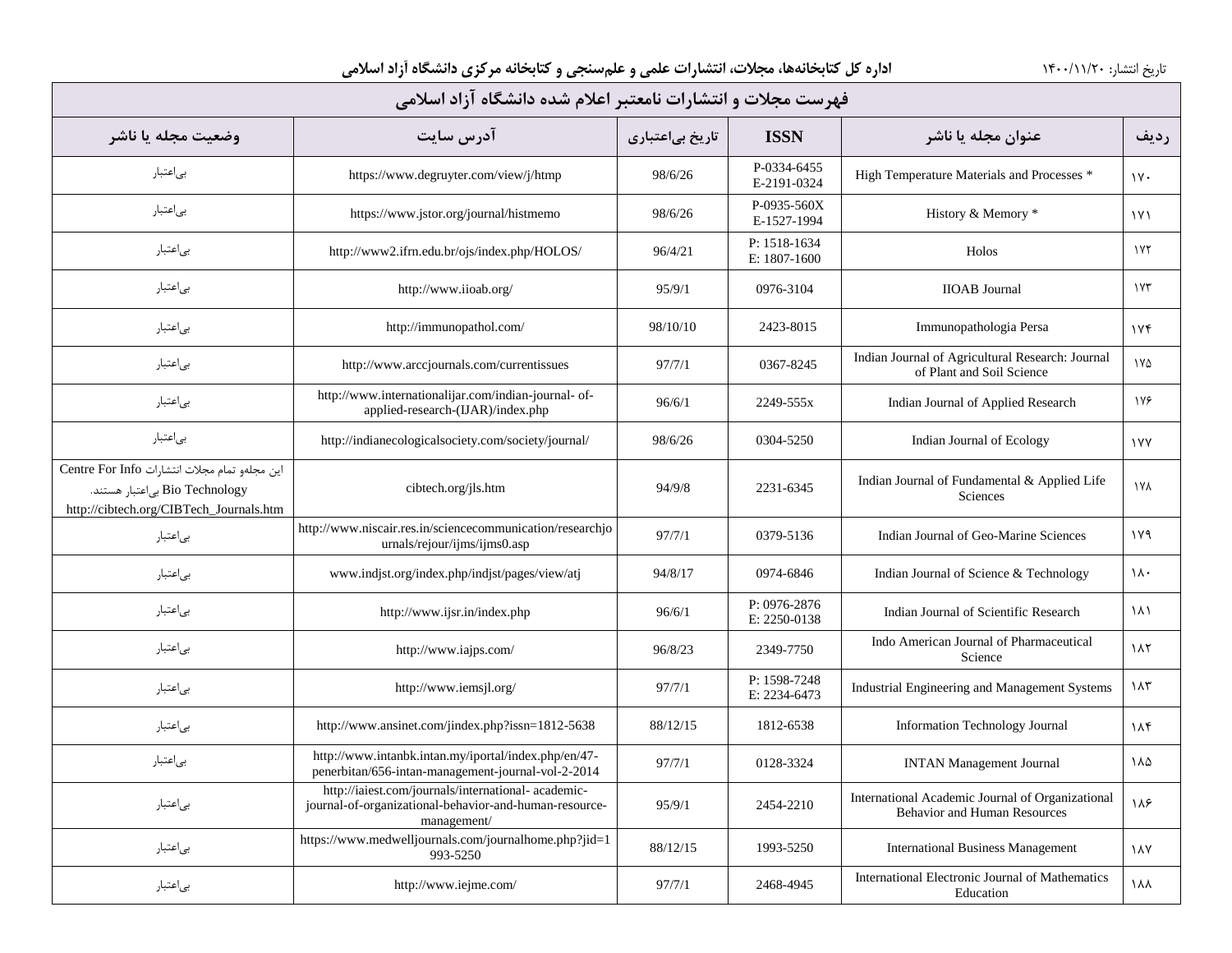# فهرست مجلات و انتشارات نامعتبر اعلام شده دانشگاه آزاد اسلامی

| ردیف | عنوان مجله یا ناشر | ISSN | تاریخ بی‌اعتباری | آدرس سایت | وضعیت مجله یا ناشر |
|---|---|---|---|---|---|
| ۱۷۰ | High Temperature Materials and Processes * | P-0334-6455 E-2191-0324 | 98/6/26 | https://www.degruyter.com/view/j/htmp | بی‌اعتبار |
| ۱۷۱ | History & Memory * | P-0935-560X E-1527-1994 | 98/6/26 | https://www.jstor.org/journal/histmemo | بی‌اعتبار |
| ۱۷۲ | Holos | P: 1518-1634 E: 1807-1600 | 96/4/21 | http://www2.ifrn.edu.br/ojs/index.php/HOLOS/ | بی‌اعتبار |
| ۱۷۳ | IIOAB Journal | 0976-3104 | 95/9/1 | http://www.iioab.org/ | بی‌اعتبار |
| ۱۷۴ | Immunopathologia Persa | 2423-8015 | 98/10/10 | http://immunopathol.com/ | بی‌اعتبار |
| ۱۷۵ | Indian Journal of Agricultural Research: Journal of Plant and Soil Science | 0367-8245 | 97/7/1 | http://www.arccjournals.com/currentissues | بی‌اعتبار |
| ۱۷۶ | Indian Journal of Applied Research | 2249-555x | 96/6/1 | http://www.internationalijar.com/indian-journal- of-applied-research-(IJAR)/index.php | بی‌اعتبار |
| ۱۷۷ | Indian Journal of Ecology | 0304-5250 | 98/6/26 | http://indianecologicalsociety.com/society/journal/ | بی‌اعتبار |
| ۱۷۸ | Indian Journal of Fundamental & Applied Life Sciences | 2231-6345 | 94/9/8 | cibtech.org/jls.htm | این مجله‌و تمام مجلات انتشارات Centre For Info Bio Technology بی‌اعتبار هستند. http://cibtech.org/CIBTech_Journals.htm |
| ۱۷۹ | Indian Journal of Geo-Marine Sciences | 0379-5136 | 97/7/1 | http://www.niscair.res.in/sciencecommunication/researchjournals/rejour/ijms/ijms0.asp | بی‌اعتبار |
| ۱۸۰ | Indian Journal of Science & Technology | 0974-6846 | 94/8/17 | www.indjst.org/index.php/indjst/pages/view/atj | بی‌اعتبار |
| ۱۸۱ | Indian Journal of Scientific Research | P: 0976-2876 E: 2250-0138 | 96/6/1 | http://www.ijsr.in/index.php | بی‌اعتبار |
| ۱۸۲ | Indo American Journal of Pharmaceutical Science | 2349-7750 | 96/8/23 | http://www.iajps.com/ | بی‌اعتبار |
| ۱۸۳ | Industrial Engineering and Management Systems | P: 1598-7248 E: 2234-6473 | 97/7/1 | http://www.iemsjl.org/ | بی‌اعتبار |
| ۱۸۴ | Information Technology Journal | 1812-6538 | 88/12/15 | http://www.ansinet.com/jindex.php?issn=1812-5638 | بی‌اعتبار |
| ۱۸۵ | INTAN Management Journal | 0128-3324 | 97/7/1 | http://www.intanbk.intan.my/iportal/index.php/en/47-penerbitan/656-intan-management-journal-vol-2-2014 | بی‌اعتبار |
| ۱۸۶ | International Academic Journal of Organizational Behavior and Human Resources | 2454-2210 | 95/9/1 | http://iaiest.com/journals/international- academic-journal-of-organizational-behavior-and-human-resource-management/ | بی‌اعتبار |
| ۱۸۷ | International Business Management | 1993-5250 | 88/12/15 | https://www.medwelljournals.com/journalhome.php?jid=1993-5250 | بی‌اعتبار |
| ۱۸۸ | International Electronic Journal of Mathematics Education | 2468-4945 | 97/7/1 | http://www.iejme.com/ | بی‌اعتبار |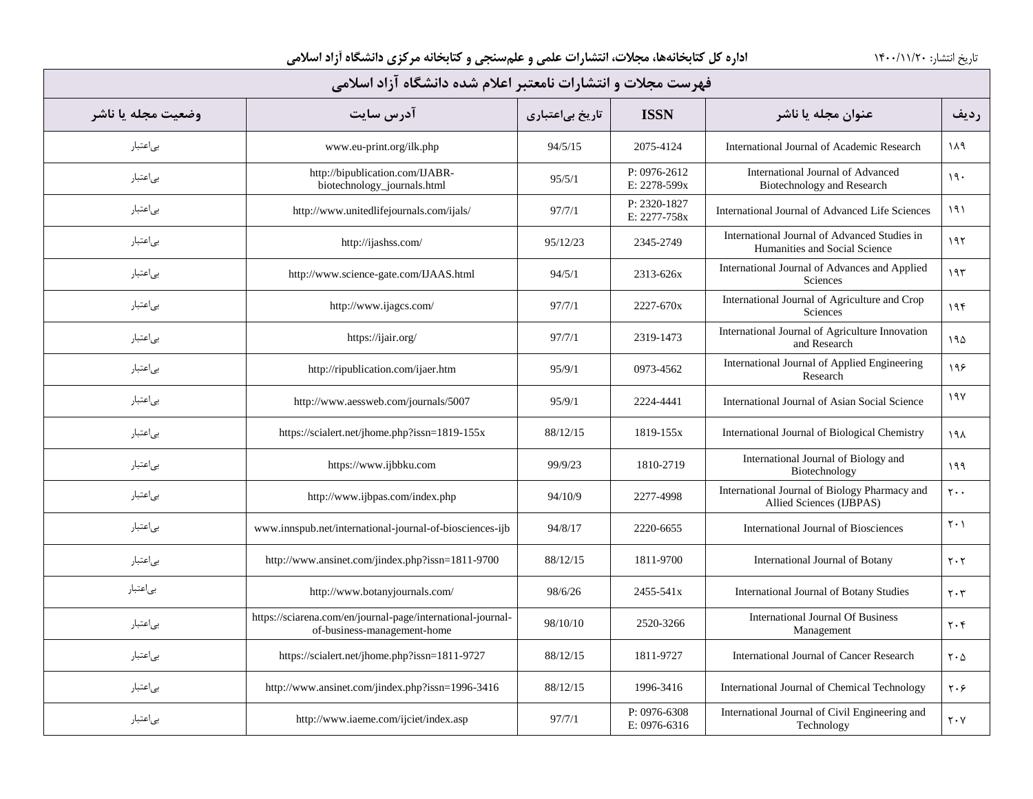## فهرست مجلات و انتشارات نامعتبر اعلام شده دانشگاه آزاد اسلامی

| ردیف | عنوان مجله یا ناشر | ISSN | تاریخ بی‌اعتباری | آدرس سایت | وضعیت مجله یا ناشر |
|---|---|---|---|---|---|
| ۱۸۹ | International Journal of Academic Research | 2075-4124 | 94/5/15 | www.eu-print.org/ilk.php | بی‌اعتبار |
| ۱۹۰ | International Journal of Advanced Biotechnology and Research | P: 0976-2612 E: 2278-599x | 95/5/1 | http://bipublication.com/IJABR-biotechnology_journals.html | بی‌اعتبار |
| ۱۹۱ | International Journal of Advanced Life Sciences | P: 2320-1827 E: 2277-758x | 97/7/1 | http://www.unitedlifejournals.com/ijals/ | بی‌اعتبار |
| ۱۹۲ | International Journal of Advanced Studies in Humanities and Social Science | 2345-2749 | 95/12/23 | http://ijashss.com/ | بی‌اعتبار |
| ۱۹۳ | International Journal of Advances and Applied Sciences | 2313-626x | 94/5/1 | http://www.science-gate.com/IJAAS.html | بی‌اعتبار |
| ۱۹۴ | International Journal of Agriculture and Crop Sciences | 2227-670x | 97/7/1 | http://www.ijagcs.com/ | بی‌اعتبار |
| ۱۹۵ | International Journal of Agriculture Innovation and Research | 2319-1473 | 97/7/1 | https://ijair.org/ | بی‌اعتبار |
| ۱۹۶ | International Journal of Applied Engineering Research | 0973-4562 | 95/9/1 | http://ripublication.com/ijaer.htm | بی‌اعتبار |
| ۱۹۷ | International Journal of Asian Social Science | 2224-4441 | 95/9/1 | http://www.aessweb.com/journals/5007 | بی‌اعتبار |
| ۱۹۸ | International Journal of Biological Chemistry | 1819-155x | 88/12/15 | https://scialert.net/jhome.php?issn=1819-155x | بی‌اعتبار |
| ۱۹۹ | International Journal of Biology and Biotechnology | 1810-2719 | 99/9/23 | https://www.ijbbku.com | بی‌اعتبار |
| ۲۰۰ | International Journal of Biology Pharmacy and Allied Sciences (IJBPAS) | 2277-4998 | 94/10/9 | http://www.ijbpas.com/index.php | بی‌اعتبار |
| ۲۰۱ | International Journal of Biosciences | 2220-6655 | 94/8/17 | www.innspub.net/international-journal-of-biosciences-ijb | بی‌اعتبار |
| ۲۰۲ | International Journal of Botany | 1811-9700 | 88/12/15 | http://www.ansinet.com/jindex.php?issn=1811-9700 | بی‌اعتبار |
| ۲۰۳ | International Journal of Botany Studies | 2455-541x | 98/6/26 | http://www.botanyjournals.com/ | بی‌اعتبار |
| ۲۰۴ | International Journal Of Business Management | 2520-3266 | 98/10/10 | https://sciarena.com/en/journal-page/international-journal-of-business-management-home | بی‌اعتبار |
| ۲۰۵ | International Journal of Cancer Research | 1811-9727 | 88/12/15 | https://scialert.net/jhome.php?issn=1811-9727 | بی‌اعتبار |
| ۲۰۶ | International Journal of Chemical Technology | 1996-3416 | 88/12/15 | http://www.ansinet.com/jindex.php?issn=1996-3416 | بی‌اعتبار |
| ۲۰۷ | International Journal of Civil Engineering and Technology | P: 0976-6308 E: 0976-6316 | 97/7/1 | http://www.iaeme.com/ijciet/index.asp | بی‌اعتبار |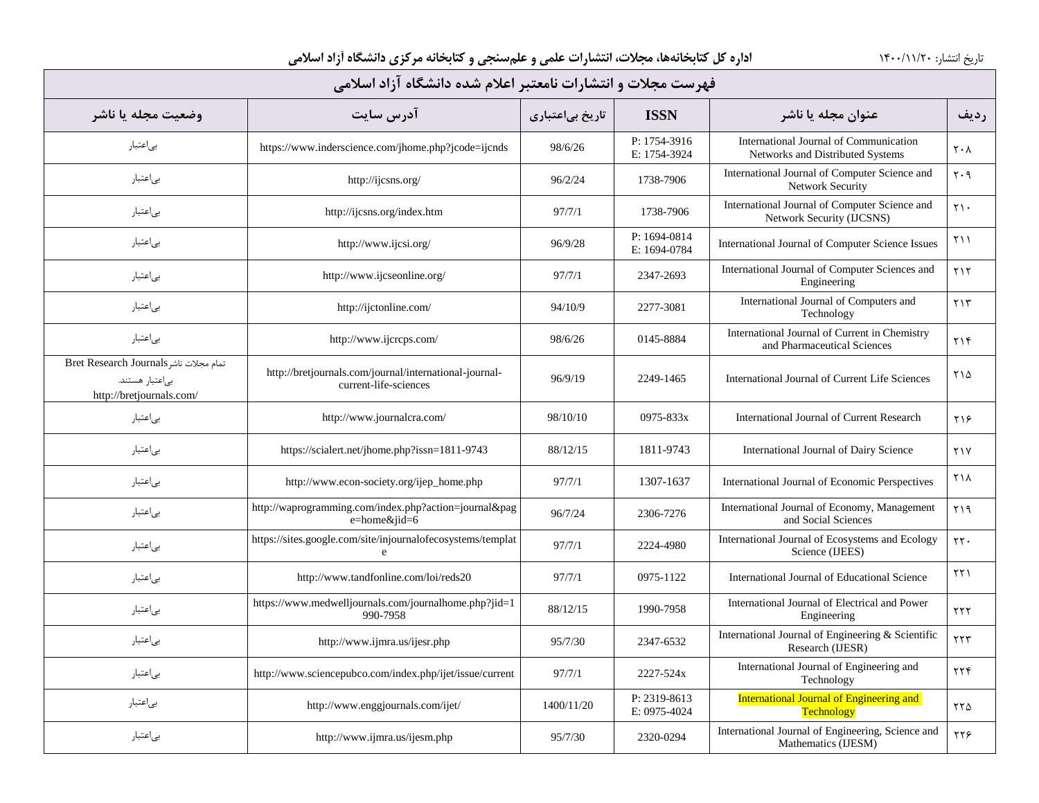اداره کل کتابخانه‌ها، مجلات، انتشارات علمی و علم‌سنجی و کتابخانه مرکزی دانشگاه آزاد اسلامی

تاریخ انتشار: ۱۴۰۰/۱۱/۲۰

## فهرست مجلات و انتشارات نامعتبر اعلام شده دانشگاه آزاد اسلامی

| ردیف | عنوان مجله یا ناشر | ISSN | تاریخ بی‌اعتباری | آدرس سایت | وضعیت مجله یا ناشر |
|---|---|---|---|---|---|
| ۲۰۸ | International Journal of Communication Networks and Distributed Systems | P: 1754-3916 E: 1754-3924 | 98/6/26 | https://www.inderscience.com/jhome.php?jcode=ijcnds | بی‌اعتبار |
| ۲۰۹ | International Journal of Computer Science and Network Security | 1738-7906 | 96/2/24 | http://ijcsns.org/ | بی‌اعتبار |
| ۲۱۰ | International Journal of Computer Science and Network Security (IJCSNS) | 1738-7906 | 97/7/1 | http://ijcsns.org/index.htm | بی‌اعتبار |
| ۲۱۱ | International Journal of Computer Science Issues | P: 1694-0814 E: 1694-0784 | 96/9/28 | http://www.ijcsi.org/ | بی‌اعتبار |
| ۲۱۲ | International Journal of Computer Sciences and Engineering | 2347-2693 | 97/7/1 | http://www.ijcseonline.org/ | بی‌اعتبار |
| ۲۱۳ | International Journal of Computers and Technology | 2277-3081 | 94/10/9 | http://ijctonline.com/ | بی‌اعتبار |
| ۲۱۴ | International Journal of Current in Chemistry and Pharmaceutical Sciences | 0145-8884 | 98/6/26 | http://www.ijcrcps.com/ | بی‌اعتبار |
| ۲۱۵ | International Journal of Current Life Sciences | 2249-1465 | 96/9/19 | http://bretjournals.com/journal/international-journal-current-life-sciences | تمام مجلات ناشر Bret Research Journals بی‌اعتبار هستند. http://bretjournals.com/ |
| ۲۱۶ | International Journal of Current Research | 0975-833x | 98/10/10 | http://www.journalcra.com/ | بی‌اعتبار |
| ۲۱۷ | International Journal of Dairy Science | 1811-9743 | 88/12/15 | https://scialert.net/jhome.php?issn=1811-9743 | بی‌اعتبار |
| ۲۱۸ | International Journal of Economic Perspectives | 1307-1637 | 97/7/1 | http://www.econ-society.org/ijep_home.php | بی‌اعتبار |
| ۲۱۹ | International Journal of Economy, Management and Social Sciences | 2306-7276 | 96/7/24 | http://waprogramming.com/index.php?action=journal&page=home&jid=6 | بی‌اعتبار |
| ۲۲۰ | International Journal of Ecosystems and Ecology Science (IJEES) | 2224-4980 | 97/7/1 | https://sites.google.com/site/injournalofecosystems/template | بی‌اعتبار |
| ۲۲۱ | International Journal of Educational Science | 0975-1122 | 97/7/1 | http://www.tandfonline.com/loi/reds20 | بی‌اعتبار |
| ۲۲۲ | International Journal of Electrical and Power Engineering | 1990-7958 | 88/12/15 | https://www.medwelljournals.com/journalhome.php?jid=1990-7958 | بی‌اعتبار |
| ۲۲۳ | International Journal of Engineering & Scientific Research (IJESR) | 2347-6532 | 95/7/30 | http://www.ijmra.us/ijesr.php | بی‌اعتبار |
| ۲۲۴ | International Journal of Engineering and Technology | 2227-524x | 97/7/1 | http://www.sciencepubco.com/index.php/ijet/issue/current | بی‌اعتبار |
| ۲۲۵ | International Journal of Engineering and Technology | P: 2319-8613 E: 0975-4024 | 1400/11/20 | http://www.enggjournals.com/ijet/ | بی‌اعتبار |
| ۲۲۶ | International Journal of Engineering, Science and Mathematics (IJESM) | 2320-0294 | 95/7/30 | http://www.ijmra.us/ijesm.php | بی‌اعتبار |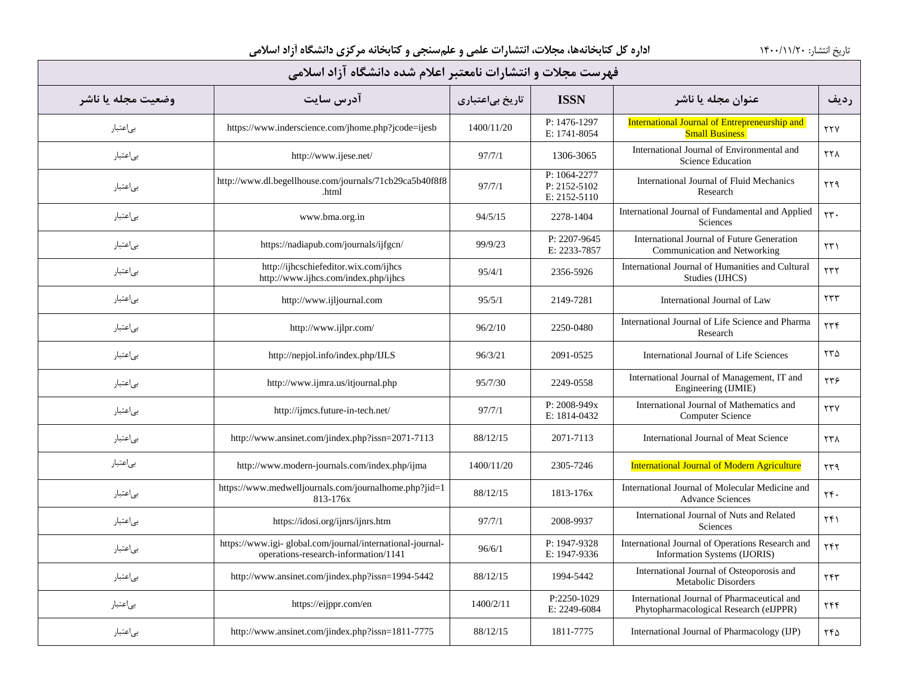# فهرست مجلات و انتشارات نامعتبر اعلام شده دانشگاه آزاد اسلامی

| ردیف | عنوان مجله یا ناشر | ISSN | تاریخ بی‌اعتباری | آدرس سایت | وضعیت مجله یا ناشر |
|---|---|---|---|---|---|
| ۲۲۷ | International Journal of Entrepreneurship and Small Business | P: 1476-1297<br>E: 1741-8054 | 1400/11/20 | https://www.inderscience.com/jhome.php?jcode=ijesb | بی‌اعتبار |
| ۲۲۸ | International Journal of Environmental and Science Education | 1306-3065 | 97/7/1 | http://www.ijese.net/ | بی‌اعتبار |
| ۲۲۹ | International Journal of Fluid Mechanics Research | P: 1064-2277<br>P: 2152-5102<br>E: 2152-5110 | 97/7/1 | http://www.dl.begellhouse.com/journals/71cb29ca5b40f8f8.html | بی‌اعتبار |
| ۲۳۰ | International Journal of Fundamental and Applied Sciences | 2278-1404 | 94/5/15 | www.bma.org.in | بی‌اعتبار |
| ۲۳۱ | International Journal of Future Generation Communication and Networking | P: 2207-9645<br>E: 2233-7857 | 99/9/23 | https://nadiapub.com/journals/ijfgcn/ | بی‌اعتبار |
| ۲۳۲ | International Journal of Humanities and Cultural Studies (IJHCS) | 2356-5926 | 95/4/1 | http://ijhcschiefeditor.wix.com/ijhcs<br>http://www.ijhcs.com/index.php/ijhcs | بی‌اعتبار |
| ۲۳۳ | International Journal of Law | 2149-7281 | 95/5/1 | http://www.ijljournal.com | بی‌اعتبار |
| ۲۳۴ | International Journal of Life Science and Pharma Research | 2250-0480 | 96/2/10 | http://www.ijlpr.com/ | بی‌اعتبار |
| ۲۳۵ | International Journal of Life Sciences | 2091-0525 | 96/3/21 | http://nepjol.info/index.php/IJLS | بی‌اعتبار |
| ۲۳۶ | International Journal of Management, IT and Engineering (IJMIE) | 2249-0558 | 95/7/30 | http://www.ijmra.us/itjournal.php | بی‌اعتبار |
| ۲۳۷ | International Journal of Mathematics and Computer Science | P: 2008-949x<br>E: 1814-0432 | 97/7/1 | http://ijmcs.future-in-tech.net/ | بی‌اعتبار |
| ۲۳۸ | International Journal of Meat Science | 2071-7113 | 88/12/15 | http://www.ansinet.com/jindex.php?issn=2071-7113 | بی‌اعتبار |
| ۲۳۹ | International Journal of Modern Agriculture | 2305-7246 | 1400/11/20 | http://www.modern-journals.com/index.php/ijma | بی‌اعتبار |
| ۲۴۰ | International Journal of Molecular Medicine and Advance Sciences | 1813-176x | 88/12/15 | https://www.medwelljournals.com/journalhome.php?jid=1813-176x | بی‌اعتبار |
| ۲۴۱ | International Journal of Nuts and Related Sciences | 2008-9937 | 97/7/1 | https://idosi.org/ijnrs/ijnrs.htm | بی‌اعتبار |
| ۲۴۲ | International Journal of Operations Research and Information Systems (IJORIS) | P: 1947-9328<br>E: 1947-9336 | 96/6/1 | https://www.igi- global.com/journal/international-journal-operations-research-information/1141 | بی‌اعتبار |
| ۲۴۳ | International Journal of Osteoporosis and Metabolic Disorders | 1994-5442 | 88/12/15 | http://www.ansinet.com/jindex.php?issn=1994-5442 | بی‌اعتبار |
| ۲۴۴ | International Journal of Pharmaceutical and Phytopharmacological Research (eIJPPR) | P:2250-1029<br>E: 2249-6084 | 1400/2/11 | https://eijppr.com/en | بی‌اعتبار |
| ۲۴۵ | International Journal of Pharmacology (IJP) | 1811-7775 | 88/12/15 | http://www.ansinet.com/jindex.php?issn=1811-7775 | بی‌اعتبار |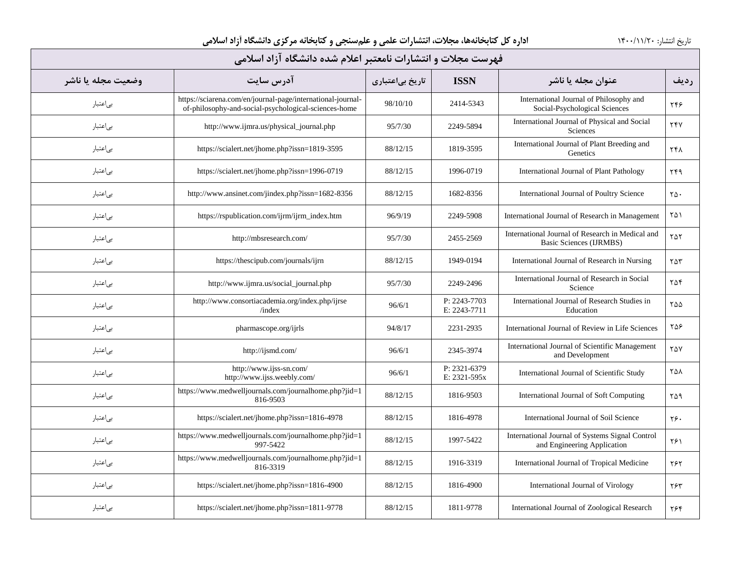اداره کل کتابخانه‌ها، مجلات، انتشارات علمی و علم‌سنجی و کتابخانه مرکزی دانشگاه آزاد اسلامی

تاریخ انتشار: ۱۴۰۰/۱۱/۲۰

## فهرست مجلات و انتشارات نامعتبر اعلام شده دانشگاه آزاد اسلامی

| ردیف | عنوان مجله یا ناشر | ISSN | تاریخ بی‌اعتباری | آدرس سایت | وضعیت مجله یا ناشر |
|---|---|---|---|---|---|
| ۲۴۶ | International Journal of Philosophy and Social-Psychological Sciences | 2414-5343 | 98/10/10 | https://sciarena.com/en/journal-page/international-journal-of-philosophy-and-social-psychological-sciences-home | بی‌اعتبار |
| ۲۴۷ | International Journal of Physical and Social Sciences | 2249-5894 | 95/7/30 | http://www.ijmra.us/physical_journal.php | بی‌اعتبار |
| ۲۴۸ | International Journal of Plant Breeding and Genetics | 1819-3595 | 88/12/15 | https://scialert.net/jhome.php?issn=1819-3595 | بی‌اعتبار |
| ۲۴۹ | International Journal of Plant Pathology | 1996-0719 | 88/12/15 | https://scialert.net/jhome.php?issn=1996-0719 | بی‌اعتبار |
| ۲۵۰ | International Journal of Poultry Science | 1682-8356 | 88/12/15 | http://www.ansinet.com/jindex.php?issn=1682-8356 | بی‌اعتبار |
| ۲۵۱ | International Journal of Research in Management | 2249-5908 | 96/9/19 | https://rspublication.com/ijrm/ijrm_index.htm | بی‌اعتبار |
| ۲۵۲ | International Journal of Research in Medical and Basic Sciences (IJRMBS) | 2455-2569 | 95/7/30 | http://mbsresearch.com/ | بی‌اعتبار |
| ۲۵۳ | International Journal of Research in Nursing | 1949-0194 | 88/12/15 | https://thescipub.com/journals/ijrn | بی‌اعتبار |
| ۲۵۴ | International Journal of Research in Social Science | 2249-2496 | 95/7/30 | http://www.ijmra.us/social_journal.php | بی‌اعتبار |
| ۲۵۵ | International Journal of Research Studies in Education | P: 2243-7703<br>E: 2243-7711 | 96/6/1 | http://www.consortiacademia.org/index.php/ijrse/index | بی‌اعتبار |
| ۲۵۶ | International Journal of Review in Life Sciences | 2231-2935 | 94/8/17 | pharmascope.org/ijrls | بی‌اعتبار |
| ۲۵۷ | International Journal of Scientific Management and Development | 2345-3974 | 96/6/1 | http://ijsmd.com/ | بی‌اعتبار |
| ۲۵۸ | International Journal of Scientific Study | P: 2321-6379<br>E: 2321-595x | 96/6/1 | http://www.ijss-sn.com/<br>http://www.ijss.weebly.com/ | بی‌اعتبار |
| ۲۵۹ | International Journal of Soft Computing | 1816-9503 | 88/12/15 | https://www.medwelljournals.com/journalhome.php?jid=1816-9503 | بی‌اعتبار |
| ۲۶۰ | International Journal of Soil Science | 1816-4978 | 88/12/15 | https://scialert.net/jhome.php?issn=1816-4978 | بی‌اعتبار |
| ۲۶۱ | International Journal of Systems Signal Control and Engineering Application | 1997-5422 | 88/12/15 | https://www.medwelljournals.com/journalhome.php?jid=1997-5422 | بی‌اعتبار |
| ۲۶۲ | International Journal of Tropical Medicine | 1916-3319 | 88/12/15 | https://www.medwelljournals.com/journalhome.php?jid=1816-3319 | بی‌اعتبار |
| ۲۶۳ | International Journal of Virology | 1816-4900 | 88/12/15 | https://scialert.net/jhome.php?issn=1816-4900 | بی‌اعتبار |
| ۲۶۴ | International Journal of Zoological Research | 1811-9778 | 88/12/15 | https://scialert.net/jhome.php?issn=1811-9778 | بی‌اعتبار |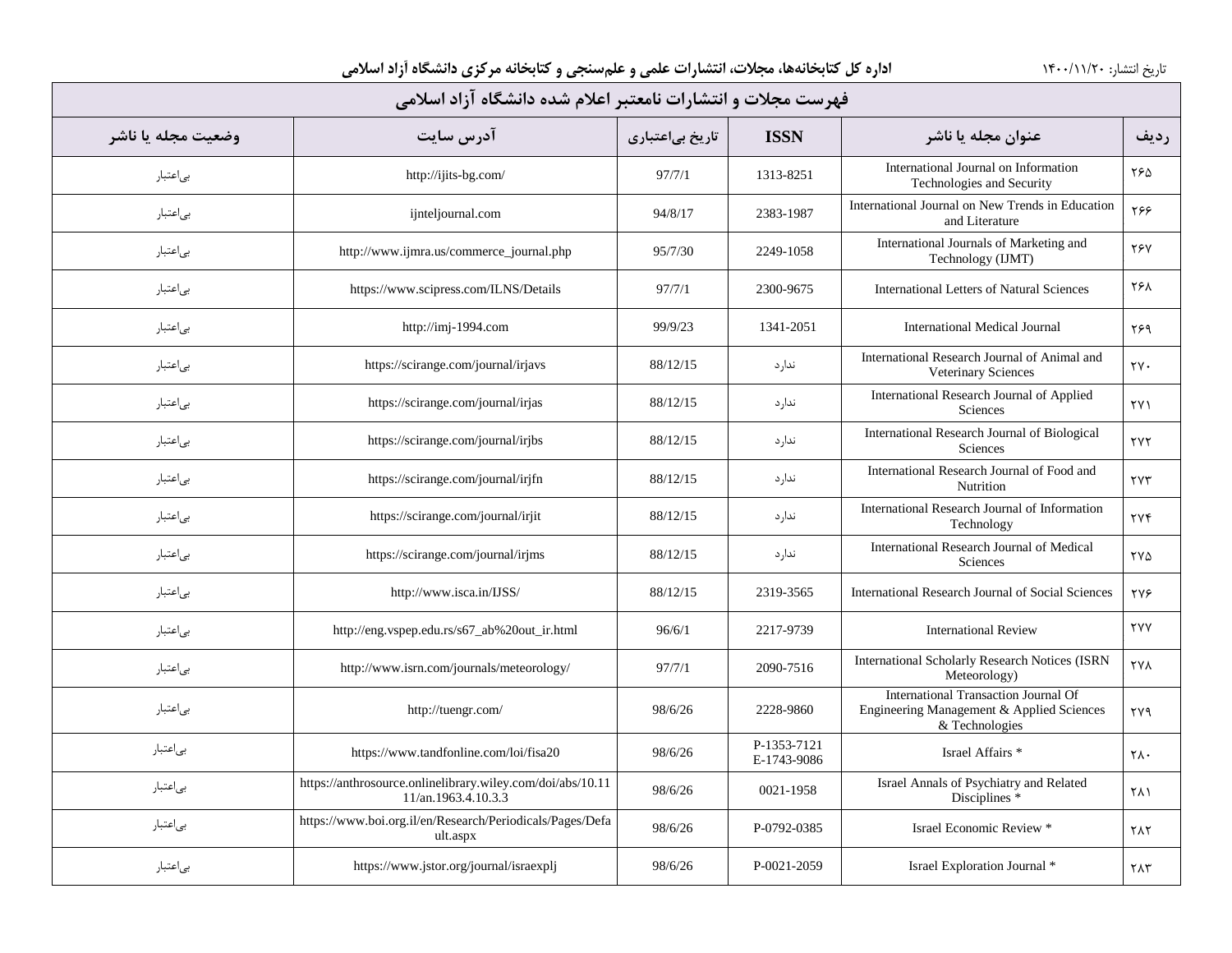| ردیف | عنوان مجله یا ناشر | ISSN | تاریخ بی‌اعتباری | آدرس سایت | وضعیت مجله یا ناشر |
|---|---|---|---|---|---|
| ۲۶۵ | International Journal on Information Technologies and Security | 1313-8251 | 97/7/1 | http://ijits-bg.com/ | بی‌اعتبار |
| ۲۶۶ | International Journal on New Trends in Education and Literature | 2383-1987 | 94/8/17 | ijnteljournal.com | بی‌اعتبار |
| ۲۶۷ | International Journals of Marketing and Technology (IJMT) | 2249-1058 | 95/7/30 | http://www.ijmra.us/commerce_journal.php | بی‌اعتبار |
| ۲۶۸ | International Letters of Natural Sciences | 2300-9675 | 97/7/1 | https://www.scipress.com/ILNS/Details | بی‌اعتبار |
| ۲۶۹ | International Medical Journal | 1341-2051 | 99/9/23 | http://imj-1994.com | بی‌اعتبار |
| ۲۷۰ | International Research Journal of Animal and Veterinary Sciences | ندارد | 88/12/15 | https://scirange.com/journal/irjavs | بی‌اعتبار |
| ۲۷۱ | International Research Journal of Applied Sciences | ندارد | 88/12/15 | https://scirange.com/journal/irjas | بی‌اعتبار |
| ۲۷۲ | International Research Journal of Biological Sciences | ندارد | 88/12/15 | https://scirange.com/journal/irjbs | بی‌اعتبار |
| ۲۷۳ | International Research Journal of Food and Nutrition | ندارد | 88/12/15 | https://scirange.com/journal/irjfn | بی‌اعتبار |
| ۲۷۴ | International Research Journal of Information Technology | ندارد | 88/12/15 | https://scirange.com/journal/irjit | بی‌اعتبار |
| ۲۷۵ | International Research Journal of Medical Sciences | ندارد | 88/12/15 | https://scirange.com/journal/irjms | بی‌اعتبار |
| ۲۷۶ | International Research Journal of Social Sciences | 2319-3565 | 88/12/15 | http://www.isca.in/IJSS/ | بی‌اعتبار |
| ۲۷۷ | International Review | 2217-9739 | 96/6/1 | http://eng.vspep.edu.rs/s67_ab%20out_ir.html | بی‌اعتبار |
| ۲۷۸ | International Scholarly Research Notices (ISRN Meteorology) | 2090-7516 | 97/7/1 | http://www.isrn.com/journals/meteorology/ | بی‌اعتبار |
| ۲۷۹ | International Transaction Journal Of Engineering Management & Applied Sciences & Technologies | 2228-9860 | 98/6/26 | http://tuengr.com/ | بی‌اعتبار |
| ۲۸۰ | Israel Affairs * | P-1353-7121 E-1743-9086 | 98/6/26 | https://www.tandfonline.com/loi/fisa20 | بی‌اعتبار |
| ۲۸۱ | Israel Annals of Psychiatry and Related Disciplines * | 0021-1958 | 98/6/26 | https://anthrosource.onlinelibrary.wiley.com/doi/abs/10.1111/an.1963.4.10.3.3 | بی‌اعتبار |
| ۲۸۲ | Israel Economic Review * | P-0792-0385 | 98/6/26 | https://www.boi.org.il/en/Research/Periodicals/Pages/Default.aspx | بی‌اعتبار |
| ۲۸۳ | Israel Exploration Journal * | P-0021-2059 | 98/6/26 | https://www.jstor.org/journal/israexplj | بی‌اعتبار |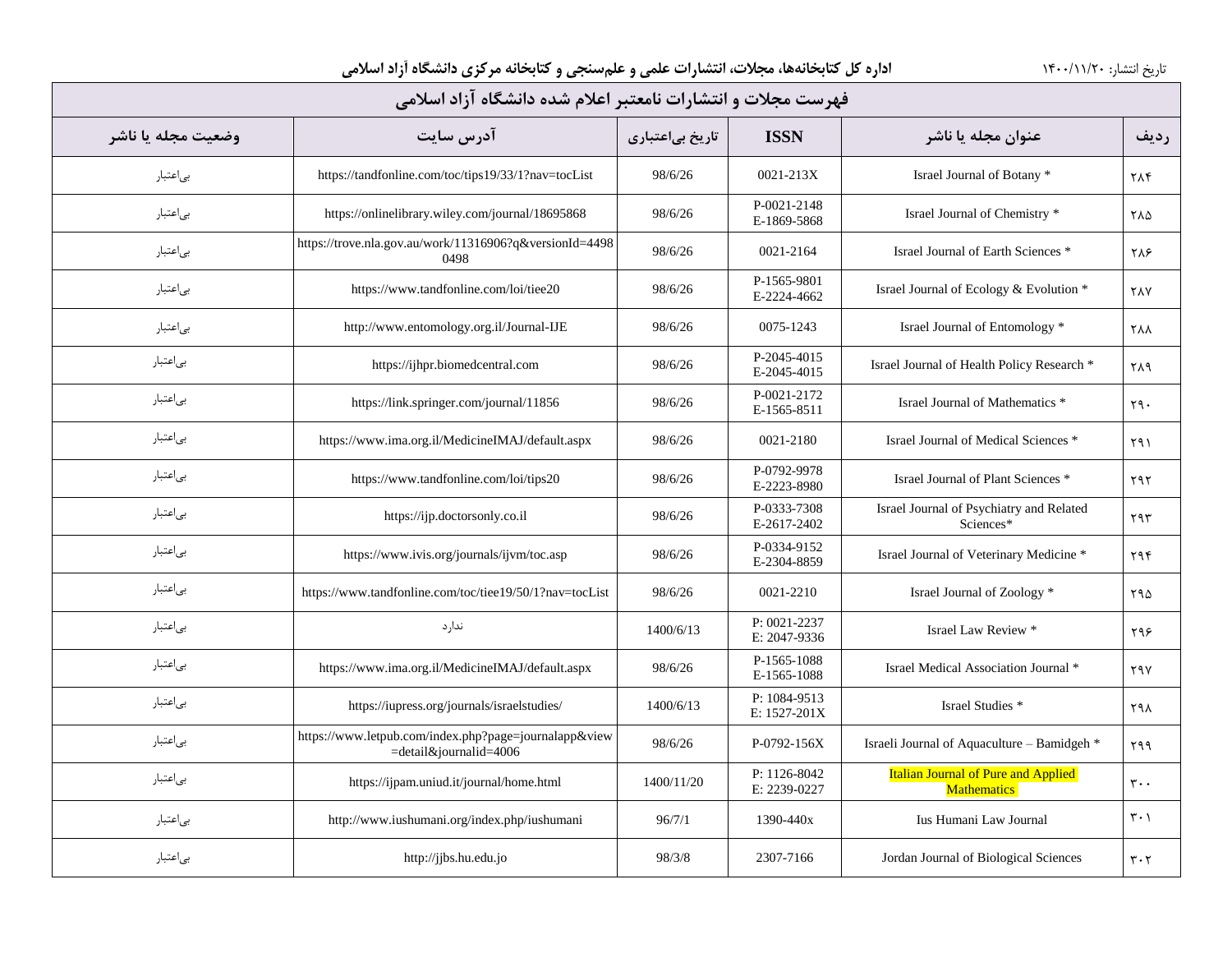| ردیف | عنوان مجله یا ناشر | ISSN | تاریخ بی‌اعتباری | آدرس سایت | وضعیت مجله یا ناشر |
|---|---|---|---|---|---|
| ۲۸۴ | Israel Journal of Botany * | 0021-213X | 98/6/26 | https://tandfonline.com/toc/tips19/33/1?nav=tocList | بی‌اعتبار |
| ۲۸۵ | Israel Journal of Chemistry * | P-0021-2148 E-1869-5868 | 98/6/26 | https://onlinelibrary.wiley.com/journal/18695868 | بی‌اعتبار |
| ۲۸۶ | Israel Journal of Earth Sciences * | 0021-2164 | 98/6/26 | https://trove.nla.gov.au/work/11316906?q&versionId=44980498 | بی‌اعتبار |
| ۲۸۷ | Israel Journal of Ecology & Evolution * | P-1565-9801 E-2224-4662 | 98/6/26 | https://www.tandfonline.com/loi/tiee20 | بی‌اعتبار |
| ۲۸۸ | Israel Journal of Entomology * | 0075-1243 | 98/6/26 | http://www.entomology.org.il/Journal-IJE | بی‌اعتبار |
| ۲۸۹ | Israel Journal of Health Policy Research * | P-2045-4015 E-2045-4015 | 98/6/26 | https://ijhpr.biomedcentral.com | بی‌اعتبار |
| ۲۹۰ | Israel Journal of Mathematics * | P-0021-2172 E-1565-8511 | 98/6/26 | https://link.springer.com/journal/11856 | بی‌اعتبار |
| ۲۹۱ | Israel Journal of Medical Sciences * | 0021-2180 | 98/6/26 | https://www.ima.org.il/MedicineIMAJ/default.aspx | بی‌اعتبار |
| ۲۹۲ | Israel Journal of Plant Sciences * | P-0792-9978 E-2223-8980 | 98/6/26 | https://www.tandfonline.com/loi/tips20 | بی‌اعتبار |
| ۲۹۳ | Israel Journal of Psychiatry and Related Sciences* | P-0333-7308 E-2617-2402 | 98/6/26 | https://ijp.doctorsonly.co.il | بی‌اعتبار |
| ۲۹۴ | Israel Journal of Veterinary Medicine * | P-0334-9152 E-2304-8859 | 98/6/26 | https://www.ivis.org/journals/ijvm/toc.asp | بی‌اعتبار |
| ۲۹۵ | Israel Journal of Zoology * | 0021-2210 | 98/6/26 | https://www.tandfonline.com/toc/tiee19/50/1?nav=tocList | بی‌اعتبار |
| ۲۹۶ | Israel Law Review * | P: 0021-2237 E: 2047-9336 | 1400/6/13 | ندارد | بی‌اعتبار |
| ۲۹۷ | Israel Medical Association Journal * | P-1565-1088 E-1565-1088 | 98/6/26 | https://www.ima.org.il/MedicineIMAJ/default.aspx | بی‌اعتبار |
| ۲۹۸ | Israel Studies * | P: 1084-9513 E: 1527-201X | 1400/6/13 | https://iupress.org/journals/israelstudies/ | بی‌اعتبار |
| ۲۹۹ | Israeli Journal of Aquaculture – Bamidgeh * | P-0792-156X | 98/6/26 | https://www.letpub.com/index.php?page=journalapp&view=detail&journalid=4006 | بی‌اعتبار |
| ۳۰۰ | Italian Journal of Pure and Applied Mathematics | P: 1126-8042 E: 2239-0227 | 1400/11/20 | https://ijpam.uniud.it/journal/home.html | بی‌اعتبار |
| ۳۰۱ | Ius Humani Law Journal | 1390-440x | 96/7/1 | http://www.iushumani.org/index.php/iushumani | بی‌اعتبار |
| ۳۰۲ | Jordan Journal of Biological Sciences | 2307-7166 | 98/3/8 | http://jjbs.hu.edu.jo | بی‌اعتبار |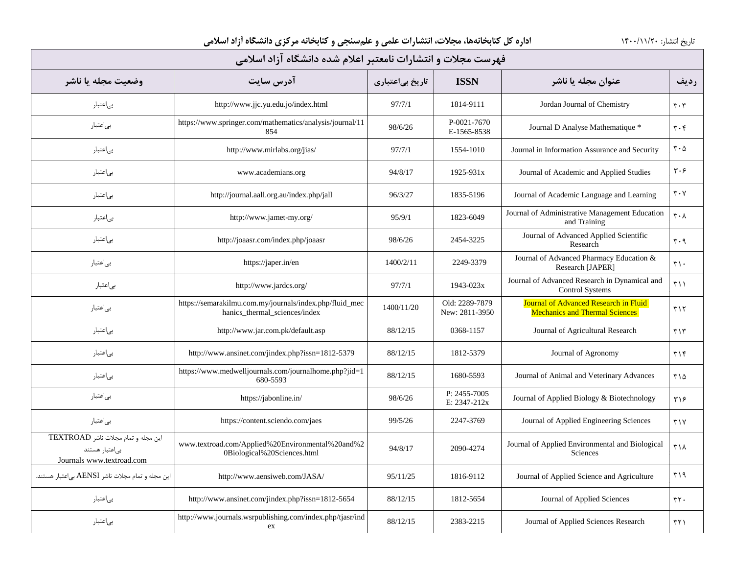تاریخ انتشار: ۱۴۰۰/۱۱/۲۰

**اداره کل کتابخانه‌ها، مجلات، انتشارات علمی و علم‌سنجی و کتابخانه مرکزی دانشگاه آزاد اسلامی**

## فهرست مجلات و انتشارات نامعتبر اعلام شده دانشگاه آزاد اسلامی

| ردیف | عنوان مجله یا ناشر | ISSN | تاریخ بی‌اعتباری | آدرس سایت | وضعیت مجله یا ناشر |
|---|---|---|---|---|---|
| ۳۰۳ | Jordan Journal of Chemistry | 1814-9111 | 97/7/1 | http://www.jjc.yu.edu.jo/index.html | بی‌اعتبار |
| ۳۰۴ | Journal D Analyse Mathematique * | P-0021-7670 E-1565-8538 | 98/6/26 | https://www.springer.com/mathematics/analysis/journal/11854 | بی‌اعتبار |
| ۳۰۵ | Journal in Information Assurance and Security | 1554-1010 | 97/7/1 | http://www.mirlabs.org/jias/ | بی‌اعتبار |
| ۳۰۶ | Journal of Academic and Applied Studies | 1925-931x | 94/8/17 | www.academians.org | بی‌اعتبار |
| ۳۰۷ | Journal of Academic Language and Learning | 1835-5196 | 96/3/27 | http://journal.aall.org.au/index.php/jall | بی‌اعتبار |
| ۳۰۸ | Journal of Administrative Management Education and Training | 1823-6049 | 95/9/1 | http://www.jamet-my.org/ | بی‌اعتبار |
| ۳۰۹ | Journal of Advanced Applied Scientific Research | 2454-3225 | 98/6/26 | http://joaasr.com/index.php/joaasr | بی‌اعتبار |
| ۳۱۰ | Journal of Advanced Pharmacy Education & Research [JAPER] | 2249-3379 | 1400/2/11 | https://japer.in/en | بی‌اعتبار |
| ۳۱۱ | Journal of Advanced Research in Dynamical and Control Systems | 1943-023x | 97/7/1 | http://www.jardcs.org/ | بی‌اعتبار |
| ۳۱۲ | Journal of Advanced Research in Fluid Mechanics and Thermal Sciences | Old: 2289-7879 New: 2811-3950 | 1400/11/20 | https://semarakilmu.com.my/journals/index.php/fluid_mechanics_thermal_sciences/index | بی‌اعتبار |
| ۳۱۳ | Journal of Agricultural Research | 0368-1157 | 88/12/15 | http://www.jar.com.pk/default.asp | بی‌اعتبار |
| ۳۱۴ | Journal of Agronomy | 1812-5379 | 88/12/15 | http://www.ansinet.com/jindex.php?issn=1812-5379 | بی‌اعتبار |
| ۳۱۵ | Journal of Animal and Veterinary Advances | 1680-5593 | 88/12/15 | https://www.medwelljournals.com/journalhome.php?jid=1680-5593 | بی‌اعتبار |
| ۳۱۶ | Journal of Applied Biology & Biotechnology | P: 2455-7005 E: 2347-212x | 98/6/26 | https://jabonline.in/ | بی‌اعتبار |
| ۳۱۷ | Journal of Applied Engineering Sciences | 2247-3769 | 99/5/26 | https://content.sciendo.com/jaes | بی‌اعتبار |
| ۳۱۸ | Journal of Applied Environmental and Biological Sciences | 2090-4274 | 94/8/17 | www.textroad.com/Applied%20Environmental%20and%20Biological%20Sciences.html | این مجله و تمام مجلات ناشر TEXTROAD بی‌اعتبار هستند Journals www.textroad.com |
| ۳۱۹ | Journal of Applied Science and Agriculture | 1816-9112 | 95/11/25 | http://www.aensiweb.com/JASA/ | این مجله و تمام مجلات ناشر AENSI بی‌اعتبار هستند. |
| ۳۲۰ | Journal of Applied Sciences | 1812-5654 | 88/12/15 | http://www.ansinet.com/jindex.php?issn=1812-5654 | بی‌اعتبار |
| ۳۲۱ | Journal of Applied Sciences Research | 2383-2215 | 88/12/15 | http://www.journals.wsrpublishing.com/index.php/tjasr/index | بی‌اعتبار |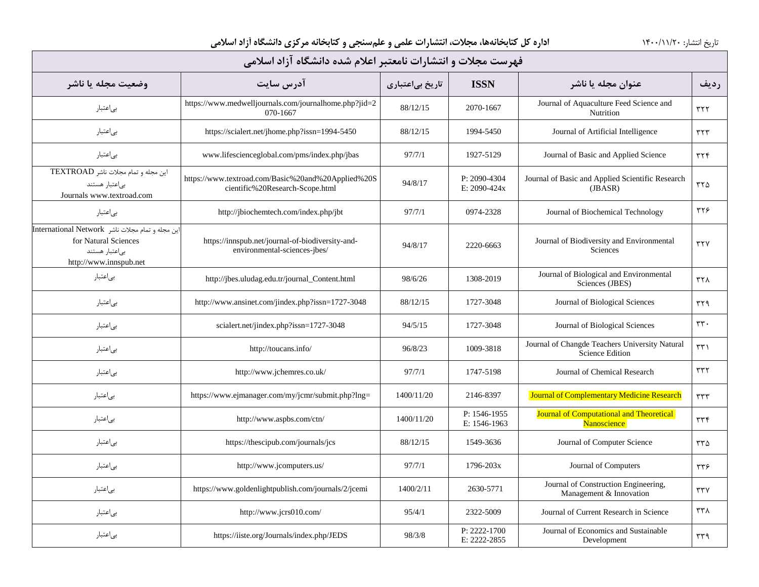اداره کل کتابخانه‌ها، مجلات، انتشارات علمی و علم‌سنجی و کتابخانه مرکزی دانشگاه آزاد اسلامی

تاریخ انتشار: ۱۴۰۰/۱۱/۲۰

## فهرست مجلات و انتشارات نامعتبر اعلام شده دانشگاه آزاد اسلامی

| ردیف | عنوان مجله یا ناشر | ISSN | تاریخ بی‌اعتباری | آدرس سایت | وضعیت مجله یا ناشر |
|---|---|---|---|---|---|
| ۳۲۲ | Journal of Aquaculture Feed Science and Nutrition | 2070-1667 | 88/12/15 | https://www.medwelljournals.com/journalhome.php?jid=2070-1667 | بی‌اعتبار |
| ۳۲۳ | Journal of Artificial Intelligence | 1994-5450 | 88/12/15 | https://scialert.net/jhome.php?issn=1994-5450 | بی‌اعتبار |
| ۳۲۴ | Journal of Basic and Applied Science | 1927-5129 | 97/7/1 | www.lifescienceglobal.com/pms/index.php/jbas | بی‌اعتبار |
| ۳۲۵ | Journal of Basic and Applied Scientific Research (JBASR) | P: 2090-4304<br>E: 2090-424x | 94/8/17 | https://www.textroad.com/Basic%20and%20Applied%20Scientific%20Research-Scope.html | این مجله و تمام مجلات ناشر TEXTROAD بی‌اعتبار هستند<br>Journals www.textroad.com |
| ۳۲۶ | Journal of Biochemical Technology | 0974-2328 | 97/7/1 | http://jbiochemtech.com/index.php/jbt | بی‌اعتبار |
| ۳۲۷ | Journal of Biodiversity and Environmental Sciences | 2220-6663 | 94/8/17 | https://innspub.net/journal-of-biodiversity-and-environmental-sciences-jbes/ | این مجله و تمام مجلات ناشر International Network for Natural Sciences بی‌اعتبار هستند<br>http://www.innspub.net |
| ۳۲۸ | Journal of Biological and Environmental Sciences (JBES) | 1308-2019 | 98/6/26 | http://jbes.uludag.edu.tr/journal_Content.html | بی‌اعتبار |
| ۳۲۹ | Journal of Biological Sciences | 1727-3048 | 88/12/15 | http://www.ansinet.com/jindex.php?issn=1727-3048 | بی‌اعتبار |
| ۳۳۰ | Journal of Biological Sciences | 1727-3048 | 94/5/15 | scialert.net/jindex.php?issn=1727-3048 | بی‌اعتبار |
| ۳۳۱ | Journal of Changde Teachers University Natural Science Edition | 1009-3818 | 96/8/23 | http://toucans.info/ | بی‌اعتبار |
| ۳۳۲ | Journal of Chemical Research | 1747-5198 | 97/7/1 | http://www.jchemres.co.uk/ | بی‌اعتبار |
| ۳۳۳ | Journal of Complementary Medicine Research | 2146-8397 | 1400/11/20 | https://www.ejmanager.com/my/jcmr/submit.php?lng= | بی‌اعتبار |
| ۳۳۴ | Journal of Computational and Theoretical Nanoscience | P: 1546-1955<br>E: 1546-1963 | 1400/11/20 | http://www.aspbs.com/ctn/ | بی‌اعتبار |
| ۳۳۵ | Journal of Computer Science | 1549-3636 | 88/12/15 | https://thescipub.com/journals/jcs | بی‌اعتبار |
| ۳۳۶ | Journal of Computers | 1796-203x | 97/7/1 | http://www.jcomputers.us/ | بی‌اعتبار |
| ۳۳۷ | Journal of Construction Engineering, Management & Innovation | 2630-5771 | 1400/2/11 | https://www.goldenlightpublish.com/journals/2/jcemi | بی‌اعتبار |
| ۳۳۸ | Journal of Current Research in Science | 2322-5009 | 95/4/1 | http://www.jcrs010.com/ | بی‌اعتبار |
| ۳۳۹ | Journal of Economics and Sustainable Development | P: 2222-1700<br>E: 2222-2855 | 98/3/8 | https://iiste.org/Journals/index.php/JEDS | بی‌اعتبار |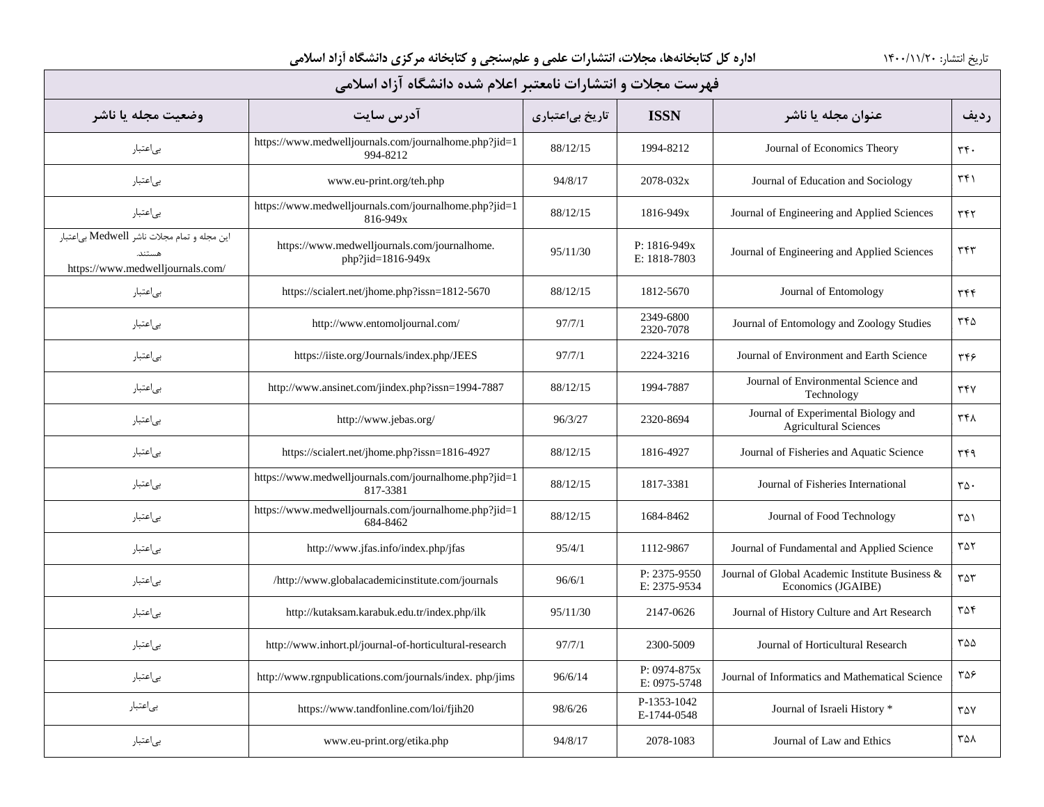تاریخ انتشار: ۱۴۰۰/۱۱/۲۰

**اداره کل کتابخانه‌ها، مجلات، انتشارات علمی و علم‌سنجی و کتابخانه مرکزی دانشگاه آزاد اسلامی**

## فهرست مجلات و انتشارات نامعتبر اعلام شده دانشگاه آزاد اسلامی

| ردیف | عنوان مجله یا ناشر | ISSN | تاریخ بی‌اعتباری | آدرس سایت | وضعیت مجله یا ناشر |
|---|---|---|---|---|---|
| ۳۴۰ | Journal of Economics Theory | 1994-8212 | 88/12/15 | https://www.medwelljournals.com/journalhome.php?jid=1994-8212 | بی‌اعتبار |
| ۳۴۱ | Journal of Education and Sociology | 2078-032x | 94/8/17 | www.eu-print.org/teh.php | بی‌اعتبار |
| ۳۴۲ | Journal of Engineering and Applied Sciences | 1816-949x | 88/12/15 | https://www.medwelljournals.com/journalhome.php?jid=1816-949x | بی‌اعتبار |
| ۳۴۳ | Journal of Engineering and Applied Sciences | P: 1816-949x E: 1818-7803 | 95/11/30 | https://www.medwelljournals.com/journalhome.php?jid=1816-949x | این مجله و تمام مجلات ناشر Medwell بی‌اعتبار هستند. https://www.medwelljournals.com/ |
| ۳۴۴ | Journal of Entomology | 1812-5670 | 88/12/15 | https://scialert.net/jhome.php?issn=1812-5670 | بی‌اعتبار |
| ۳۴۵ | Journal of Entomology and Zoology Studies | 2349-6800 2320-7078 | 97/7/1 | http://www.entomoljournal.com/ | بی‌اعتبار |
| ۳۴۶ | Journal of Environment and Earth Science | 2224-3216 | 97/7/1 | https://iiste.org/Journals/index.php/JEES | بی‌اعتبار |
| ۳۴۷ | Journal of Environmental Science and Technology | 1994-7887 | 88/12/15 | http://www.ansinet.com/jindex.php?issn=1994-7887 | بی‌اعتبار |
| ۳۴۸ | Journal of Experimental Biology and Agricultural Sciences | 2320-8694 | 96/3/27 | http://www.jebas.org/ | بی‌اعتبار |
| ۳۴۹ | Journal of Fisheries and Aquatic Science | 1816-4927 | 88/12/15 | https://scialert.net/jhome.php?issn=1816-4927 | بی‌اعتبار |
| ۳۵۰ | Journal of Fisheries International | 1817-3381 | 88/12/15 | https://www.medwelljournals.com/journalhome.php?jid=1817-3381 | بی‌اعتبار |
| ۳۵۱ | Journal of Food Technology | 1684-8462 | 88/12/15 | https://www.medwelljournals.com/journalhome.php?jid=1684-8462 | بی‌اعتبار |
| ۳۵۲ | Journal of Fundamental and Applied Science | 1112-9867 | 95/4/1 | http://www.jfas.info/index.php/jfas | بی‌اعتبار |
| ۳۵۳ | Journal of Global Academic Institute Business & Economics (JGAIBE) | P: 2375-9550 E: 2375-9534 | 96/6/1 | /http://www.globalacademicinstitute.com/journals | بی‌اعتبار |
| ۳۵۴ | Journal of History Culture and Art Research | 2147-0626 | 95/11/30 | http://kutaksam.karabuk.edu.tr/index.php/ilk | بی‌اعتبار |
| ۳۵۵ | Journal of Horticultural Research | 2300-5009 | 97/7/1 | http://www.inhort.pl/journal-of-horticultural-research | بی‌اعتبار |
| ۳۵۶ | Journal of Informatics and Mathematical Science | P: 0974-875x E: 0975-5748 | 96/6/14 | http://www.rgnpublications.com/journals/index. php/jims | بی‌اعتبار |
| ۳۵۷ | Journal of Israeli History * | P-1353-1042 E-1744-0548 | 98/6/26 | https://www.tandfonline.com/loi/fjih20 | بی‌اعتبار |
| ۳۵۸ | Journal of Law and Ethics | 2078-1083 | 94/8/17 | www.eu-print.org/etika.php | بی‌اعتبار |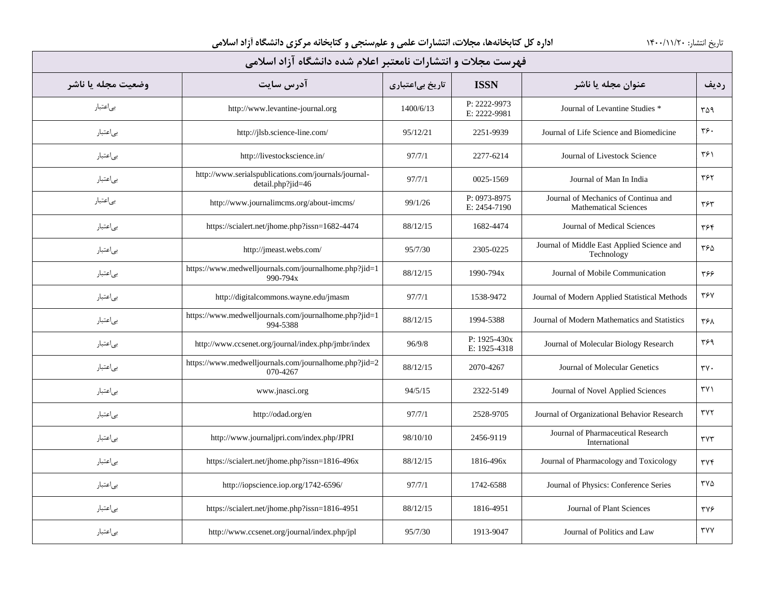## فهرست مجلات و انتشارات نامعتبر اعلام شده دانشگاه آزاد اسلامی

| ردیف | عنوان مجله یا ناشر | ISSN | تاریخ بی‌اعتباری | آدرس سایت | وضعیت مجله یا ناشر |
|---|---|---|---|---|---|
| ۳۵۹ | Journal of Levantine Studies * | P: 2222-9973 E: 2222-9981 | 1400/6/13 | http://www.levantine-journal.org | بی‌اعتبار |
| ۳۶۰ | Journal of Life Science and Biomedicine | 2251-9939 | 95/12/21 | http://jlsb.science-line.com/ | بی‌اعتبار |
| ۳۶۱ | Journal of Livestock Science | 2277-6214 | 97/7/1 | http://livestockscience.in/ | بی‌اعتبار |
| ۳۶۲ | Journal of Man In India | 0025-1569 | 97/7/1 | http://www.serialspublications.com/journals/journal-detail.php?jid=46 | بی‌اعتبار |
| ۳۶۳ | Journal of Mechanics of Continua and Mathematical Sciences | P: 0973-8975 E: 2454-7190 | 99/1/26 | http://www.journalimcms.org/about-imcms/ | بی‌اعتبار |
| ۳۶۴ | Journal of Medical Sciences | 1682-4474 | 88/12/15 | https://scialert.net/jhome.php?issn=1682-4474 | بی‌اعتبار |
| ۳۶۵ | Journal of Middle East Applied Science and Technology | 2305-0225 | 95/7/30 | http://jmeast.webs.com/ | بی‌اعتبار |
| ۳۶۶ | Journal of Mobile Communication | 1990-794x | 88/12/15 | https://www.medwelljournals.com/journalhome.php?jid=1990-794x | بی‌اعتبار |
| ۳۶۷ | Journal of Modern Applied Statistical Methods | 1538-9472 | 97/7/1 | http://digitalcommons.wayne.edu/jmasm | بی‌اعتبار |
| ۳۶۸ | Journal of Modern Mathematics and Statistics | 1994-5388 | 88/12/15 | https://www.medwelljournals.com/journalhome.php?jid=1994-5388 | بی‌اعتبار |
| ۳۶۹ | Journal of Molecular Biology Research | P: 1925-430x E: 1925-4318 | 96/9/8 | http://www.ccsenet.org/journal/index.php/jmbr/index | بی‌اعتبار |
| ۳۷۰ | Journal of Molecular Genetics | 2070-4267 | 88/12/15 | https://www.medwelljournals.com/journalhome.php?jid=2070-4267 | بی‌اعتبار |
| ۳۷۱ | Journal of Novel Applied Sciences | 2322-5149 | 94/5/15 | www.jnasci.org | بی‌اعتبار |
| ۳۷۲ | Journal of Organizational Behavior Research | 2528-9705 | 97/7/1 | http://odad.org/en | بی‌اعتبار |
| ۳۷۳ | Journal of Pharmaceutical Research International | 2456-9119 | 98/10/10 | http://www.journaljpri.com/index.php/JPRI | بی‌اعتبار |
| ۳۷۴ | Journal of Pharmacology and Toxicology | 1816-496x | 88/12/15 | https://scialert.net/jhome.php?issn=1816-496x | بی‌اعتبار |
| ۳۷۵ | Journal of Physics: Conference Series | 1742-6588 | 97/7/1 | http://iopscience.iop.org/1742-6596/ | بی‌اعتبار |
| ۳۷۶ | Journal of Plant Sciences | 1816-4951 | 88/12/15 | https://scialert.net/jhome.php?issn=1816-4951 | بی‌اعتبار |
| ۳۷۷ | Journal of Politics and Law | 1913-9047 | 95/7/30 | http://www.ccsenet.org/journal/index.php/jpl | بی‌اعتبار |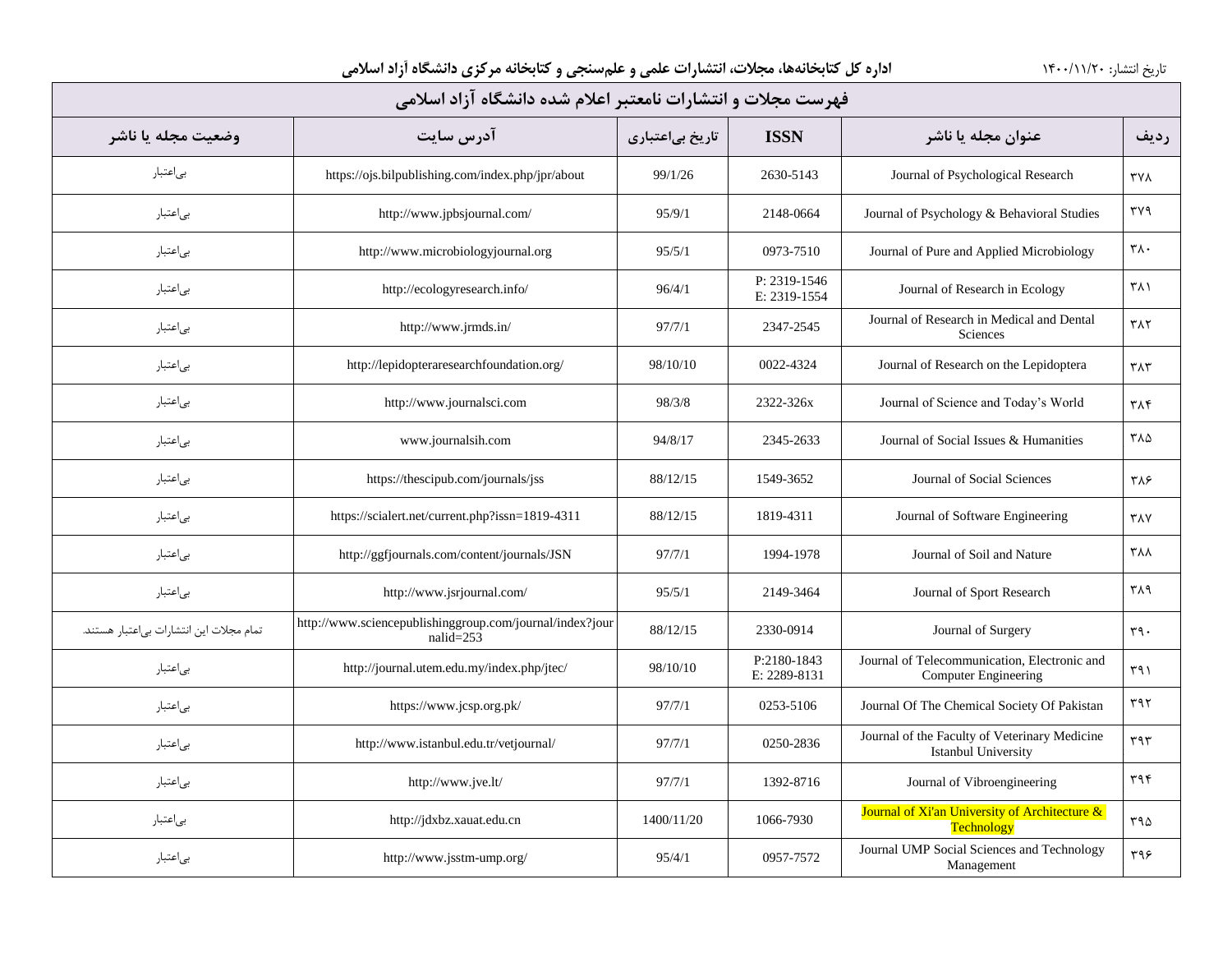# فهرست مجلات و انتشارات نامعتبر اعلام شده دانشگاه آزاد اسلامی

| ردیف | عنوان مجله یا ناشر | ISSN | تاریخ بی‌اعتباری | آدرس سایت | وضعیت مجله یا ناشر |
|---|---|---|---|---|---|
| ۳۷۸ | Journal of Psychological Research | 2630-5143 | 99/1/26 | https://ojs.bilpublishing.com/index.php/jpr/about | بی‌اعتبار |
| ۳۷۹ | Journal of Psychology & Behavioral Studies | 2148-0664 | 95/9/1 | http://www.jpbsjournal.com/ | بی‌اعتبار |
| ۳۸۰ | Journal of Pure and Applied Microbiology | 0973-7510 | 95/5/1 | http://www.microbiologyjournal.org | بی‌اعتبار |
| ۳۸۱ | Journal of Research in Ecology | P: 2319-1546 E: 2319-1554 | 96/4/1 | http://ecologyresearch.info/ | بی‌اعتبار |
| ۳۸۲ | Journal of Research in Medical and Dental Sciences | 2347-2545 | 97/7/1 | http://www.jrmds.in/ | بی‌اعتبار |
| ۳۸۳ | Journal of Research on the Lepidoptera | 0022-4324 | 98/10/10 | http://lepidopteraresearchfoundation.org/ | بی‌اعتبار |
| ۳۸۴ | Journal of Science and Today's World | 2322-326x | 98/3/8 | http://www.journalsci.com | بی‌اعتبار |
| ۳۸۵ | Journal of Social Issues & Humanities | 2345-2633 | 94/8/17 | www.journalsih.com | بی‌اعتبار |
| ۳۸۶ | Journal of Social Sciences | 1549-3652 | 88/12/15 | https://thescipub.com/journals/jss | بی‌اعتبار |
| ۳۸۷ | Journal of Software Engineering | 1819-4311 | 88/12/15 | https://scialert.net/current.php?issn=1819-4311 | بی‌اعتبار |
| ۳۸۸ | Journal of Soil and Nature | 1994-1978 | 97/7/1 | http://ggfjournals.com/content/journals/JSN | بی‌اعتبار |
| ۳۸۹ | Journal of Sport Research | 2149-3464 | 95/5/1 | http://www.jsrjournal.com/ | بی‌اعتبار |
| ۳۹۰ | Journal of Surgery | 2330-0914 | 88/12/15 | http://www.sciencepublishinggroup.com/journal/index?journalid=253 | تمام مجلات این انتشارات بی‌اعتبار هستند. |
| ۳۹۱ | Journal of Telecommunication, Electronic and Computer Engineering | P:2180-1843 E: 2289-8131 | 98/10/10 | http://journal.utem.edu.my/index.php/jtec/ | بی‌اعتبار |
| ۳۹۲ | Journal Of The Chemical Society Of Pakistan | 0253-5106 | 97/7/1 | https://www.jcsp.org.pk/ | بی‌اعتبار |
| ۳۹۳ | Journal of the Faculty of Veterinary Medicine Istanbul University | 0250-2836 | 97/7/1 | http://www.istanbul.edu.tr/vetjournal/ | بی‌اعتبار |
| ۳۹۴ | Journal of Vibroengineering | 1392-8716 | 97/7/1 | http://www.jve.lt/ | بی‌اعتبار |
| ۳۹۵ | Journal of Xi'an University of Architecture & Technology | 1066-7930 | 1400/11/20 | http://jdxbz.xauat.edu.cn | بی‌اعتبار |
| ۳۹۶ | Journal UMP Social Sciences and Technology Management | 0957-7572 | 95/4/1 | http://www.jsstm-ump.org/ | بی‌اعتبار |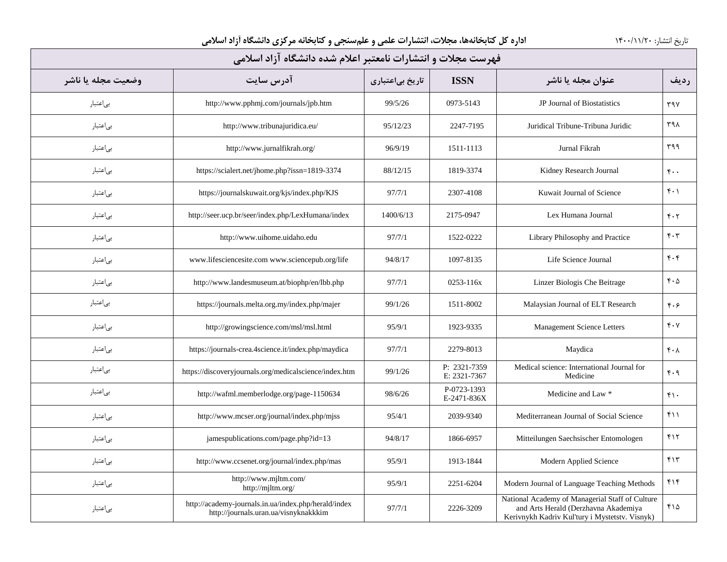تاریخ انتشار: ۱۴۰۰/۱۱/۲۰

**اداره کل کتابخانه‌ها، مجلات، انتشارات علمی و علم‌سنجی و کتابخانه مرکزی دانشگاه آزاد اسلامی**

| فهرست مجلات و انتشارات نامعتبر اعلام شده دانشگاه آزاد اسلامی | | | | | |
|---|---|---|---|---|---|
| ردیف | عنوان مجله یا ناشر | ISSN | تاریخ بی‌اعتباری | آدرس سایت | وضعیت مجله یا ناشر |
| ۳۹۷ | JP Journal of Biostatistics | 0973-5143 | 99/5/26 | http://www.pphmj.com/journals/jpb.htm | بی‌اعتبار |
| ۳۹۸ | Juridical Tribune-Tribuna Juridic | 2247-7195 | 95/12/23 | http://www.tribunajuridica.eu/ | بی‌اعتبار |
| ۳۹۹ | Jurnal Fikrah | 1511-1113 | 96/9/19 | http://www.jurnalfikrah.org/ | بی‌اعتبار |
| ۴۰۰ | Kidney Research Journal | 1819-3374 | 88/12/15 | https://scialert.net/jhome.php?issn=1819-3374 | بی‌اعتبار |
| ۴۰۱ | Kuwait Journal of Science | 2307-4108 | 97/7/1 | https://journalskuwait.org/kjs/index.php/KJS | بی‌اعتبار |
| ۴۰۲ | Lex Humana Journal | 2175-0947 | 1400/6/13 | http://seer.ucp.br/seer/index.php/LexHumana/index | بی‌اعتبار |
| ۴۰۳ | Library Philosophy and Practice | 1522-0222 | 97/7/1 | http://www.uihome.uidaho.edu | بی‌اعتبار |
| ۴۰۴ | Life Science Journal | 1097-8135 | 94/8/17 | www.lifesciencesite.com www.sciencepub.org/life | بی‌اعتبار |
| ۴۰۵ | Linzer Biologis Che Beitrage | 0253-116x | 97/7/1 | http://www.landesmuseum.at/biophp/en/lbb.php | بی‌اعتبار |
| ۴۰۶ | Malaysian Journal of ELT Research | 1511-8002 | 99/1/26 | https://journals.melta.org.my/index.php/majer | بی‌اعتبار |
| ۴۰۷ | Management Science Letters | 1923-9335 | 95/9/1 | http://growingscience.com/msl/msl.html | بی‌اعتبار |
| ۴۰۸ | Maydica | 2279-8013 | 97/7/1 | https://journals-crea.4science.it/index.php/maydica | بی‌اعتبار |
| ۴۰۹ | Medical science: International Journal for Medicine | P: 2321-7359<br>E: 2321-7367 | 99/1/26 | https://discoveryjournals.org/medicalscience/index.htm | بی‌اعتبار |
| ۴۱۰ | Medicine and Law * | P-0723-1393<br>E-2471-836X | 98/6/26 | http://wafml.memberlodge.org/page-1150634 | بی‌اعتبار |
| ۴۱۱ | Mediterranean Journal of Social Science | 2039-9340 | 95/4/1 | http://www.mcser.org/journal/index.php/mjss | بی‌اعتبار |
| ۴۱۲ | Mitteilungen Saechsischer Entomologen | 1866-6957 | 94/8/17 | jamespublications.com/page.php?id=13 | بی‌اعتبار |
| ۴۱۳ | Modern Applied Science | 1913-1844 | 95/9/1 | http://www.ccsenet.org/journal/index.php/mas | بی‌اعتبار |
| ۴۱۴ | Modern Journal of Language Teaching Methods | 2251-6204 | 95/9/1 | http://www.mjltm.com/<br>http://mjltm.org/ | بی‌اعتبار |
| ۴۱۵ | National Academy of Managerial Staff of Culture and Arts Herald (Derzhavna Akademiya Kerivnykh Kadriv Kul'tury i Mystetstv. Visnyk) | 2226-3209 | 97/7/1 | http://academy-journals.in.ua/index.php/herald/index<br>http://journals.uran.ua/visnyknakkkim | بی‌اعتبار |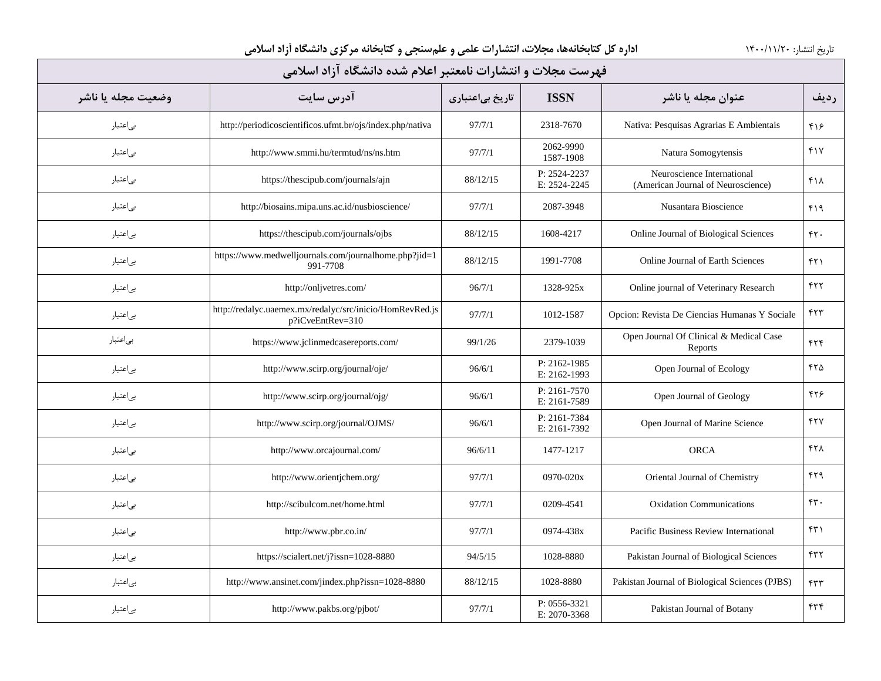| ردیف | عنوان مجله یا ناشر | ISSN | تاریخ بی‌اعتباری | آدرس سایت | وضعیت مجله یا ناشر |
|---|---|---|---|---|---|
| ۴۱۶ | Nativa: Pesquisas Agrarias E Ambientais | 2318-7670 | 97/7/1 | http://periodicoscientificos.ufmt.br/ojs/index.php/nativa | بی‌اعتبار |
| ۴۱۷ | Natura Somogytensis | 2062-9990 1587-1908 | 97/7/1 | http://www.smmi.hu/termtud/ns/ns.htm | بی‌اعتبار |
| ۴۱۸ | Neuroscience International (American Journal of Neuroscience) | P: 2524-2237 E: 2524-2245 | 88/12/15 | https://thescipub.com/journals/ajn | بی‌اعتبار |
| ۴۱۹ | Nusantara Bioscience | 2087-3948 | 97/7/1 | http://biosains.mipa.uns.ac.id/nusbioscience/ | بی‌اعتبار |
| ۴۲۰ | Online Journal of Biological Sciences | 1608-4217 | 88/12/15 | https://thescipub.com/journals/ojbs | بی‌اعتبار |
| ۴۲۱ | Online Journal of Earth Sciences | 1991-7708 | 88/12/15 | https://www.medwelljournals.com/journalhome.php?jid=1991-7708 | بی‌اعتبار |
| ۴۲۲ | Online journal of Veterinary Research | 1328-925x | 96/7/1 | http://onljvetres.com/ | بی‌اعتبار |
| ۴۲۳ | Opcion: Revista De Ciencias Humanas Y Sociale | 1012-1587 | 97/7/1 | http://redalyc.uaemex.mx/redalyc/src/inicio/HomRevRed.jsp?iCveEntRev=310 | بی‌اعتبار |
| ۴۲۴ | Open Journal Of Clinical & Medical Case Reports | 2379-1039 | 99/1/26 | https://www.jclinmedcasereports.com/ | بی‌اعتبار |
| ۴۲۵ | Open Journal of Ecology | P: 2162-1985 E: 2162-1993 | 96/6/1 | http://www.scirp.org/journal/oje/ | بی‌اعتبار |
| ۴۲۶ | Open Journal of Geology | P: 2161-7570 E: 2161-7589 | 96/6/1 | http://www.scirp.org/journal/ojg/ | بی‌اعتبار |
| ۴۲۷ | Open Journal of Marine Science | P: 2161-7384 E: 2161-7392 | 96/6/1 | http://www.scirp.org/journal/OJMS/ | بی‌اعتبار |
| ۴۲۸ | ORCA | 1477-1217 | 96/6/11 | http://www.orcajournal.com/ | بی‌اعتبار |
| ۴۲۹ | Oriental Journal of Chemistry | 0970-020x | 97/7/1 | http://www.orientjchem.org/ | بی‌اعتبار |
| ۴۳۰ | Oxidation Communications | 0209-4541 | 97/7/1 | http://scibulcom.net/home.html | بی‌اعتبار |
| ۴۳۱ | Pacific Business Review International | 0974-438x | 97/7/1 | http://www.pbr.co.in/ | بی‌اعتبار |
| ۴۳۲ | Pakistan Journal of Biological Sciences | 1028-8880 | 94/5/15 | https://scialert.net/j?issn=1028-8880 | بی‌اعتبار |
| ۴۳۳ | Pakistan Journal of Biological Sciences (PJBS) | 1028-8880 | 88/12/15 | http://www.ansinet.com/jindex.php?issn=1028-8880 | بی‌اعتبار |
| ۴۳۴ | Pakistan Journal of Botany | P: 0556-3321 E: 2070-3368 | 97/7/1 | http://www.pakbs.org/pjbot/ | بی‌اعتبار |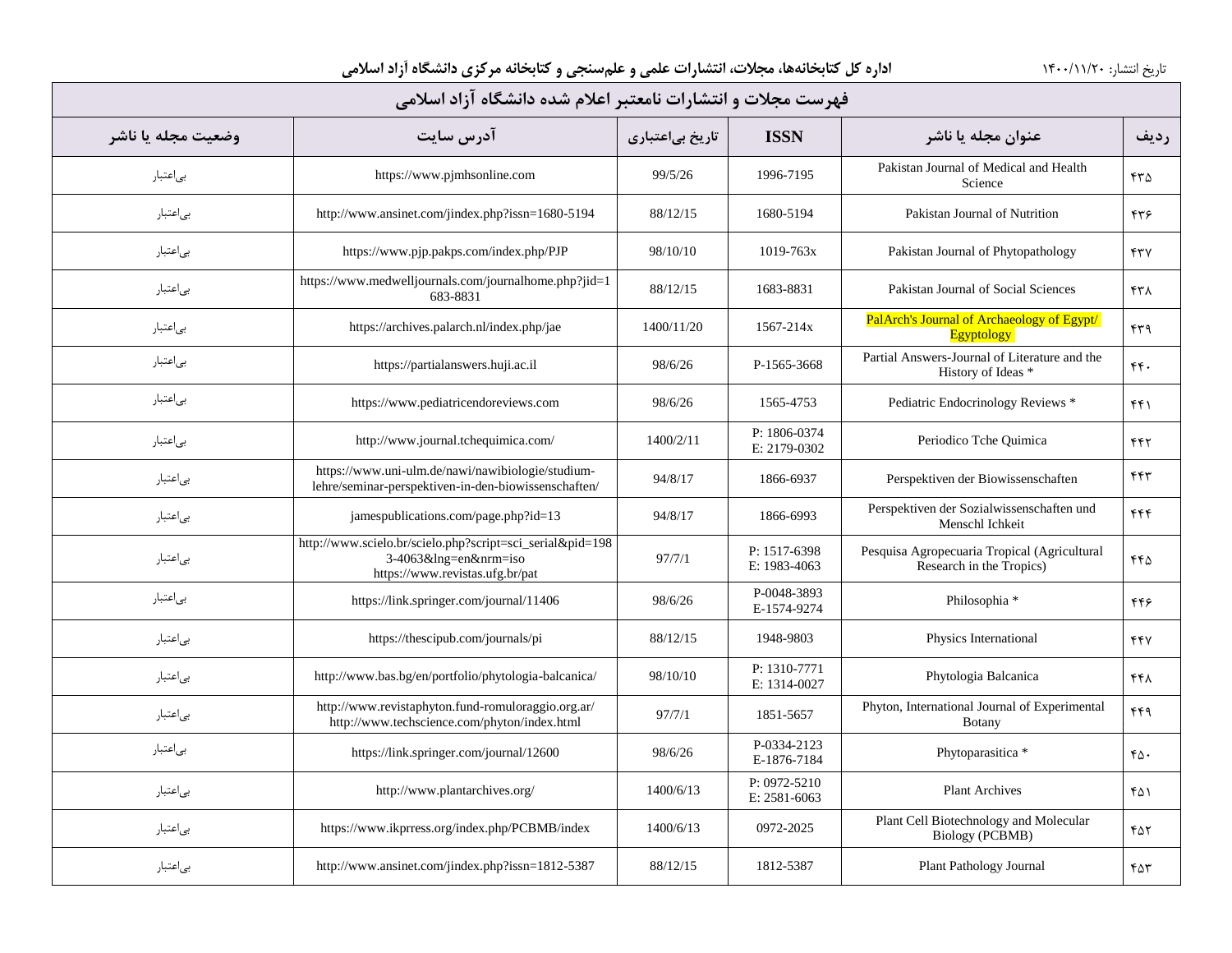تاریخ انتشار: ۱۴۰۰/۱۱/۲۰

**اداره کل کتابخانه‌ها، مجلات، انتشارات علمی و علم‌سنجی و کتابخانه مرکزی دانشگاه آزاد اسلامی**

## فهرست مجلات و انتشارات نامعتبر اعلام شده دانشگاه آزاد اسلامی

| ردیف | عنوان مجله یا ناشر | ISSN | تاریخ بی‌اعتباری | آدرس سایت | وضعیت مجله یا ناشر |
|---|---|---|---|---|---|
| ۴۳۵ | Pakistan Journal of Medical and Health Science | 1996-7195 | 99/5/26 | https://www.pjmhsonline.com | بی‌اعتبار |
| ۴۳۶ | Pakistan Journal of Nutrition | 1680-5194 | 88/12/15 | http://www.ansinet.com/jindex.php?issn=1680-5194 | بی‌اعتبار |
| ۴۳۷ | Pakistan Journal of Phytopathology | 1019-763x | 98/10/10 | https://www.pjp.pakps.com/index.php/PJP | بی‌اعتبار |
| ۴۳۸ | Pakistan Journal of Social Sciences | 1683-8831 | 88/12/15 | https://www.medwelljournals.com/journalhome.php?jid=1683-8831 | بی‌اعتبار |
| ۴۳۹ | PalArch's Journal of Archaeology of Egypt/ Egyptology | 1567-214x | 1400/11/20 | https://archives.palarch.nl/index.php/jae | بی‌اعتبار |
| ۴۴۰ | Partial Answers-Journal of Literature and the History of Ideas * | P-1565-3668 | 98/6/26 | https://partialanswers.huji.ac.il | بی‌اعتبار |
| ۴۴۱ | Pediatric Endocrinology Reviews * | 1565-4753 | 98/6/26 | https://www.pediatricendoreviews.com | بی‌اعتبار |
| ۴۴۲ | Periodico Tche Quimica | P: 1806-0374 E: 2179-0302 | 1400/2/11 | http://www.journal.tchequimica.com/ | بی‌اعتبار |
| ۴۴۳ | Perspektiven der Biowissenschaften | 1866-6937 | 94/8/17 | https://www.uni-ulm.de/nawi/nawibiologie/studium-lehre/seminar-perspektiven-in-den-biowissenschaften/ | بی‌اعتبار |
| ۴۴۴ | Perspektiven der Sozialwissenschaften und Menschl Ichkeit | 1866-6993 | 94/8/17 | jamespublications.com/page.php?id=13 | بی‌اعتبار |
| ۴۴۵ | Pesquisa Agropecuaria Tropical (Agricultural Research in the Tropics) | P: 1517-6398 E: 1983-4063 | 97/7/1 | http://www.scielo.br/scielo.php?script=sci_serial&pid=1983-4063&lng=en&nrm=iso https://www.revistas.ufg.br/pat | بی‌اعتبار |
| ۴۴۶ | Philosophia * | P-0048-3893 E-1574-9274 | 98/6/26 | https://link.springer.com/journal/11406 | بی‌اعتبار |
| ۴۴۷ | Physics International | 1948-9803 | 88/12/15 | https://thescipub.com/journals/pi | بی‌اعتبار |
| ۴۴۸ | Phytologia Balcanica | P: 1310-7771 E: 1314-0027 | 98/10/10 | http://www.bas.bg/en/portfolio/phytologia-balcanica/ | بی‌اعتبار |
| ۴۴۹ | Phyton, International Journal of Experimental Botany | 1851-5657 | 97/7/1 | http://www.revistaphyton.fund-romuloraggio.org.ar/ http://www.techscience.com/phyton/index.html | بی‌اعتبار |
| ۴۵۰ | Phytoparasitica * | P-0334-2123 E-1876-7184 | 98/6/26 | https://link.springer.com/journal/12600 | بی‌اعتبار |
| ۴۵۱ | Plant Archives | P: 0972-5210 E: 2581-6063 | 1400/6/13 | http://www.plantarchives.org/ | بی‌اعتبار |
| ۴۵۲ | Plant Cell Biotechnology and Molecular Biology (PCBMB) | 0972-2025 | 1400/6/13 | https://www.ikprress.org/index.php/PCBMB/index | بی‌اعتبار |
| ۴۵۳ | Plant Pathology Journal | 1812-5387 | 88/12/15 | http://www.ansinet.com/jindex.php?issn=1812-5387 | بی‌اعتبار |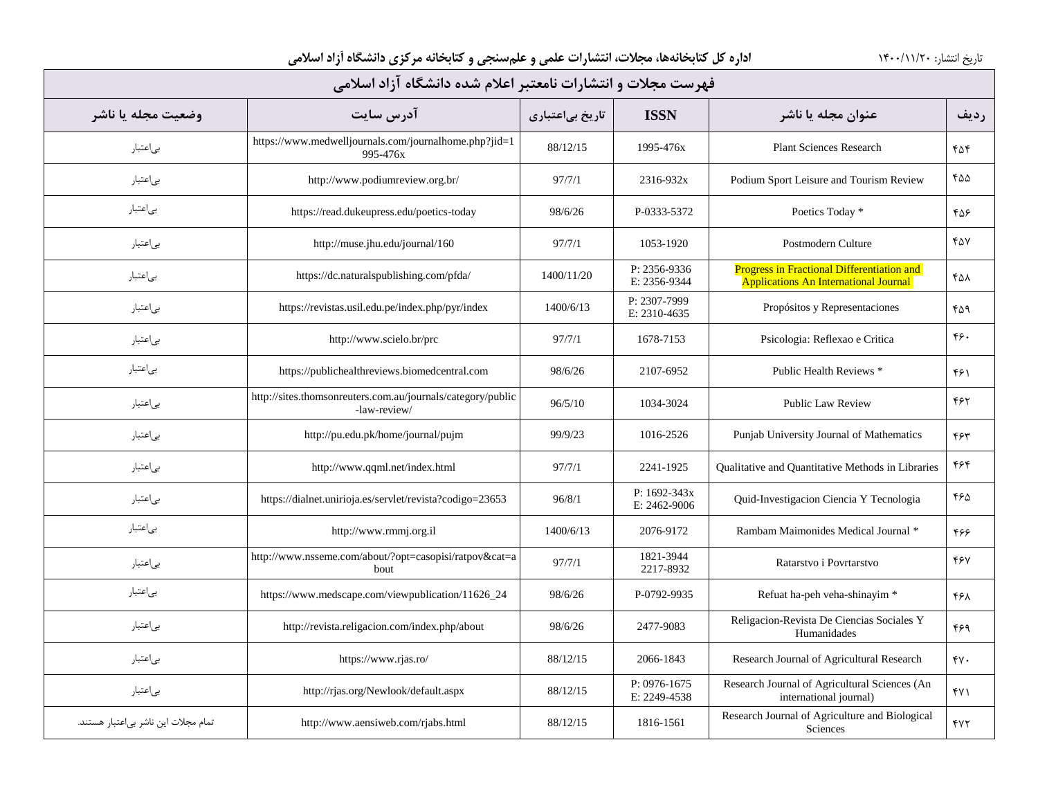اداره کل کتابخانه‌ها، مجلات، انتشارات علمی و علم‌سنجی و کتابخانه مرکزی دانشگاه آزاد اسلامی

تاریخ انتشار: ۱۴۰۰/۱۱/۲۰

| فهرست مجلات و انتشارات نامعتبر اعلام شده دانشگاه آزاد اسلامی | | | | | |
|---|---|---|---|---|---|
| ردیف | عنوان مجله یا ناشر | ISSN | تاریخ بی‌اعتباری | آدرس سایت | وضعیت مجله یا ناشر |
| ۴۵۴ | Plant Sciences Research | 1995-476x | 88/12/15 | https://www.medwelljournals.com/journalhome.php?jid=1995-476x | بی‌اعتبار |
| ۴۵۵ | Podium Sport Leisure and Tourism Review | 2316-932x | 97/7/1 | http://www.podiumreview.org.br/ | بی‌اعتبار |
| ۴۵۶ | Poetics Today * | P-0333-5372 | 98/6/26 | https://read.dukeupress.edu/poetics-today | بی‌اعتبار |
| ۴۵۷ | Postmodern Culture | 1053-1920 | 97/7/1 | http://muse.jhu.edu/journal/160 | بی‌اعتبار |
| ۴۵۸ | Progress in Fractional Differentiation and Applications An International Journal | P: 2356-9336 E: 2356-9344 | 1400/11/20 | https://dc.naturalspublishing.com/pfda/ | بی‌اعتبار |
| ۴۵۹ | Propósitos y Representaciones | P: 2307-7999 E: 2310-4635 | 1400/6/13 | https://revistas.usil.edu.pe/index.php/pyr/index | بی‌اعتبار |
| ۴۶۰ | Psicologia: Reflexao e Critica | 1678-7153 | 97/7/1 | http://www.scielo.br/prc | بی‌اعتبار |
| ۴۶۱ | Public Health Reviews * | 2107-6952 | 98/6/26 | https://publichealthreviews.biomedcentral.com | بی‌اعتبار |
| ۴۶۲ | Public Law Review | 1034-3024 | 96/5/10 | http://sites.thomsonreuters.com.au/journals/category/public-law-review/ | بی‌اعتبار |
| ۴۶۳ | Punjab University Journal of Mathematics | 1016-2526 | 99/9/23 | http://pu.edu.pk/home/journal/pujm | بی‌اعتبار |
| ۴۶۴ | Qualitative and Quantitative Methods in Libraries | 2241-1925 | 97/7/1 | http://www.qqml.net/index.html | بی‌اعتبار |
| ۴۶۵ | Quid-Investigacion Ciencia Y Tecnologia | P: 1692-343x E: 2462-9006 | 96/8/1 | https://dialnet.unirioja.es/servlet/revista?codigo=23653 | بی‌اعتبار |
| ۴۶۶ | Rambam Maimonides Medical Journal * | 2076-9172 | 1400/6/13 | http://www.rmmj.org.il | بی‌اعتبار |
| ۴۶۷ | Ratarstvo i Povrtarstvo | 1821-3944 2217-8932 | 97/7/1 | http://www.nsseme.com/about/?opt=casopisi/ratpov&cat=about | بی‌اعتبار |
| ۴۶۸ | Refuat ha-peh veha-shinayim * | P-0792-9935 | 98/6/26 | https://www.medscape.com/viewpublication/11626_24 | بی‌اعتبار |
| ۴۶۹ | Religacion-Revista De Ciencias Sociales Y Humanidades | 2477-9083 | 98/6/26 | http://revista.religacion.com/index.php/about | بی‌اعتبار |
| ۴۷۰ | Research Journal of Agricultural Research | 2066-1843 | 88/12/15 | https://www.rjas.ro/ | بی‌اعتبار |
| ۴۷۱ | Research Journal of Agricultural Sciences (An international journal) | P: 0976-1675 E: 2249-4538 | 88/12/15 | http://rjas.org/Newlook/default.aspx | بی‌اعتبار |
| ۴۷۲ | Research Journal of Agriculture and Biological Sciences | 1816-1561 | 88/12/15 | http://www.aensiweb.com/rjabs.html | تمام مجلات این ناشر بی‌اعتبار هستند. |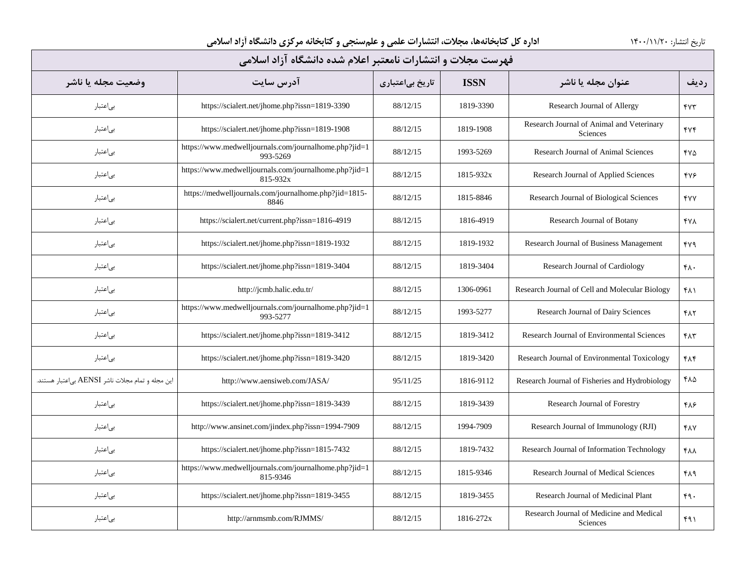تاریخ انتشار: ۱۴۰۰/۱۱/۲۰

**اداره کل کتابخانه‌ها، مجلات، انتشارات علمی و علم‌سنجی و کتابخانه مرکزی دانشگاه آزاد اسلامی**

## فهرست مجلات و انتشارات نامعتبر اعلام شده دانشگاه آزاد اسلامی

| ردیف | عنوان مجله یا ناشر | ISSN | تاریخ بی‌اعتباری | آدرس سایت | وضعیت مجله یا ناشر |
|---|---|---|---|---|---|
| ۴۷۳ | Research Journal of Allergy | 1819-3390 | 88/12/15 | https://scialert.net/jhome.php?issn=1819-3390 | بی‌اعتبار |
| ۴۷۴ | Research Journal of Animal and Veterinary Sciences | 1819-1908 | 88/12/15 | https://scialert.net/jhome.php?issn=1819-1908 | بی‌اعتبار |
| ۴۷۵ | Research Journal of Animal Sciences | 1993-5269 | 88/12/15 | https://www.medwelljournals.com/journalhome.php?jid=1993-5269 | بی‌اعتبار |
| ۴۷۶ | Research Journal of Applied Sciences | 1815-932x | 88/12/15 | https://www.medwelljournals.com/journalhome.php?jid=1815-932x | بی‌اعتبار |
| ۴۷۷ | Research Journal of Biological Sciences | 1815-8846 | 88/12/15 | https://medwelljournals.com/journalhome.php?jid=1815-8846 | بی‌اعتبار |
| ۴۷۸ | Research Journal of Botany | 1816-4919 | 88/12/15 | https://scialert.net/current.php?issn=1816-4919 | بی‌اعتبار |
| ۴۷۹ | Research Journal of Business Management | 1819-1932 | 88/12/15 | https://scialert.net/jhome.php?issn=1819-1932 | بی‌اعتبار |
| ۴۸۰ | Research Journal of Cardiology | 1819-3404 | 88/12/15 | https://scialert.net/jhome.php?issn=1819-3404 | بی‌اعتبار |
| ۴۸۱ | Research Journal of Cell and Molecular Biology | 1306-0961 | 88/12/15 | http://jcmb.halic.edu.tr/ | بی‌اعتبار |
| ۴۸۲ | Research Journal of Dairy Sciences | 1993-5277 | 88/12/15 | https://www.medwelljournals.com/journalhome.php?jid=1993-5277 | بی‌اعتبار |
| ۴۸۳ | Research Journal of Environmental Sciences | 1819-3412 | 88/12/15 | https://scialert.net/jhome.php?issn=1819-3412 | بی‌اعتبار |
| ۴۸۴ | Research Journal of Environmental Toxicology | 1819-3420 | 88/12/15 | https://scialert.net/jhome.php?issn=1819-3420 | بی‌اعتبار |
| ۴۸۵ | Research Journal of Fisheries and Hydrobiology | 1816-9112 | 95/11/25 | http://www.aensiweb.com/JASA/ | این مجله و تمام مجلات ناشر AENSI بی‌اعتبار هستند. |
| ۴۸۶ | Research Journal of Forestry | 1819-3439 | 88/12/15 | https://scialert.net/jhome.php?issn=1819-3439 | بی‌اعتبار |
| ۴۸۷ | Research Journal of Immunology (RJI) | 1994-7909 | 88/12/15 | http://www.ansinet.com/jindex.php?issn=1994-7909 | بی‌اعتبار |
| ۴۸۸ | Research Journal of Information Technology | 1819-7432 | 88/12/15 | https://scialert.net/jhome.php?issn=1815-7432 | بی‌اعتبار |
| ۴۸۹ | Research Journal of Medical Sciences | 1815-9346 | 88/12/15 | https://www.medwelljournals.com/journalhome.php?jid=1815-9346 | بی‌اعتبار |
| ۴۹۰ | Research Journal of Medicinal Plant | 1819-3455 | 88/12/15 | https://scialert.net/jhome.php?issn=1819-3455 | بی‌اعتبار |
| ۴۹۱ | Research Journal of Medicine and Medical Sciences | 1816-272x | 88/12/15 | http://arnmsmb.com/RJMMS/ | بی‌اعتبار |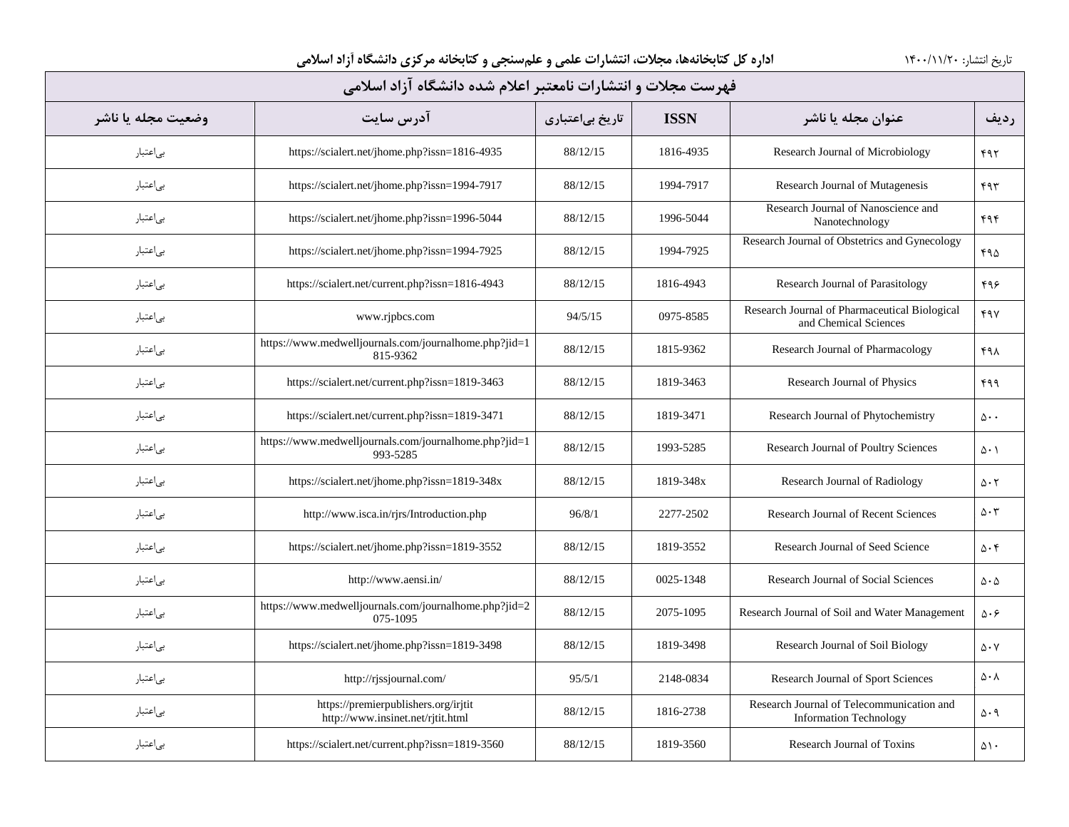تاریخ انتشار: ۱۴۰۰/۱۱/۲۰

**اداره کل کتابخانه‌ها، مجلات، انتشارات علمی و علم‌سنجی و کتابخانه مرکزی دانشگاه آزاد اسلامی**

## فهرست مجلات و انتشارات نامعتبر اعلام شده دانشگاه آزاد اسلامی

| ردیف | عنوان مجله یا ناشر | ISSN | تاریخ بی‌اعتباری | آدرس سایت | وضعیت مجله یا ناشر |
|---|---|---|---|---|---|
| ۴۹۲ | Research Journal of Microbiology | 1816-4935 | 88/12/15 | https://scialert.net/jhome.php?issn=1816-4935 | بی‌اعتبار |
| ۴۹۳ | Research Journal of Mutagenesis | 1994-7917 | 88/12/15 | https://scialert.net/jhome.php?issn=1994-7917 | بی‌اعتبار |
| ۴۹۴ | Research Journal of Nanoscience and Nanotechnology | 1996-5044 | 88/12/15 | https://scialert.net/jhome.php?issn=1996-5044 | بی‌اعتبار |
| ۴۹۵ | Research Journal of Obstetrics and Gynecology | 1994-7925 | 88/12/15 | https://scialert.net/jhome.php?issn=1994-7925 | بی‌اعتبار |
| ۴۹۶ | Research Journal of Parasitology | 1816-4943 | 88/12/15 | https://scialert.net/current.php?issn=1816-4943 | بی‌اعتبار |
| ۴۹۷ | Research Journal of Pharmaceutical Biological and Chemical Sciences | 0975-8585 | 94/5/15 | www.rjpbcs.com | بی‌اعتبار |
| ۴۹۸ | Research Journal of Pharmacology | 1815-9362 | 88/12/15 | https://www.medwelljournals.com/journalhome.php?jid=1815-9362 | بی‌اعتبار |
| ۴۹۹ | Research Journal of Physics | 1819-3463 | 88/12/15 | https://scialert.net/current.php?issn=1819-3463 | بی‌اعتبار |
| ۵۰۰ | Research Journal of Phytochemistry | 1819-3471 | 88/12/15 | https://scialert.net/current.php?issn=1819-3471 | بی‌اعتبار |
| ۵۰۱ | Research Journal of Poultry Sciences | 1993-5285 | 88/12/15 | https://www.medwelljournals.com/journalhome.php?jid=1993-5285 | بی‌اعتبار |
| ۵۰۲ | Research Journal of Radiology | 1819-348x | 88/12/15 | https://scialert.net/jhome.php?issn=1819-348x | بی‌اعتبار |
| ۵۰۳ | Research Journal of Recent Sciences | 2277-2502 | 96/8/1 | http://www.isca.in/rjrs/Introduction.php | بی‌اعتبار |
| ۵۰۴ | Research Journal of Seed Science | 1819-3552 | 88/12/15 | https://scialert.net/jhome.php?issn=1819-3552 | بی‌اعتبار |
| ۵۰۵ | Research Journal of Social Sciences | 0025-1348 | 88/12/15 | http://www.aensi.in/ | بی‌اعتبار |
| ۵۰۶ | Research Journal of Soil and Water Management | 2075-1095 | 88/12/15 | https://www.medwelljournals.com/journalhome.php?jid=2075-1095 | بی‌اعتبار |
| ۵۰۷ | Research Journal of Soil Biology | 1819-3498 | 88/12/15 | https://scialert.net/jhome.php?issn=1819-3498 | بی‌اعتبار |
| ۵۰۸ | Research Journal of Sport Sciences | 2148-0834 | 95/5/1 | http://rjssjournal.com/ | بی‌اعتبار |
| ۵۰۹ | Research Journal of Telecommunication and Information Technology | 1816-2738 | 88/12/15 | https://premierpublishers.org/irjtit http://www.insinet.net/rjtit.html | بی‌اعتبار |
| ۵۱۰ | Research Journal of Toxins | 1819-3560 | 88/12/15 | https://scialert.net/current.php?issn=1819-3560 | بی‌اعتبار |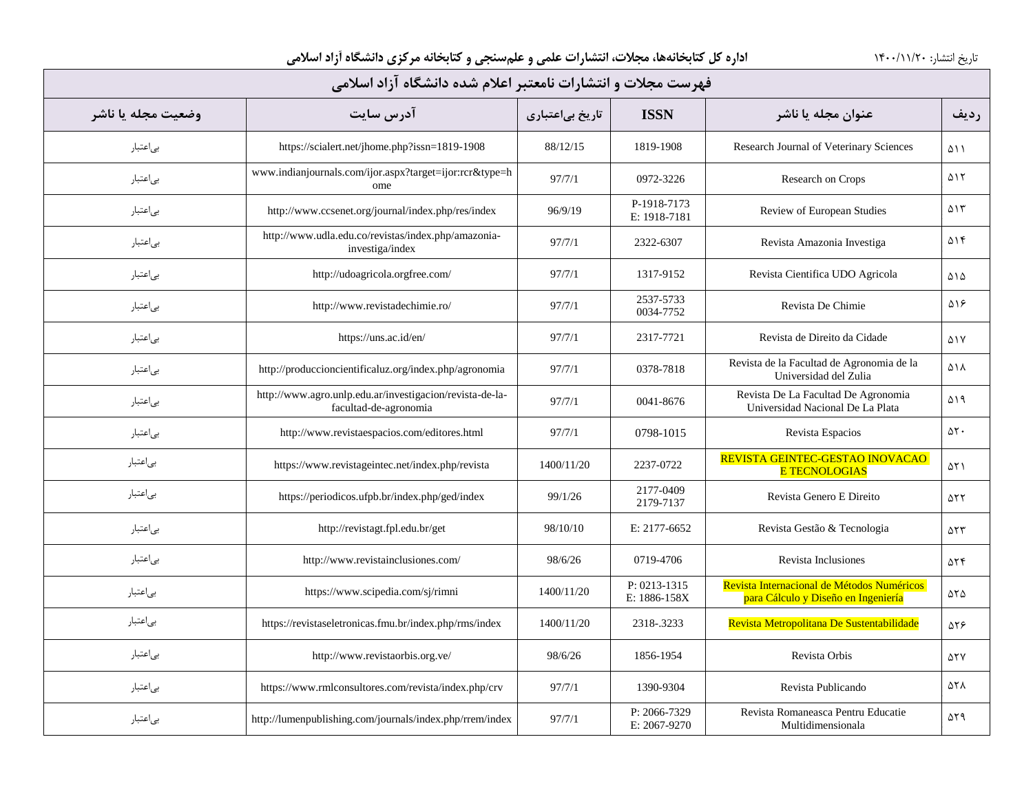فهرست مجلات و انتشارات نامعتبر اعلام شده دانشگاه آزاد اسلامی

| ردیف | عنوان مجله یا ناشر | ISSN | تاریخ بی‌اعتباری | آدرس سایت | وضعیت مجله یا ناشر |
|---|---|---|---|---|---|
| ۵۱۱ | Research Journal of Veterinary Sciences | 1819-1908 | 88/12/15 | https://scialert.net/jhome.php?issn=1819-1908 | بی‌اعتبار |
| ۵۱۲ | Research on Crops | 0972-3226 | 97/7/1 | www.indianjournals.com/ijor.aspx?target=ijor:rcr&type=home | بی‌اعتبار |
| ۵۱۳ | Review of European Studies | P-1918-7173 E: 1918-7181 | 96/9/19 | http://www.ccsenet.org/journal/index.php/res/index | بی‌اعتبار |
| ۵۱۴ | Revista Amazonia Investiga | 2322-6307 | 97/7/1 | http://www.udla.edu.co/revistas/index.php/amazonia-investiga/index | بی‌اعتبار |
| ۵۱۵ | Revista Cientifica UDO Agricola | 1317-9152 | 97/7/1 | http://udoagricola.orgfree.com/ | بی‌اعتبار |
| ۵۱۶ | Revista De Chimie | 2537-5733 0034-7752 | 97/7/1 | http://www.revistadechimie.ro/ | بی‌اعتبار |
| ۵۱۷ | Revista de Direito da Cidade | 2317-7721 | 97/7/1 | https://uns.ac.id/en/ | بی‌اعتبار |
| ۵۱۸ | Revista de la Facultad de Agronomia de la Universidad del Zulia | 0378-7818 | 97/7/1 | http://produccioncientificaluz.org/index.php/agronomia | بی‌اعتبار |
| ۵۱۹ | Revista De La Facultad De Agronomia Universidad Nacional De La Plata | 0041-8676 | 97/7/1 | http://www.agro.unlp.edu.ar/investigacion/revista-de-la-facultad-de-agronomia | بی‌اعتبار |
| ۵۲۰ | Revista Espacios | 0798-1015 | 97/7/1 | http://www.revistaespacios.com/editores.html | بی‌اعتبار |
| ۵۲۱ | REVISTA GEINTEC-GESTAO INOVACAO E TECNOLOGIAS | 2237-0722 | 1400/11/20 | https://www.revistageintec.net/index.php/revista | بی‌اعتبار |
| ۵۲۲ | Revista Genero E Direito | 2177-0409 2179-7137 | 99/1/26 | https://periodicos.ufpb.br/index.php/ged/index | بی‌اعتبار |
| ۵۲۳ | Revista Gestão & Tecnologia | E: 2177-6652 | 98/10/10 | http://revistagt.fpl.edu.br/get | بی‌اعتبار |
| ۵۲۴ | Revista Inclusiones | 0719-4706 | 98/6/26 | http://www.revistainclusiones.com/ | بی‌اعتبار |
| ۵۲۵ | Revista Internacional de Métodos Numéricos para Cálculo y Diseño en Ingeniería | P: 0213-1315 E: 1886-158X | 1400/11/20 | https://www.scipedia.com/sj/rimni | بی‌اعتبار |
| ۵۲۶ | Revista Metropolitana De Sustentabilidade | 2318-.3233 | 1400/11/20 | https://revistaseletronicas.fmu.br/index.php/rms/index | بی‌اعتبار |
| ۵۲۷ | Revista Orbis | 1856-1954 | 98/6/26 | http://www.revistaorbis.org.ve/ | بی‌اعتبار |
| ۵۲۸ | Revista Publicando | 1390-9304 | 97/7/1 | https://www.rmlconsultores.com/revista/index.php/crv | بی‌اعتبار |
| ۵۲۹ | Revista Romaneasca Pentru Educatie Multidimensionala | P: 2066-7329 E: 2067-9270 | 97/7/1 | http://lumenpublishing.com/journals/index.php/rrem/index | بی‌اعتبار |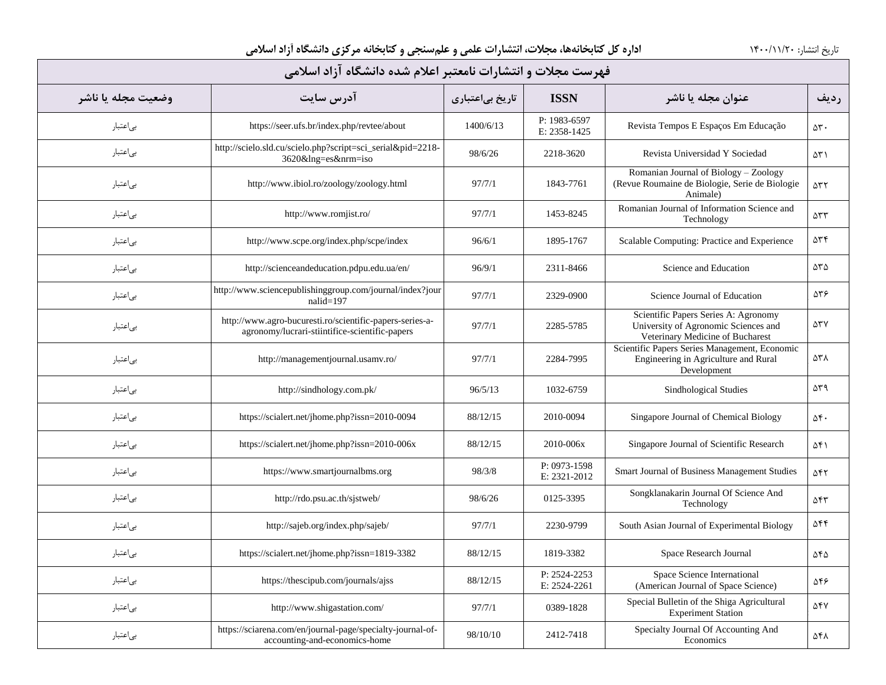## فهرست مجلات و انتشارات نامعتبر اعلام شده دانشگاه آزاد اسلامی

| ردیف | عنوان مجله یا ناشر | ISSN | تاریخ بی‌اعتباری | آدرس سایت | وضعیت مجله یا ناشر |
|---|---|---|---|---|---|
| ۵۳۰ | Revista Tempos E Espaços Em Educação | P: 1983-6597 E: 2358-1425 | 1400/6/13 | https://seer.ufs.br/index.php/revtee/about | بی‌اعتبار |
| ۵۳۱ | Revista Universidad Y Sociedad | 2218-3620 | 98/6/26 | http://scielo.sld.cu/scielo.php?script=sci_serial&pid=2218-3620&lng=es&nrm=iso | بی‌اعتبار |
| ۵۳۲ | Romanian Journal of Biology – Zoology (Revue Roumaine de Biologie, Serie de Biologie Animale) | 1843-7761 | 97/7/1 | http://www.ibiol.ro/zoology/zoology.html | بی‌اعتبار |
| ۵۳۳ | Romanian Journal of Information Science and Technology | 1453-8245 | 97/7/1 | http://www.romjist.ro/ | بی‌اعتبار |
| ۵۳۴ | Scalable Computing: Practice and Experience | 1895-1767 | 96/6/1 | http://www.scpe.org/index.php/scpe/index | بی‌اعتبار |
| ۵۳۵ | Science and Education | 2311-8466 | 96/9/1 | http://scienceandeducation.pdpu.edu.ua/en/ | بی‌اعتبار |
| ۵۳۶ | Science Journal of Education | 2329-0900 | 97/7/1 | http://www.sciencepublishinggroup.com/journal/index?journalid=197 | بی‌اعتبار |
| ۵۳۷ | Scientific Papers Series A: Agronomy University of Agronomic Sciences and Veterinary Medicine of Bucharest | 2285-5785 | 97/7/1 | http://www.agro-bucuresti.ro/scientific-papers-series-a-agronomy/lucrari-stiintifice-scientific-papers | بی‌اعتبار |
| ۵۳۸ | Scientific Papers Series Management, Economic Engineering in Agriculture and Rural Development | 2284-7995 | 97/7/1 | http://managementjournal.usamv.ro/ | بی‌اعتبار |
| ۵۳۹ | Sindhological Studies | 1032-6759 | 96/5/13 | http://sindhology.com.pk/ | بی‌اعتبار |
| ۵۴۰ | Singapore Journal of Chemical Biology | 2010-0094 | 88/12/15 | https://scialert.net/jhome.php?issn=2010-0094 | بی‌اعتبار |
| ۵۴۱ | Singapore Journal of Scientific Research | 2010-006x | 88/12/15 | https://scialert.net/jhome.php?issn=2010-006x | بی‌اعتبار |
| ۵۴۲ | Smart Journal of Business Management Studies | P: 0973-1598 E: 2321-2012 | 98/3/8 | https://www.smartjournalbms.org | بی‌اعتبار |
| ۵۴۳ | Songklanakarin Journal Of Science And Technology | 0125-3395 | 98/6/26 | http://rdo.psu.ac.th/sjstweb/ | بی‌اعتبار |
| ۵۴۴ | South Asian Journal of Experimental Biology | 2230-9799 | 97/7/1 | http://sajeb.org/index.php/sajeb/ | بی‌اعتبار |
| ۵۴۵ | Space Research Journal | 1819-3382 | 88/12/15 | https://scialert.net/jhome.php?issn=1819-3382 | بی‌اعتبار |
| ۵۴۶ | Space Science International (American Journal of Space Science) | P: 2524-2253 E: 2524-2261 | 88/12/15 | https://thescipub.com/journals/ajss | بی‌اعتبار |
| ۵۴۷ | Special Bulletin of the Shiga Agricultural Experiment Station | 0389-1828 | 97/7/1 | http://www.shigastation.com/ | بی‌اعتبار |
| ۵۴۸ | Specialty Journal Of Accounting And Economics | 2412-7418 | 98/10/10 | https://sciarena.com/en/journal-page/specialty-journal-of-accounting-and-economics-home | بی‌اعتبار |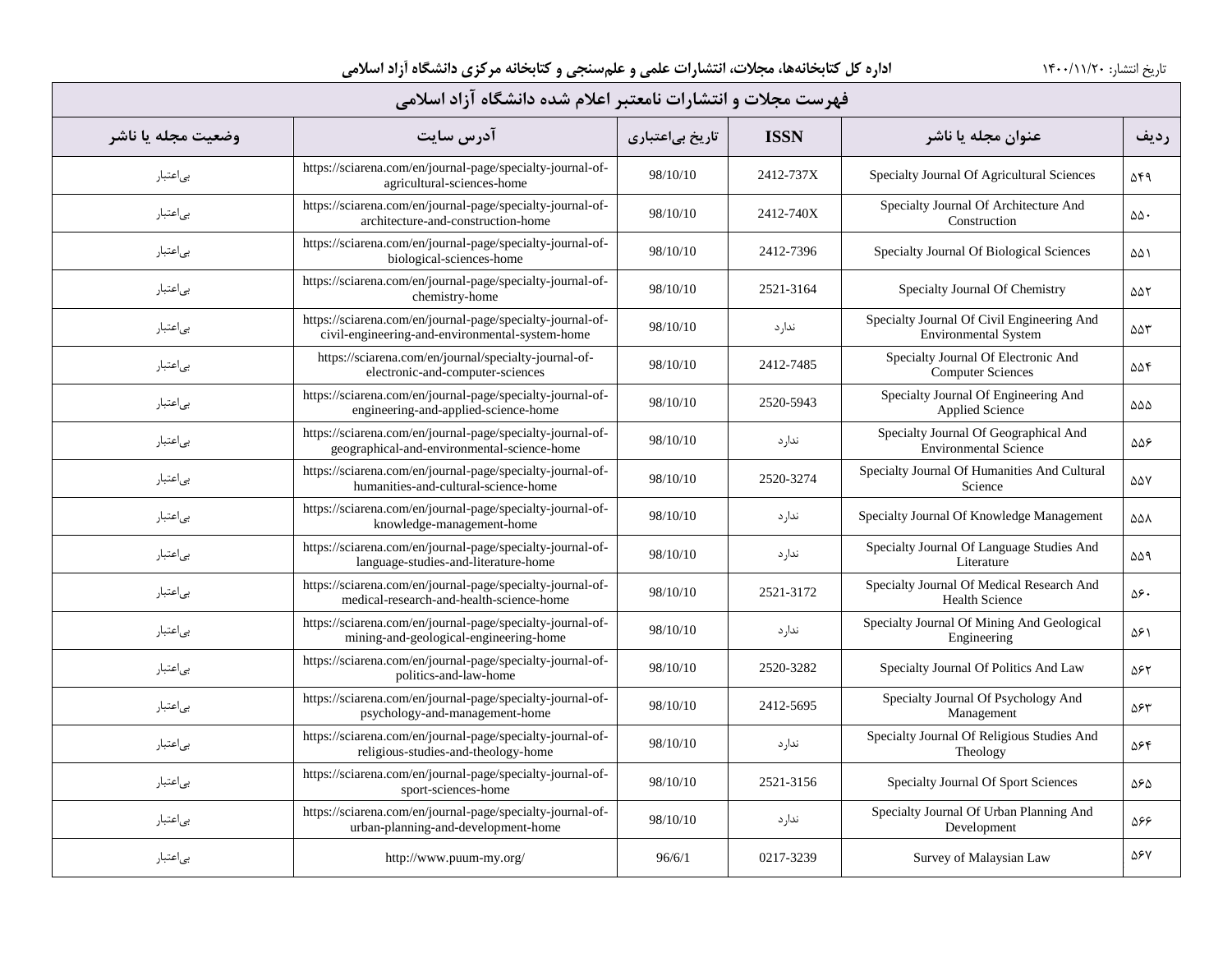| ردیف | عنوان مجله یا ناشر | ISSN | تاریخ بی‌اعتباری | آدرس سایت | وضعیت مجله یا ناشر |
|---|---|---|---|---|---|
| ۵۴۹ | Specialty Journal Of Agricultural Sciences | 2412-737X | 98/10/10 | https://sciarena.com/en/journal-page/specialty-journal-of-agricultural-sciences-home | بی‌اعتبار |
| ۵۵۰ | Specialty Journal Of Architecture And Construction | 2412-740X | 98/10/10 | https://sciarena.com/en/journal-page/specialty-journal-of-architecture-and-construction-home | بی‌اعتبار |
| ۵۵۱ | Specialty Journal Of Biological Sciences | 2412-7396 | 98/10/10 | https://sciarena.com/en/journal-page/specialty-journal-of-biological-sciences-home | بی‌اعتبار |
| ۵۵۲ | Specialty Journal Of Chemistry | 2521-3164 | 98/10/10 | https://sciarena.com/en/journal-page/specialty-journal-of-chemistry-home | بی‌اعتبار |
| ۵۵۳ | Specialty Journal Of Civil Engineering And Environmental System | ندارد | 98/10/10 | https://sciarena.com/en/journal-page/specialty-journal-of-civil-engineering-and-environmental-system-home | بی‌اعتبار |
| ۵۵۴ | Specialty Journal Of Electronic And Computer Sciences | 2412-7485 | 98/10/10 | https://sciarena.com/en/journal/specialty-journal-of-electronic-and-computer-sciences | بی‌اعتبار |
| ۵۵۵ | Specialty Journal Of Engineering And Applied Science | 2520-5943 | 98/10/10 | https://sciarena.com/en/journal-page/specialty-journal-of-engineering-and-applied-science-home | بی‌اعتبار |
| ۵۵۶ | Specialty Journal Of Geographical And Environmental Science | ندارد | 98/10/10 | https://sciarena.com/en/journal-page/specialty-journal-of-geographical-and-environmental-science-home | بی‌اعتبار |
| ۵۵۷ | Specialty Journal Of Humanities And Cultural Science | 2520-3274 | 98/10/10 | https://sciarena.com/en/journal-page/specialty-journal-of-humanities-and-cultural-science-home | بی‌اعتبار |
| ۵۵۸ | Specialty Journal Of Knowledge Management | ندارد | 98/10/10 | https://sciarena.com/en/journal-page/specialty-journal-of-knowledge-management-home | بی‌اعتبار |
| ۵۵۹ | Specialty Journal Of Language Studies And Literature | ندارد | 98/10/10 | https://sciarena.com/en/journal-page/specialty-journal-of-language-studies-and-literature-home | بی‌اعتبار |
| ۵۶۰ | Specialty Journal Of Medical Research And Health Science | 2521-3172 | 98/10/10 | https://sciarena.com/en/journal-page/specialty-journal-of-medical-research-and-health-science-home | بی‌اعتبار |
| ۵۶۱ | Specialty Journal Of Mining And Geological Engineering | ندارد | 98/10/10 | https://sciarena.com/en/journal-page/specialty-journal-of-mining-and-geological-engineering-home | بی‌اعتبار |
| ۵۶۲ | Specialty Journal Of Politics And Law | 2520-3282 | 98/10/10 | https://sciarena.com/en/journal-page/specialty-journal-of-politics-and-law-home | بی‌اعتبار |
| ۵۶۳ | Specialty Journal Of Psychology And Management | 2412-5695 | 98/10/10 | https://sciarena.com/en/journal-page/specialty-journal-of-psychology-and-management-home | بی‌اعتبار |
| ۵۶۴ | Specialty Journal Of Religious Studies And Theology | ندارد | 98/10/10 | https://sciarena.com/en/journal-page/specialty-journal-of-religious-studies-and-theology-home | بی‌اعتبار |
| ۵۶۵ | Specialty Journal Of Sport Sciences | 2521-3156 | 98/10/10 | https://sciarena.com/en/journal-page/specialty-journal-of-sport-sciences-home | بی‌اعتبار |
| ۵۶۶ | Specialty Journal Of Urban Planning And Development | ندارد | 98/10/10 | https://sciarena.com/en/journal-page/specialty-journal-of-urban-planning-and-development-home | بی‌اعتبار |
| ۵۶۷ | Survey of Malaysian Law | 0217-3239 | 96/6/1 | http://www.puum-my.org/ | بی‌اعتبار |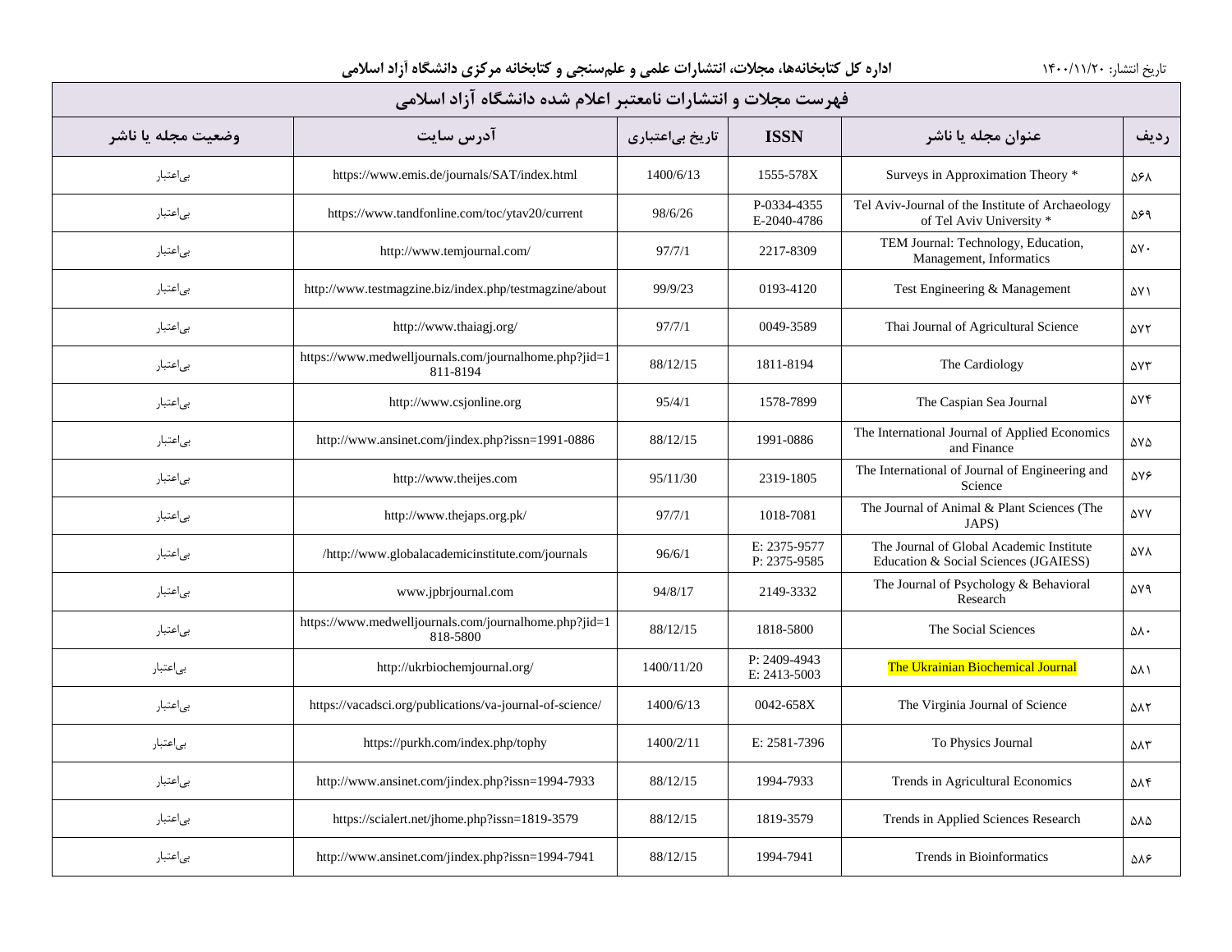| ردیف | عنوان مجله یا ناشر | ISSN | تاریخ بی‌اعتباری | آدرس سایت | وضعیت مجله یا ناشر |
|---|---|---|---|---|---|
| ۵۶۸ | Surveys in Approximation Theory * | 1555-578X | 1400/6/13 | https://www.emis.de/journals/SAT/index.html | بی‌اعتبار |
| ۵۶۹ | Tel Aviv-Journal of the Institute of Archaeology of Tel Aviv University * | P-0334-4355 E-2040-4786 | 98/6/26 | https://www.tandfonline.com/toc/ytav20/current | بی‌اعتبار |
| ۵۷۰ | TEM Journal: Technology, Education, Management, Informatics | 2217-8309 | 97/7/1 | http://www.temjournal.com/ | بی‌اعتبار |
| ۵۷۱ | Test Engineering & Management | 0193-4120 | 99/9/23 | http://www.testmagzine.biz/index.php/testmagzine/about | بی‌اعتبار |
| ۵۷۲ | Thai Journal of Agricultural Science | 0049-3589 | 97/7/1 | http://www.thaiagj.org/ | بی‌اعتبار |
| ۵۷۳ | The Cardiology | 1811-8194 | 88/12/15 | https://www.medwelljournals.com/journalhome.php?jid=1811-8194 | بی‌اعتبار |
| ۵۷۴ | The Caspian Sea Journal | 1578-7899 | 95/4/1 | http://www.csjonline.org | بی‌اعتبار |
| ۵۷۵ | The International Journal of Applied Economics and Finance | 1991-0886 | 88/12/15 | http://www.ansinet.com/jindex.php?issn=1991-0886 | بی‌اعتبار |
| ۵۷۶ | The International of Journal of Engineering and Science | 2319-1805 | 95/11/30 | http://www.theijes.com | بی‌اعتبار |
| ۵۷۷ | The Journal of Animal & Plant Sciences (The JAPS) | 1018-7081 | 97/7/1 | http://www.thejaps.org.pk/ | بی‌اعتبار |
| ۵۷۸ | The Journal of Global Academic Institute Education & Social Sciences (JGAIESS) | E: 2375-9577 P: 2375-9585 | 96/6/1 | /http://www.globalacademicinstitute.com/journals | بی‌اعتبار |
| ۵۷۹ | The Journal of Psychology & Behavioral Research | 2149-3332 | 94/8/17 | www.jpbrjournal.com | بی‌اعتبار |
| ۵۸۰ | The Social Sciences | 1818-5800 | 88/12/15 | https://www.medwelljournals.com/journalhome.php?jid=1818-5800 | بی‌اعتبار |
| ۵۸۱ | The Ukrainian Biochemical Journal | P: 2409-4943 E: 2413-5003 | 1400/11/20 | http://ukrbiochemjournal.org/ | بی‌اعتبار |
| ۵۸۲ | The Virginia Journal of Science | 0042-658X | 1400/6/13 | https://vacadsci.org/publications/va-journal-of-science/ | بی‌اعتبار |
| ۵۸۳ | To Physics Journal | E: 2581-7396 | 1400/2/11 | https://purkh.com/index.php/tophy | بی‌اعتبار |
| ۵۸۴ | Trends in Agricultural Economics | 1994-7933 | 88/12/15 | http://www.ansinet.com/jindex.php?issn=1994-7933 | بی‌اعتبار |
| ۵۸۵ | Trends in Applied Sciences Research | 1819-3579 | 88/12/15 | https://scialert.net/jhome.php?issn=1819-3579 | بی‌اعتبار |
| ۵۸۶ | Trends in Bioinformatics | 1994-7941 | 88/12/15 | http://www.ansinet.com/jindex.php?issn=1994-7941 | بی‌اعتبار |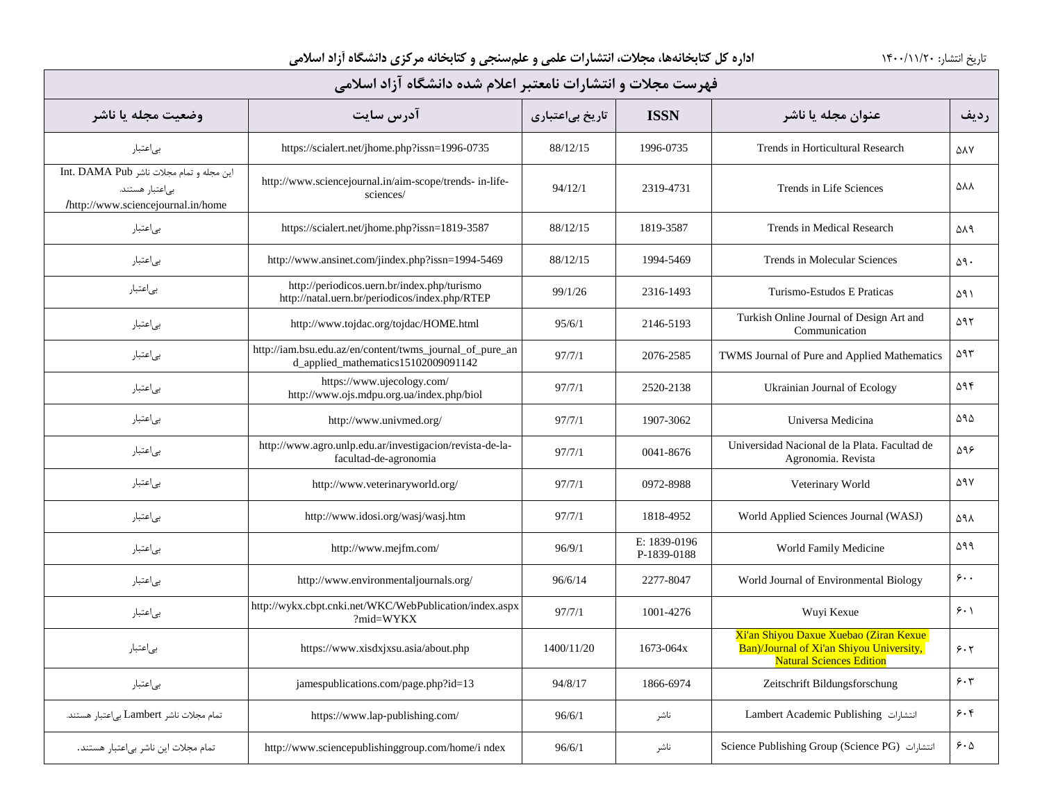**اداره کل کتابخانه‌ها، مجلات، انتشارات علمی و علم‌سنجی و کتابخانه مرکزی دانشگاه آزاد اسلامی**

تاریخ انتشار: ۱۴۰۰/۱۱/۲۰

## فهرست مجلات و انتشارات نامعتبر اعلام شده دانشگاه آزاد اسلامی

| ردیف | عنوان مجله یا ناشر | ISSN | تاریخ بی‌اعتباری | آدرس سایت | وضعیت مجله یا ناشر |
|---|---|---|---|---|---|
| ۵۸۷ | Trends in Horticultural Research | 1996-0735 | 88/12/15 | https://scialert.net/jhome.php?issn=1996-0735 | بی‌اعتبار |
| ۵۸۸ | Trends in Life Sciences | 2319-4731 | 94/12/1 | http://www.sciencejournal.in/aim-scope/trends- in-life-sciences/ | این مجله و تمام مجلات ناشر Int. DAMA Pub بی‌اعتبار هستند. /http://www.sciencejournal.in/home |
| ۵۸۹ | Trends in Medical Research | 1819-3587 | 88/12/15 | https://scialert.net/jhome.php?issn=1819-3587 | بی‌اعتبار |
| ۵۹۰ | Trends in Molecular Sciences | 1994-5469 | 88/12/15 | http://www.ansinet.com/jindex.php?issn=1994-5469 | بی‌اعتبار |
| ۵۹۱ | Turismo-Estudos E Praticas | 2316-1493 | 99/1/26 | http://periodicos.uern.br/index.php/turismo http://natal.uern.br/periodicos/index.php/RTEP | بی‌اعتبار |
| ۵۹۲ | Turkish Online Journal of Design Art and Communication | 2146-5193 | 95/6/1 | http://www.tojdac.org/tojdac/HOME.html | بی‌اعتبار |
| ۵۹۳ | TWMS Journal of Pure and Applied Mathematics | 2076-2585 | 97/7/1 | http://iam.bsu.edu.az/en/content/twms_journal_of_pure_and_applied_mathematics15102009091142 | بی‌اعتبار |
| ۵۹۴ | Ukrainian Journal of Ecology | 2520-2138 | 97/7/1 | https://www.ujecology.com/ http://www.ojs.mdpu.org.ua/index.php/biol | بی‌اعتبار |
| ۵۹۵ | Universa Medicina | 1907-3062 | 97/7/1 | http://www.univmed.org/ | بی‌اعتبار |
| ۵۹۶ | Universidad Nacional de la Plata. Facultad de Agronomia. Revista | 0041-8676 | 97/7/1 | http://www.agro.unlp.edu.ar/investigacion/revista-de-la-facultad-de-agronomia | بی‌اعتبار |
| ۵۹۷ | Veterinary World | 0972-8988 | 97/7/1 | http://www.veterinaryworld.org/ | بی‌اعتبار |
| ۵۹۸ | World Applied Sciences Journal (WASJ) | 1818-4952 | 97/7/1 | http://www.idosi.org/wasj/wasj.htm | بی‌اعتبار |
| ۵۹۹ | World Family Medicine | E: 1839-0196 P-1839-0188 | 96/9/1 | http://www.mejfm.com/ | بی‌اعتبار |
| ۶۰۰ | World Journal of Environmental Biology | 2277-8047 | 96/6/14 | http://www.environmentaljournals.org/ | بی‌اعتبار |
| ۶۰۱ | Wuyi Kexue | 1001-4276 | 97/7/1 | http://wykx.cbpt.cnki.net/WKC/WebPublication/index.aspx?mid=WYKX | بی‌اعتبار |
| ۶۰۲ | Xi'an Shiyou Daxue Xuebao (Ziran Kexue Ban)/Journal of Xi'an Shiyou University, Natural Sciences Edition | 1673-064x | 1400/11/20 | https://www.xisdxjxsu.asia/about.php | بی‌اعتبار |
| ۶۰۳ | Zeitschrift Bildungsforschung | 1866-6974 | 94/8/17 | jamespublications.com/page.php?id=13 | بی‌اعتبار |
| ۶۰۴ | انتشارات Lambert Academic Publishing | ناشر | 96/6/1 | https://www.lap-publishing.com/ | تمام مجلات ناشر Lambert بی‌اعتبار هستند. |
| ۶۰۵ | انتشارات Science Publishing Group (Science PG) | ناشر | 96/6/1 | http://www.sciencepublishinggroup.com/home/i ndex | تمام مجلات این ناشر بی‌اعتبار هستند. |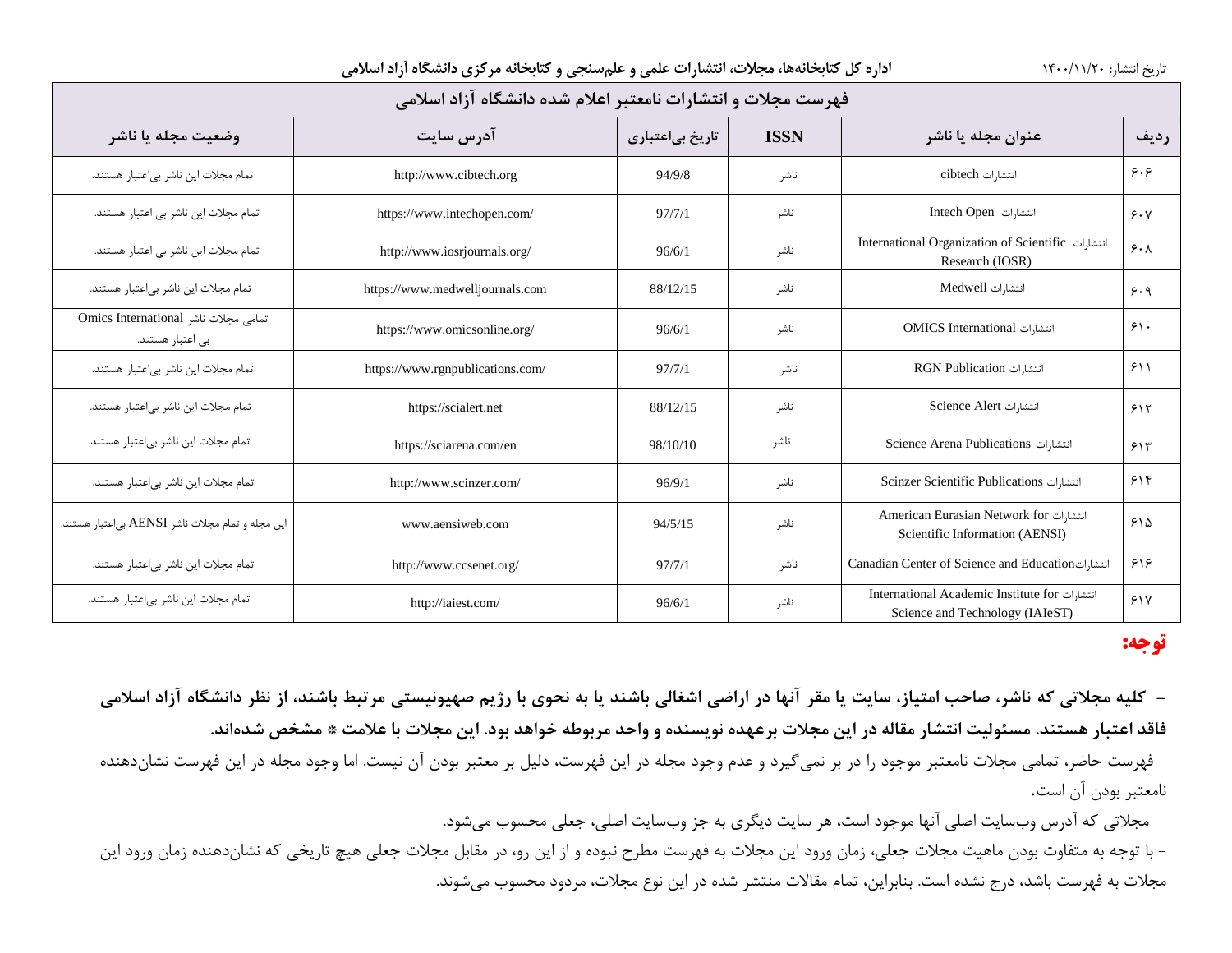**اداره کل کتابخانه‌ها، مجلات، انتشارات علمی و علم‌سنجی و کتابخانه مرکزی دانشگاه آزاد اسلامی**

تاریخ انتشار: ۱۴۰۰/۱۱/۲۰

| فهرست مجلات و انتشارات نامعتبر اعلام شده دانشگاه آزاد اسلامی | | | | | |
|---|---|---|---|---|---|
| ردیف | عنوان مجله یا ناشر | ISSN | تاریخ بی‌اعتباری | آدرس سایت | وضعیت مجله یا ناشر |
| ۶۰۶ | انتشارات cibtech | ناشر | 94/9/8 | http://www.cibtech.org | تمام مجلات این ناشر بی‌اعتبار هستند. |
| ۶۰۷ | انتشارات Intech Open | ناشر | 97/7/1 | https://www.intechopen.com/ | تمام مجلات این ناشر بی اعتبار هستند. |
| ۶۰۸ | انتشارات International Organization of Scientific Research (IOSR) | ناشر | 96/6/1 | http://www.iosrjournals.org/ | تمام مجلات این ناشر بی اعتبار هستند. |
| ۶۰۹ | انتشارات Medwell | ناشر | 88/12/15 | https://www.medwelljournals.com | تمام مجلات این ناشر بی‌اعتبار هستند. |
| ۶۱۰ | انتشارات OMICS International | ناشر | 96/6/1 | https://www.omicsonline.org/ | تمامی مجلات ناشر Omics International بی اعتبار هستند. |
| ۶۱۱ | انتشارات RGN Publication | ناشر | 97/7/1 | https://www.rgnpublications.com/ | تمام مجلات این ناشر بی‌اعتبار هستند. |
| ۶۱۲ | انتشارات Science Alert | ناشر | 88/12/15 | https://scialert.net | تمام مجلات این ناشر بی‌اعتبار هستند. |
| ۶۱۳ | انتشارات Science Arena Publications | ناشر | 98/10/10 | https://sciarena.com/en | تمام مجلات این ناشر بی‌اعتبار هستند. |
| ۶۱۴ | انتشارات Scinzer Scientific Publications | ناشر | 96/9/1 | http://www.scinzer.com/ | تمام مجلات این ناشر بی‌اعتبار هستند. |
| ۶۱۵ | انتشارات American Eurasian Network for Scientific Information (AENSI) | ناشر | 94/5/15 | www.aensiweb.com | این مجله و تمام مجلات ناشر AENSI بی‌اعتبار هستند. |
| ۶۱۶ | انتشارات Canadian Center of Science and Education | ناشر | 97/7/1 | http://www.ccsenet.org/ | تمام مجلات این ناشر بی‌اعتبار هستند. |
| ۶۱۷ | انتشارات International Academic Institute for Science and Technology (IAIeST) | ناشر | 96/6/1 | http://iaiest.com/ | تمام مجلات این ناشر بی‌اعتبار هستند. |

**توجه:**

**- کلیه مجلاتی که ناشر، صاحب امتیاز، سایت یا مقر آنها در اراضی اشغالی باشند یا به نحوی با رژیم صهیونیستی مرتبط باشند، از نظر دانشگاه آزاد اسلامی فاقد اعتبار هستند. مسئولیت انتشار مقاله در این مجلات برعهده نویسنده و واحد مربوطه خواهد بود. این مجلات با علامت ❄ مشخص شده‌اند.**

- فهرست حاضر، تمامی مجلات نامعتبر موجود را در بر نمی‌گیرد و عدم وجود مجله در این فهرست، دلیل بر معتبر بودن آن نیست. اما وجود مجله در این فهرست نشان‌دهنده نامعتبر بودن آن است.

- مجلاتی که آدرس وب‌سایت اصلی آنها موجود است، هر سایت دیگری به جز وب‌سایت اصلی، جعلی محسوب می‌شود.

- با توجه به متفاوت بودن ماهیت مجلات جعلی، زمان ورود این مجلات به فهرست مطرح نبوده و از این رو، در مقابل مجلات جعلی هیچ تاریخی که نشان‌دهنده زمان ورود این مجلات به فهرست باشد، درج نشده است. بنابراین، تمام مقالات منتشر شده در این نوع مجلات، مردود محسوب می‌شوند.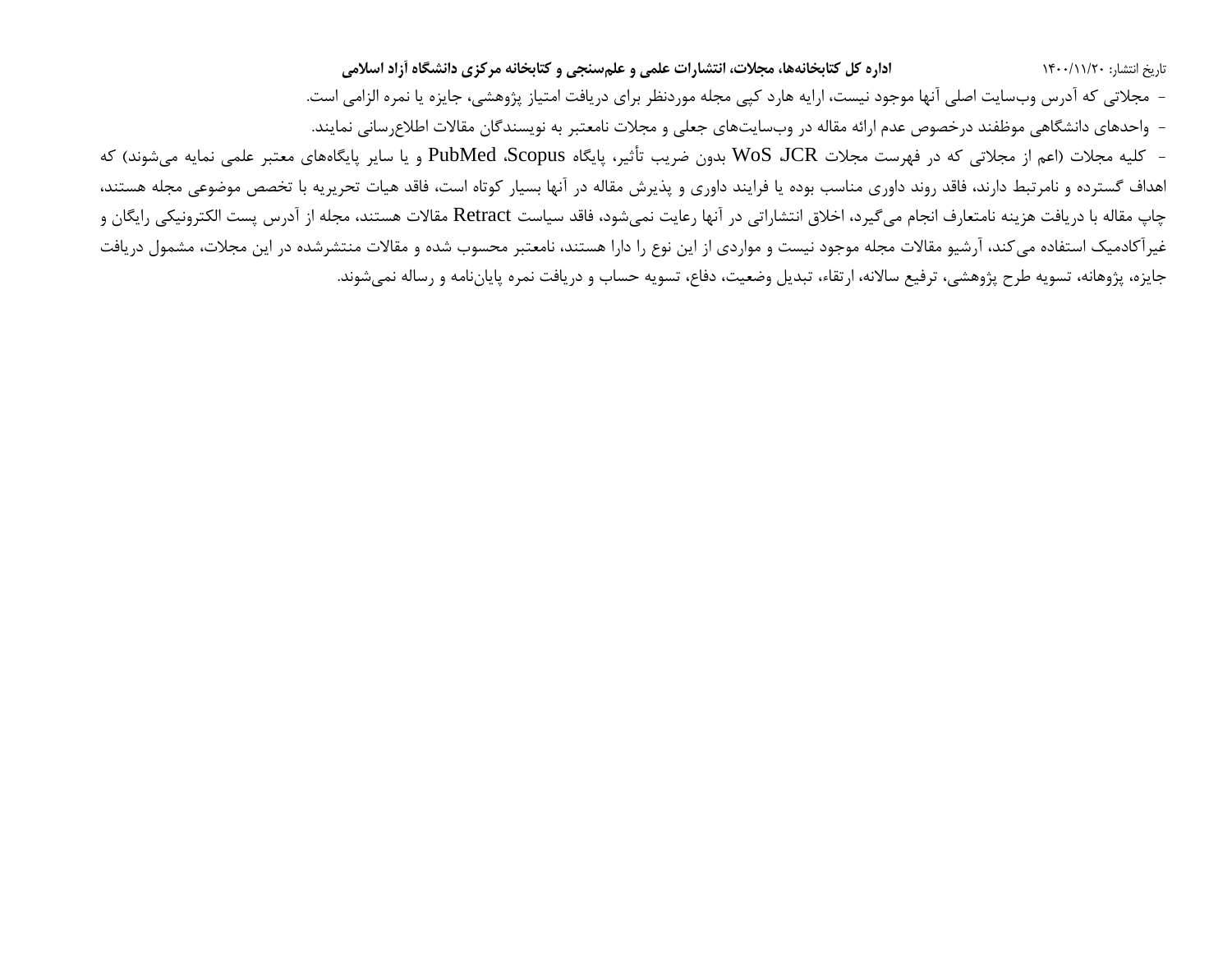- مجلاتی که آدرس وب‌سایت اصلی آنها موجود نیست، ارایه هارد کپی مجله موردنظر برای دریافت امتیاز پژوهشی، جایزه یا نمره الزامی است.

- واحدهای دانشگاهی موظفند درخصوص عدم ارائه مقاله در وب‌سایت‌های جعلی و مجلات نامعتبر به نویسندگان مقالات اطلاع‌رسانی نمایند.

- کلیه مجلات (اعم از مجلاتی که در فهرست مجلات WoS JCR بدون ضریب تأثیر، پایگاه PubMed ،Scopus و یا سایر پایگاه‌های معتبر علمی نمایه می‌شوند) که اهداف گسترده و نامرتبط دارند، فاقد روند داوری مناسب بوده یا فرایند داوری و پذیرش مقاله در آنها بسیار کوتاه است، فاقد هیات تحریریه با تخصص موضوعی مجله هستند، چاپ مقاله با دریافت هزینه نامتعارف انجام می‌گیرد، اخلاق انتشاراتی در آنها رعایت نمی‌شود، فاقد سیاست Retract مقالات هستند، مجله از آدرس پست الکترونیکی رایگان و غیرآکادمیک استفاده می‌کند، آرشیو مقالات مجله موجود نیست و مواردی از این نوع را دارا هستند، نامعتبر محسوب شده و مقالات منتشرشده در این مجلات، مشمول دریافت جایزه، پژوهانه، تسویه طرح پژوهشی، ترفیع سالانه، ارتقاء، تبدیل وضعیت، دفاع، تسویه حساب و دریافت نمره پایان‌نامه و رساله نمی‌شوند.